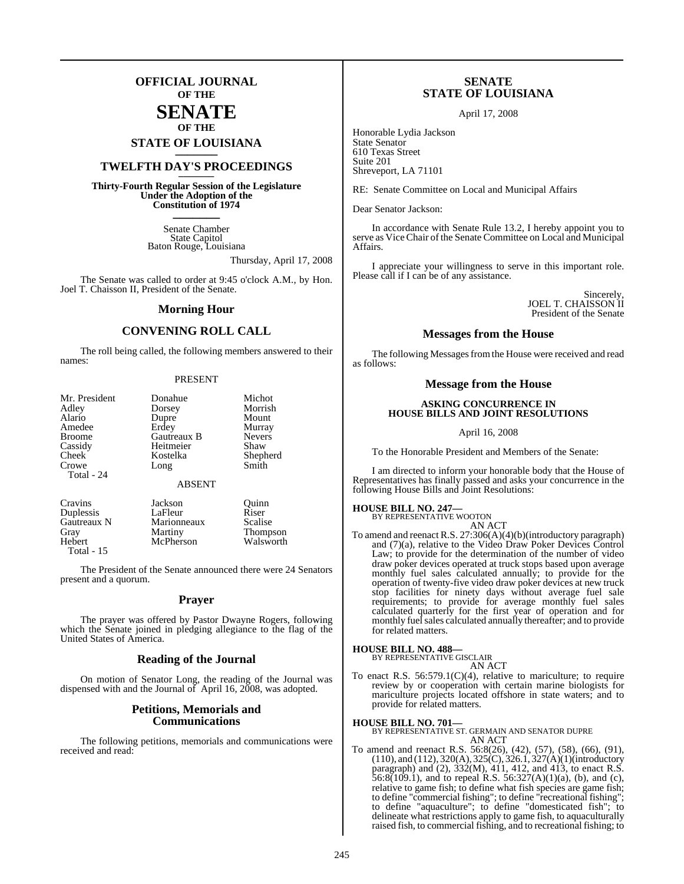# OFFICIAL JOURNAL OF THE SENATE OF THE STATE OF LOUISIANA

## TWELFTH DAY'S PROCEEDINGS

**Thirty-Fourth Regular Session of the Legislature Under the Adoption of the Constitution of 1974**

Senate Chamber
State Capitol
Baton Rouge, Louisiana

Thursday, April 17, 2008

The Senate was called to order at 9:45 o'clock A.M., by Hon. Joel T. Chaisson II, President of the Senate.

## Morning Hour

## CONVENING ROLL CALL

The roll being called, the following members answered to their names:

PRESENT

| | | |
|---|---|---|
| Mr. President | Donahue | Michot |
| Adley | Dorsey | Morrish |
| Alario | Dupre | Mount |
| Amedee | Erdey | Murray |
| Broome | Gautreaux B | Nevers |
| Cassidy | Heitmeier | Shaw |
| Cheek | Kostelka | Shepherd |
| Crowe | Long | Smith |
| Total - 24 | | |

ABSENT

| | | |
|---|---|---|
| Cravins | Jackson | Quinn |
| Duplessis | LaFleur | Riser |
| Gautreaux N | Marionneaux | Scalise |
| Gray | Martiny | Thompson |
| Hebert | McPherson | Walsworth |
| Total - 15 | | |

The President of the Senate announced there were 24 Senators present and a quorum.

## Prayer

The prayer was offered by Pastor Dwayne Rogers, following which the Senate joined in pledging allegiance to the flag of the United States of America.

## Reading of the Journal

On motion of Senator Long, the reading of the Journal was dispensed with and the Journal of April 16, 2008, was adopted.

## Petitions, Memorials and Communications

The following petitions, memorials and communications were received and read:

**SENATE STATE OF LOUISIANA**

April 17, 2008

Honorable Lydia Jackson
State Senator
610 Texas Street
Suite 201
Shreveport, LA 71101

RE: Senate Committee on Local and Municipal Affairs

Dear Senator Jackson:

In accordance with Senate Rule 13.2, I hereby appoint you to serve as Vice Chair of the Senate Committee on Local and Municipal Affairs.

I appreciate your willingness to serve in this important role. Please call if I can be of any assistance.

Sincerely,
JOEL T. CHAISSON II
President of the Senate

## Messages from the House

The following Messages from the House were received and read as follows:

## Message from the House

**ASKING CONCURRENCE IN HOUSE BILLS AND JOINT RESOLUTIONS**

April 16, 2008

To the Honorable President and Members of the Senate:

I am directed to inform your honorable body that the House of Representatives has finally passed and asks your concurrence in the following House Bills and Joint Resolutions:

**HOUSE BILL NO. 247—**
BY REPRESENTATIVE WOOTON
AN ACT

To amend and reenact R.S. 27:306(A)(4)(b)(introductory paragraph) and (7)(a), relative to the Video Draw Poker Devices Control Law; to provide for the determination of the number of video draw poker devices operated at truck stops based upon average monthly fuel sales calculated annually; to provide for the operation of twenty-five video draw poker devices at new truck stop facilities for ninety days without average fuel sale requirements; to provide for average monthly fuel sales calculated quarterly for the first year of operation and for monthly fuel sales calculated annually thereafter; and to provide for related matters.

**HOUSE BILL NO. 488—**
BY REPRESENTATIVE GISCLAIR
AN ACT

To enact R.S. 56:579.1(C)(4), relative to mariculture; to require review by or cooperation with certain marine biologists for mariculture projects located offshore in state waters; and to provide for related matters.

**HOUSE BILL NO. 701—**
BY REPRESENTATIVE ST. GERMAIN AND SENATOR DUPRE
AN ACT

To amend and reenact R.S. 56:8(26), (42), (57), (58), (66), (91), (110), and (112), 320(A), 325(C), 326.1, 327(A)(1)(introductory paragraph) and (2), 332(M), 411, 412, and 413, to enact R.S. 56:8(109.1), and to repeal R.S. 56:327(A)(1)(a), (b), and (c), relative to game fish; to define what fish species are game fish; to define "commercial fishing"; to define "recreational fishing"; to define "aquaculture"; to define "domesticated fish"; to delineate what restrictions apply to game fish, to aquaculturally raised fish, to commercial fishing, and to recreational fishing; to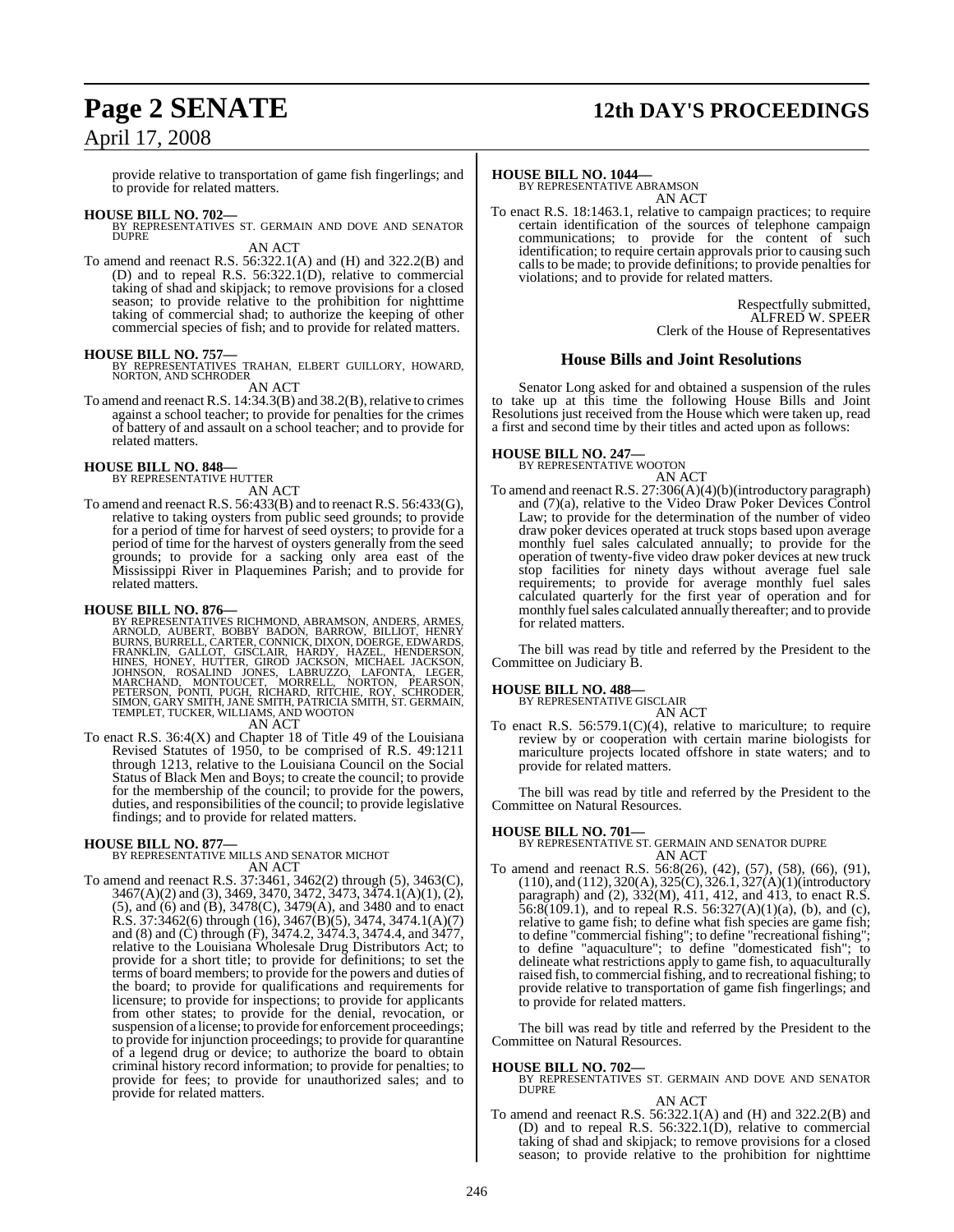provide relative to transportation of game fish fingerlings; and to provide for related matters.

**HOUSE BILL NO. 702—**
BY REPRESENTATIVES ST. GERMAIN AND DOVE AND SENATOR DUPRE
AN ACT

To amend and reenact R.S. 56:322.1(A) and (H) and 322.2(B) and (D) and to repeal R.S. 56:322.1(D), relative to commercial taking of shad and skipjack; to remove provisions for a closed season; to provide relative to the prohibition for nighttime taking of commercial shad; to authorize the keeping of other commercial species of fish; and to provide for related matters.

**HOUSE BILL NO. 757—**
BY REPRESENTATIVES TRAHAN, ELBERT GUILLORY, HOWARD, NORTON, AND SCHRODER
AN ACT

To amend and reenact R.S. 14:34.3(B) and 38.2(B), relative to crimes against a school teacher; to provide for penalties for the crimes of battery of and assault on a school teacher; and to provide for related matters.

**HOUSE BILL NO. 848—**
BY REPRESENTATIVE HUTTER
AN ACT

To amend and reenact R.S. 56:433(B) and to reenact R.S. 56:433(G), relative to taking oysters from public seed grounds; to provide for a period of time for harvest of seed oysters; to provide for a period of time for the harvest of oysters generally from the seed grounds; to provide for a sacking only area east of the Mississippi River in Plaquemines Parish; and to provide for related matters.

**HOUSE BILL NO. 876—**
BY REPRESENTATIVES RICHMOND, ABRAMSON, ANDERS, ARMES, ARNOLD, AUBERT, BOBBY BADON, BARROW, BILLIOT, HENRY BURNS, BURRELL, CARTER, CONNICK, DIXON, DOERGE, EDWARDS, FRANKLIN, GALLOT, GISCLAIR, HARDY, HAZEL, HENDERSON, HINES, HONEY, HUTTER, GIROD JACKSON, MICHAEL JACKSON, JOHNSON, ROSALIND JONES, LABRUZZO, LAFONTA, LEGER, MARCHAND, MONTOUCET, MORRELL, NORTON, PEARSON, PETERSON, PONTI, PUGH, RICHARD, RITCHIE, ROY, SCHRODER, SIMON, GARY SMITH, JANE SMITH, PATRICIA SMITH, ST. GERMAIN, TEMPLET, TUCKER, WILLIAMS, AND WOOTON
AN ACT

To enact R.S. 36:4(X) and Chapter 18 of Title 49 of the Louisiana Revised Statutes of 1950, to be comprised of R.S. 49:1211 through 1213, relative to the Louisiana Council on the Social Status of Black Men and Boys; to create the council; to provide for the membership of the council; to provide for the powers, duties, and responsibilities of the council; to provide legislative findings; and to provide for related matters.

**HOUSE BILL NO. 877—**
BY REPRESENTATIVE MILLS AND SENATOR MICHOT
AN ACT

To amend and reenact R.S. 37:3461, 3462(2) through (5), 3463(C), 3467(A)(2) and (3), 3469, 3470, 3472, 3473, 3474.1(A)(1), (2), (5), and (6) and (B), 3478(C), 3479(A), and 3480 and to enact R.S. 37:3462(6) through (16), 3467(B)(5), 3474, 3474.1(A)(7) and (8) and (C) through (F), 3474.2, 3474.3, 3474.4, and 3477, relative to the Louisiana Wholesale Drug Distributors Act; to provide for a short title; to provide for definitions; to set the terms of board members; to provide for the powers and duties of the board; to provide for qualifications and requirements for licensure; to provide for inspections; to provide for applicants from other states; to provide for the denial, revocation, or suspension of a license; to provide for enforcement proceedings; to provide for injunction proceedings; to provide for quarantine of a legend drug or device; to authorize the board to obtain criminal history record information; to provide for penalties; to provide for fees; to provide for unauthorized sales; and to provide for related matters.

**HOUSE BILL NO. 1044—**
BY REPRESENTATIVE ABRAMSON
AN ACT

To enact R.S. 18:1463.1, relative to campaign practices; to require certain identification of the sources of telephone campaign communications; to provide for the content of such identification; to require certain approvals prior to causing such calls to be made; to provide definitions; to provide penalties for violations; and to provide for related matters.

Respectfully submitted,
ALFRED W. SPEER
Clerk of the House of Representatives

## House Bills and Joint Resolutions

Senator Long asked for and obtained a suspension of the rules to take up at this time the following House Bills and Joint Resolutions just received from the House which were taken up, read a first and second time by their titles and acted upon as follows:

**HOUSE BILL NO. 247—**
BY REPRESENTATIVE WOOTON
AN ACT

To amend and reenact R.S. 27:306(A)(4)(b)(introductory paragraph) and (7)(a), relative to the Video Draw Poker Devices Control Law; to provide for the determination of the number of video draw poker devices operated at truck stops based upon average monthly fuel sales calculated annually; to provide for the operation of twenty-five video draw poker devices at new truck stop facilities for ninety days without average fuel sale requirements; to provide for average monthly fuel sales calculated quarterly for the first year of operation and for monthly fuel sales calculated annually thereafter; and to provide for related matters.

The bill was read by title and referred by the President to the Committee on Judiciary B.

**HOUSE BILL NO. 488—**
BY REPRESENTATIVE GISCLAIR
AN ACT

To enact R.S. 56:579.1(C)(4), relative to mariculture; to require review by or cooperation with certain marine biologists for mariculture projects located offshore in state waters; and to provide for related matters.

The bill was read by title and referred by the President to the Committee on Natural Resources.

**HOUSE BILL NO. 701—**
BY REPRESENTATIVE ST. GERMAIN AND SENATOR DUPRE
AN ACT

To amend and reenact R.S. 56:8(26), (42), (57), (58), (66), (91), (110), and (112), 320(A), 325(C), 326.1, 327(A)(1)(introductory paragraph) and (2), 332(M), 411, 412, and 413, to enact R.S. 56:8(109.1), and to repeal R.S. 56:327(A)(1)(a), (b), and (c), relative to game fish; to define what fish species are game fish; to define "commercial fishing"; to define "recreational fishing"; to define "aquaculture"; to define "domesticated fish"; to delineate what restrictions apply to game fish, to aquaculturally raised fish, to commercial fishing, and to recreational fishing; to provide relative to transportation of game fish fingerlings; and to provide for related matters.

The bill was read by title and referred by the President to the Committee on Natural Resources.

**HOUSE BILL NO. 702—**
BY REPRESENTATIVES ST. GERMAIN AND DOVE AND SENATOR DUPRE
AN ACT

To amend and reenact R.S. 56:322.1(A) and (H) and 322.2(B) and (D) and to repeal R.S. 56:322.1(D), relative to commercial taking of shad and skipjack; to remove provisions for a closed season; to provide relative to the prohibition for nighttime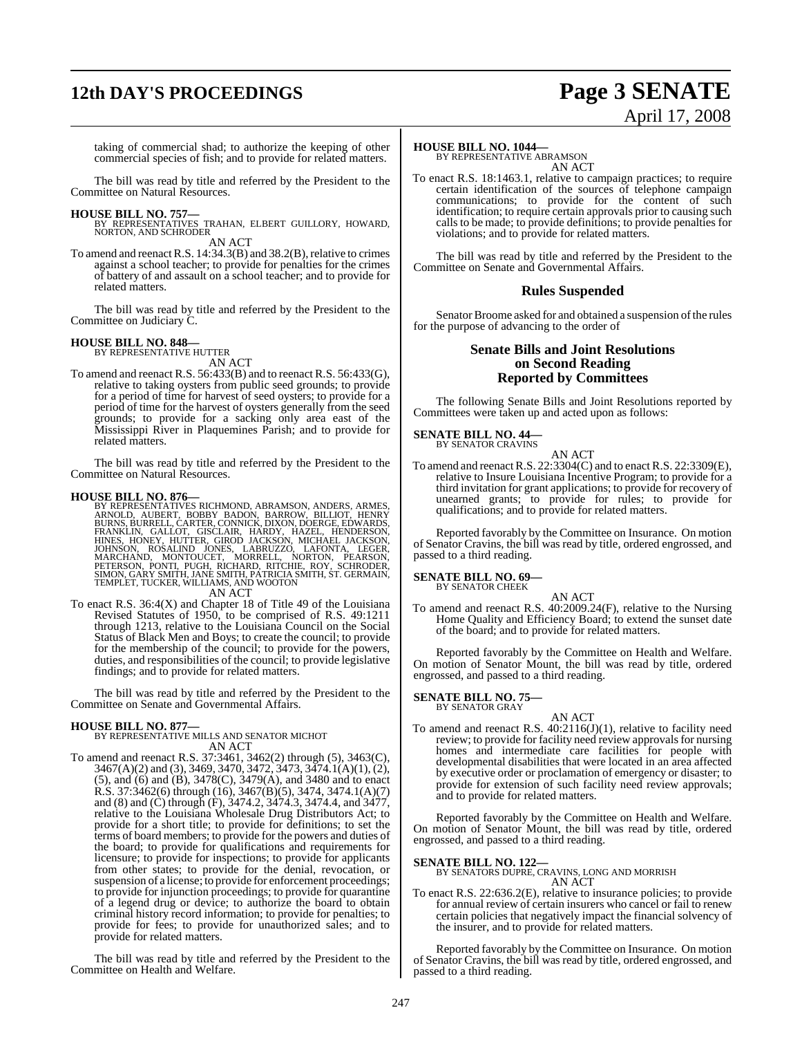taking of commercial shad; to authorize the keeping of other commercial species of fish; and to provide for related matters.

The bill was read by title and referred by the President to the Committee on Natural Resources.

**HOUSE BILL NO. 757—**
BY REPRESENTATIVES TRAHAN, ELBERT GUILLORY, HOWARD, NORTON, AND SCHRODER
AN ACT

To amend and reenact R.S. 14:34.3(B) and 38.2(B), relative to crimes against a school teacher; to provide for penalties for the crimes of battery of and assault on a school teacher; and to provide for related matters.

The bill was read by title and referred by the President to the Committee on Judiciary C.

**HOUSE BILL NO. 848—**
BY REPRESENTATIVE HUTTER
AN ACT

To amend and reenact R.S. 56:433(B) and to reenact R.S. 56:433(G), relative to taking oysters from public seed grounds; to provide for a period of time for harvest of seed oysters; to provide for a period of time for the harvest of oysters generally from the seed grounds; to provide for a sacking only area east of the Mississippi River in Plaquemines Parish; and to provide for related matters.

The bill was read by title and referred by the President to the Committee on Natural Resources.

**HOUSE BILL NO. 876—**
BY REPRESENTATIVES RICHMOND, ABRAMSON, ANDERS, ARMES, ARNOLD, AUBERT, BOBBY BADON, BARROW, BILLIOT, HENRY BURNS, BURRELL, CARTER, CONNICK, DIXON, DOERGE, EDWARDS, FRANKLIN, GALLOT, GISCLAIR, HARDY, HAZEL, HENDERSON, HINES, HONEY, HUTTER, GIROD JACKSON, MICHAEL JACKSON, JOHNSON, ROSALIND JONES, LABRUZZO, LAFONTA, LEGER, MARCHAND, MONTOUCET, MORRELL, NORTON, PEARSON, PETERSON, PONTI, PUGH, RICHARD, RITCHIE, ROY, SCHRODER, SIMON, GARY SMITH, JANE SMITH, PATRICIA SMITH, ST. GERMAIN, TEMPLET, TUCKER, WILLIAMS, AND WOOTON
AN ACT

To enact R.S. 36:4(X) and Chapter 18 of Title 49 of the Louisiana Revised Statutes of 1950, to be comprised of R.S. 49:1211 through 1213, relative to the Louisiana Council on the Social Status of Black Men and Boys; to create the council; to provide for the membership of the council; to provide for the powers, duties, and responsibilities of the council; to provide legislative findings; and to provide for related matters.

The bill was read by title and referred by the President to the Committee on Senate and Governmental Affairs.

**HOUSE BILL NO. 877—**
BY REPRESENTATIVE MILLS AND SENATOR MICHOT
AN ACT

To amend and reenact R.S. 37:3461, 3462(2) through (5), 3463(C), 3467(A)(2) and (3), 3469, 3470, 3472, 3473, 3474.1(A)(1), (2), (5), and (6) and (B), 3478(C), 3479(A), and 3480 and to enact R.S. 37:3462(6) through (16), 3467(B)(5), 3474, 3474.1(A)(7) and (8) and (C) through (F), 3474.2, 3474.3, 3474.4, and 3477, relative to the Louisiana Wholesale Drug Distributors Act; to provide for a short title; to provide for definitions; to set the terms of board members; to provide for the powers and duties of the board; to provide for qualifications and requirements for licensure; to provide for inspections; to provide for applicants from other states; to provide for the denial, revocation, or suspension of a license; to provide for enforcement proceedings; to provide for injunction proceedings; to provide for quarantine of a legend drug or device; to authorize the board to obtain criminal history record information; to provide for penalties; to provide for fees; to provide for unauthorized sales; and to provide for related matters.

The bill was read by title and referred by the President to the Committee on Health and Welfare.

**HOUSE BILL NO. 1044—**
BY REPRESENTATIVE ABRAMSON
AN ACT

To enact R.S. 18:1463.1, relative to campaign practices; to require certain identification of the sources of telephone campaign communications; to provide for the content of such identification; to require certain approvals prior to causing such calls to be made; to provide definitions; to provide penalties for violations; and to provide for related matters.

The bill was read by title and referred by the President to the Committee on Senate and Governmental Affairs.

## Rules Suspended

Senator Broome asked for and obtained a suspension of the rules for the purpose of advancing to the order of

## Senate Bills and Joint Resolutions on Second Reading Reported by Committees

The following Senate Bills and Joint Resolutions reported by Committees were taken up and acted upon as follows:

**SENATE BILL NO. 44—**
BY SENATOR CRAVINS
AN ACT

To amend and reenact R.S. 22:3304(C) and to enact R.S. 22:3309(E), relative to Insure Louisiana Incentive Program; to provide for a third invitation for grant applications; to provide for recovery of unearned grants; to provide for rules; to provide for qualifications; and to provide for related matters.

Reported favorably by the Committee on Insurance. On motion of Senator Cravins, the bill was read by title, ordered engrossed, and passed to a third reading.

**SENATE BILL NO. 69—**
BY SENATOR CHEEK
AN ACT

To amend and reenact R.S. 40:2009.24(F), relative to the Nursing Home Quality and Efficiency Board; to extend the sunset date of the board; and to provide for related matters.

Reported favorably by the Committee on Health and Welfare. On motion of Senator Mount, the bill was read by title, ordered engrossed, and passed to a third reading.

**SENATE BILL NO. 75—**
BY SENATOR GRAY
AN ACT

To amend and reenact R.S. 40:2116(J)(1), relative to facility need review; to provide for facility need review approvals for nursing homes and intermediate care facilities for people with developmental disabilities that were located in an area affected by executive order or proclamation of emergency or disaster; to provide for extension of such facility need review approvals; and to provide for related matters.

Reported favorably by the Committee on Health and Welfare. On motion of Senator Mount, the bill was read by title, ordered engrossed, and passed to a third reading.

**SENATE BILL NO. 122—**
BY SENATORS DUPRE, CRAVINS, LONG AND MORRISH
AN ACT

To enact R.S. 22:636.2(E), relative to insurance policies; to provide for annual review of certain insurers who cancel or fail to renew certain policies that negatively impact the financial solvency of the insurer, and to provide for related matters.

Reported favorably by the Committee on Insurance. On motion of Senator Cravins, the bill was read by title, ordered engrossed, and passed to a third reading.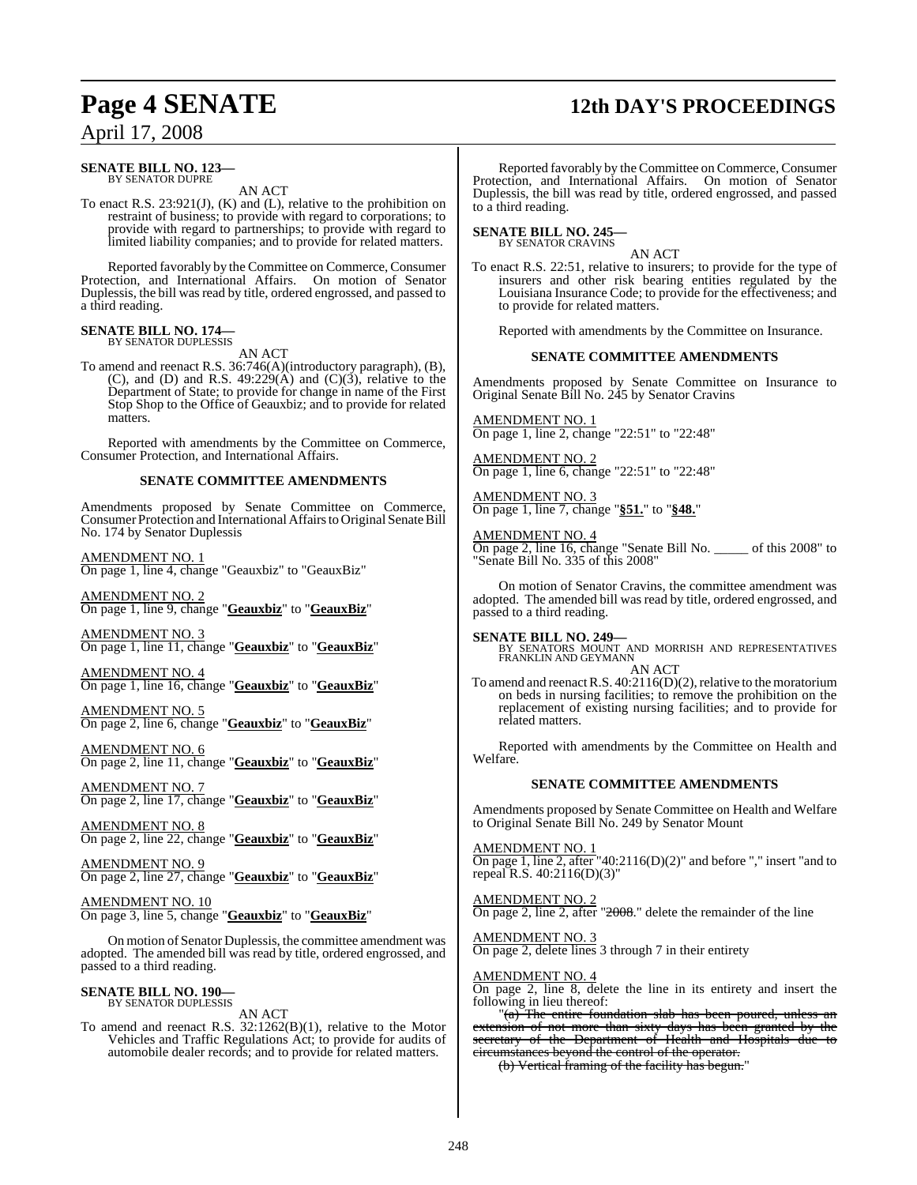**SENATE BILL NO. 123—**
BY SENATOR DUPRE

AN ACT

To enact R.S. 23:921(J), (K) and (L), relative to the prohibition on restraint of business; to provide with regard to corporations; to provide with regard to partnerships; to provide with regard to limited liability companies; and to provide for related matters.

Reported favorably by the Committee on Commerce, Consumer Protection, and International Affairs. On motion of Senator Duplessis, the bill was read by title, ordered engrossed, and passed to a third reading.

**SENATE BILL NO. 174—**
BY SENATOR DUPLESSIS

AN ACT

To amend and reenact R.S. 36:746(A)(introductory paragraph), (B), (C), and (D) and R.S. 49:229(A) and (C)(3), relative to the Department of State; to provide for change in name of the First Stop Shop to the Office of Geauxbiz; and to provide for related matters.

Reported with amendments by the Committee on Commerce, Consumer Protection, and International Affairs.

### SENATE COMMITTEE AMENDMENTS

Amendments proposed by Senate Committee on Commerce, Consumer Protection and International Affairs to Original Senate Bill No. 174 by Senator Duplessis

AMENDMENT NO. 1
On page 1, line 4, change "Geauxbiz" to "GeauxBiz"

AMENDMENT NO. 2
On page 1, line 9, change "**Geauxbiz**" to "**GeauxBiz**"

AMENDMENT NO. 3
On page 1, line 11, change "**Geauxbiz**" to "**GeauxBiz**"

AMENDMENT NO. 4
On page 1, line 16, change "**Geauxbiz**" to "**GeauxBiz**"

AMENDMENT NO. 5
On page 2, line 6, change "**Geauxbiz**" to "**GeauxBiz**"

AMENDMENT NO. 6
On page 2, line 11, change "**Geauxbiz**" to "**GeauxBiz**"

AMENDMENT NO. 7
On page 2, line 17, change "**Geauxbiz**" to "**GeauxBiz**"

AMENDMENT NO. 8
On page 2, line 22, change "**Geauxbiz**" to "**GeauxBiz**"

AMENDMENT NO. 9
On page 2, line 27, change "**Geauxbiz**" to "**GeauxBiz**"

AMENDMENT NO. 10
On page 3, line 5, change "**Geauxbiz**" to "**GeauxBiz**"

On motion of Senator Duplessis, the committee amendment was adopted. The amended bill was read by title, ordered engrossed, and passed to a third reading.

**SENATE BILL NO. 190—**
BY SENATOR DUPLESSIS

AN ACT

To amend and reenact R.S. 32:1262(B)(1), relative to the Motor Vehicles and Traffic Regulations Act; to provide for audits of automobile dealer records; and to provide for related matters.

Reported favorably by the Committee on Commerce, Consumer Protection, and International Affairs. On motion of Senator Duplessis, the bill was read by title, ordered engrossed, and passed to a third reading.

**SENATE BILL NO. 245—**
BY SENATOR CRAVINS

AN ACT

To enact R.S. 22:51, relative to insurers; to provide for the type of insurers and other risk bearing entities regulated by the Louisiana Insurance Code; to provide for the effectiveness; and to provide for related matters.

Reported with amendments by the Committee on Insurance.

### SENATE COMMITTEE AMENDMENTS

Amendments proposed by Senate Committee on Insurance to Original Senate Bill No. 245 by Senator Cravins

AMENDMENT NO. 1
On page 1, line 2, change "22:51" to "22:48"

AMENDMENT NO. 2
On page 1, line 6, change "22:51" to "22:48"

AMENDMENT NO. 3
On page 1, line 7, change "**§51.**" to "**§48.**"

AMENDMENT NO. 4
On page 2, line 16, change "Senate Bill No. _____ of this 2008" to "Senate Bill No. 335 of this 2008"

On motion of Senator Cravins, the committee amendment was adopted. The amended bill was read by title, ordered engrossed, and passed to a third reading.

**SENATE BILL NO. 249—**
BY SENATORS MOUNT AND MORRISH AND REPRESENTATIVES FRANKLIN AND GEYMANN

AN ACT

To amend and reenact R.S. 40:2116(D)(2), relative to the moratorium on beds in nursing facilities; to remove the prohibition on the replacement of existing nursing facilities; and to provide for related matters.

Reported with amendments by the Committee on Health and Welfare.

### SENATE COMMITTEE AMENDMENTS

Amendments proposed by Senate Committee on Health and Welfare to Original Senate Bill No. 249 by Senator Mount

AMENDMENT NO. 1
On page 1, line 2, after "40:2116(D)(2)" and before "," insert "and to repeal R.S. 40:2116(D)(3)"

AMENDMENT NO. 2
On page 2, line 2, after "~~2008~~." delete the remainder of the line

AMENDMENT NO. 3
On page 2, delete lines 3 through 7 in their entirety

AMENDMENT NO. 4
On page 2, line 8, delete the line in its entirety and insert the following in lieu thereof:

"~~(a) The entire foundation slab has been poured, unless an extension of not more than sixty days has been granted by the secretary of the Department of Health and Hospitals due to circumstances beyond the control of the operator.~~

~~(b) Vertical framing of the facility has begun.~~"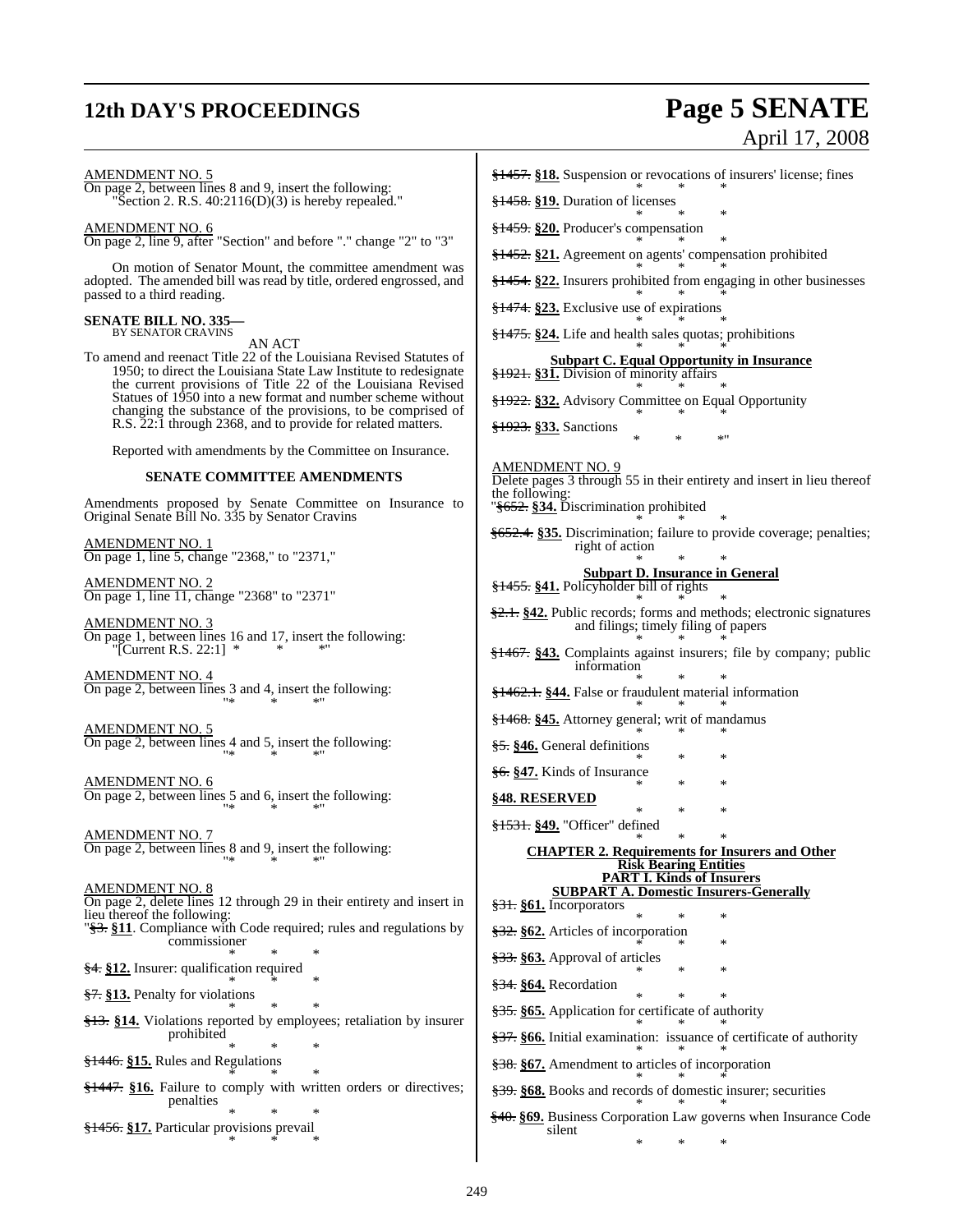AMENDMENT NO. 5
On page 2, between lines 8 and 9, insert the following:
"Section 2. R.S. 40:2116(D)(3) is hereby repealed."

AMENDMENT NO. 6
On page 2, line 9, after "Section" and before "." change "2" to "3"

On motion of Senator Mount, the committee amendment was adopted. The amended bill was read by title, ordered engrossed, and passed to a third reading.

**SENATE BILL NO. 335—**
BY SENATOR CRAVINS

AN ACT

To amend and reenact Title 22 of the Louisiana Revised Statutes of 1950; to direct the Louisiana State Law Institute to redesignate the current provisions of Title 22 of the Louisiana Revised Statutes of 1950 into a new format and number scheme without changing the substance of the provisions, to be comprised of R.S. 22:1 through 2368, and to provide for related matters.

Reported with amendments by the Committee on Insurance.

**SENATE COMMITTEE AMENDMENTS**

Amendments proposed by Senate Committee on Insurance to Original Senate Bill No. 335 by Senator Cravins

AMENDMENT NO. 1
On page 1, line 5, change "2368," to "2371,"

AMENDMENT NO. 2
On page 1, line 11, change "2368" to "2371"

AMENDMENT NO. 3
On page 1, between lines 16 and 17, insert the following:
"[Current R.S. 22:1] * * *"

AMENDMENT NO. 4
On page 2, between lines 3 and 4, insert the following:
"* * *"

AMENDMENT NO. 5
On page 2, between lines 4 and 5, insert the following:
"* * *"

AMENDMENT NO. 6
On page 2, between lines 5 and 6, insert the following:
"* * *"

AMENDMENT NO. 7
On page 2, between lines 8 and 9, insert the following:
"* * *"

AMENDMENT NO. 8
On page 2, delete lines 12 through 29 in their entirety and insert in lieu thereof the following:
"~~§3.~~ **§11**. Compliance with Code required; rules and regulations by commissioner
* * *

~~§4.~~ **§12.** Insurer: qualification required
* * *

~~§7.~~ **§13.** Penalty for violations
* * *

~~§13.~~ **§14.** Violations reported by employees; retaliation by insurer prohibited
* * *

~~§1446.~~ **§15.** Rules and Regulations
* * *

~~§1447.~~ **§16.** Failure to comply with written orders or directives; penalties
* * *

~~§1456.~~ **§17.** Particular provisions prevail
* * *

~~§1457.~~ **§18.** Suspension or revocations of insurers' license; fines
* * *

~~§1458.~~ **§19.** Duration of licenses
* * *

~~§1459.~~ **§20.** Producer's compensation
* * *

~~§1452.~~ **§21.** Agreement on agents' compensation prohibited
* * *

~~§1454.~~ **§22.** Insurers prohibited from engaging in other businesses
* * *

~~§1474.~~ **§23.** Exclusive use of expirations
* * *

~~§1475.~~ **§24.** Life and health sales quotas; prohibitions
* * *

**Subpart C. Equal Opportunity in Insurance**

~~§1921.~~ **§31.** Division of minority affairs
* * *

~~§1922.~~ **§32.** Advisory Committee on Equal Opportunity
* * *

~~§1923.~~ **§33.** Sanctions
* * *"

AMENDMENT NO. 9
Delete pages 3 through 55 in their entirety and insert in lieu thereof the following:
"~~§652.~~ **§34.** Discrimination prohibited
* * *

~~§652.4.~~ **§35.** Discrimination; failure to provide coverage; penalties; right of action
* * *

**Subpart D. Insurance in General**

~~§1455.~~ **§41.** Policyholder bill of rights
* * *

~~§2.1.~~ **§42.** Public records; forms and methods; electronic signatures and filings; timely filing of papers
* * *

~~§1467.~~ **§43.** Complaints against insurers; file by company; public information
* * *

~~§1462.1.~~ **§44.** False or fraudulent material information
* * *

~~§1468.~~ **§45.** Attorney general; writ of mandamus
* * *

~~§5.~~ **§46.** General definitions
* * *

~~§6.~~ **§47.** Kinds of Insurance
* * *

**§48. RESERVED**
* * *

~~§1531.~~ **§49.** "Officer" defined
* * *

**CHAPTER 2. Requirements for Insurers and Other Risk Bearing Entities**
**PART I. Kinds of Insurers**
**SUBPART A. Domestic Insurers-Generally**

~~§31.~~ **§61.** Incorporators
* * *

~~§32.~~ **§62.** Articles of incorporation
* * *

~~§33.~~ **§63.** Approval of articles
* * *

~~§34.~~ **§64.** Recordation
* * *

~~§35.~~ **§65.** Application for certificate of authority
* * *

~~§37.~~ **§66.** Initial examination: issuance of certificate of authority
* * *

~~§38.~~ **§67.** Amendment to articles of incorporation
* * *

~~§39.~~ **§68.** Books and records of domestic insurer; securities
* * *

~~§40.~~ **§69.** Business Corporation Law governs when Insurance Code silent
* * *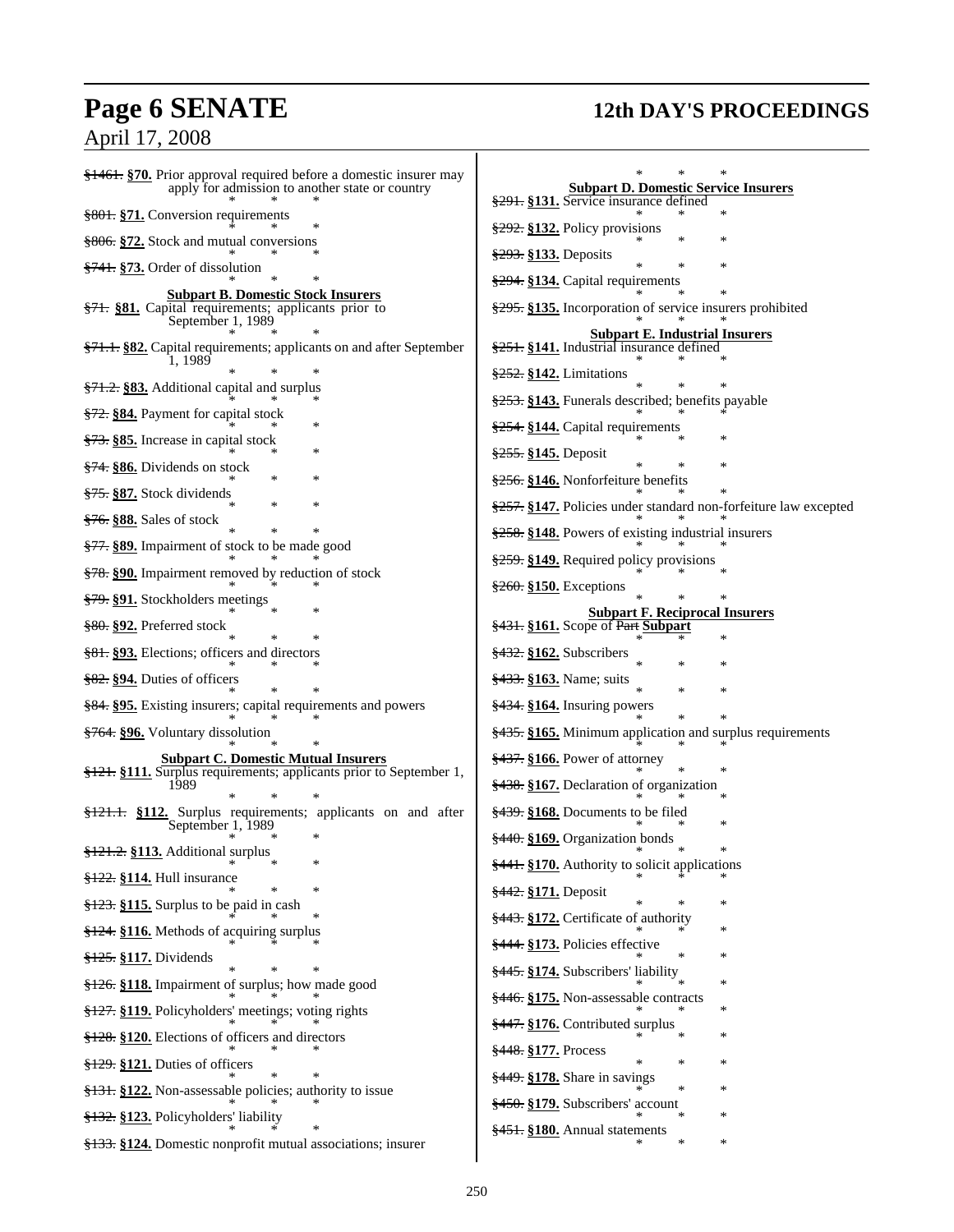~~§1461.~~ **§70.** Prior approval required before a domestic insurer may apply for admission to another state or country

\* \* \*

~~§801.~~ **§71.** Conversion requirements

\* \* \*

~~§806.~~ **§72.** Stock and mutual conversions

\* \* \*

~~§741.~~ **§73.** Order of dissolution

\* \* \*

**Subpart B. Domestic Stock Insurers**

~~§71.~~ **§81.** Capital requirements; applicants prior to September 1, 1989

\* \* \*

~~§71.1.~~ **§82.** Capital requirements; applicants on and after September 1, 1989

\* \* \*

~~§71.2.~~ **§83.** Additional capital and surplus

\* \* \*

~~§72.~~ **§84.** Payment for capital stock

\* \* \*

~~§73.~~ **§85.** Increase in capital stock

\* \* \*

~~§74.~~ **§86.** Dividends on stock

\* \* \*

~~§75.~~ **§87.** Stock dividends

\* \* \*

~~§76.~~ **§88.** Sales of stock

\* \* \*

~~§77.~~ **§89.** Impairment of stock to be made good

\* \* \*

~~§78.~~ **§90.** Impairment removed by reduction of stock

\* \* \*

~~§79.~~ **§91.** Stockholders meetings

\* \* \*

~~§80.~~ **§92.** Preferred stock

\* \* \*

~~§81.~~ **§93.** Elections; officers and directors

\* \* \*

~~§82.~~ **§94.** Duties of officers

\* \* \*

~~§84.~~ **§95.** Existing insurers; capital requirements and powers

\* \* \*

~~§764.~~ **§96.** Voluntary dissolution

\* \* \*

**Subpart C. Domestic Mutual Insurers**

~~§121.~~ **§111.** Surplus requirements; applicants prior to September 1, 1989

\* \* \*

~~§121.1.~~ **§112.** Surplus requirements; applicants on and after September 1, 1989

\* \* \*

~~§121.2.~~ **§113.** Additional surplus

\* \* \*

~~§122.~~ **§114.** Hull insurance

\* \* \*

~~§123.~~ **§115.** Surplus to be paid in cash

\* \* \*

~~§124.~~ **§116.** Methods of acquiring surplus

\* \* \*

~~§125.~~ **§117.** Dividends

\* \* \*

~~§126.~~ **§118.** Impairment of surplus; how made good

\* \* \*

~~§127.~~ **§119.** Policyholders' meetings; voting rights

\* \* \*

~~§128.~~ **§120.** Elections of officers and directors

\* \* \*

~~§129.~~ **§121.** Duties of officers

\* \* \*

~~§131.~~ **§122.** Non-assessable policies; authority to issue

\* \* \*

~~§132.~~ **§123.** Policyholders' liability

\* \* \*

~~§133.~~ **§124.** Domestic nonprofit mutual associations; insurer

\* \* \*

**Subpart D. Domestic Service Insurers**

~~§291.~~ **§131.** Service insurance defined

\* \* \*

~~§292.~~ **§132.** Policy provisions

\* \* \*

~~§293.~~ **§133.** Deposits

\* \* \*

~~§294.~~ **§134.** Capital requirements

\* \* \*

~~§295.~~ **§135.** Incorporation of service insurers prohibited

\* \* \*

**Subpart E. Industrial Insurers**

~~§251.~~ **§141.** Industrial insurance defined

\* \* \*

~~§252.~~ **§142.** Limitations

\* \* \*

~~§253.~~ **§143.** Funerals described; benefits payable

\* \* \*

~~§254.~~ **§144.** Capital requirements

\* \* \*

~~§255.~~ **§145.** Deposit

\* \* \*

~~§256.~~ **§146.** Nonforfeiture benefits

\* \* \*

~~§257.~~ **§147.** Policies under standard non-forfeiture law excepted

\* \* \*

~~§258.~~ **§148.** Powers of existing industrial insurers

\* \* \*

~~§259.~~ **§149.** Required policy provisions

\* \* \*

~~§260.~~ **§150.** Exceptions

\* \* \*

**Subpart F. Reciprocal Insurers**

~~§431.~~ **§161.** Scope of ~~Part~~ **Subpart**

\* \* \*

~~§432.~~ **§162.** Subscribers

\* \* \*

~~§433.~~ **§163.** Name; suits

\* \* \*

~~§434.~~ **§164.** Insuring powers

\* \* \*

~~§435.~~ **§165.** Minimum application and surplus requirements

\* \* \*

~~§437.~~ **§166.** Power of attorney

\* \* \*

~~§438.~~ **§167.** Declaration of organization

\* \* \*

~~§439.~~ **§168.** Documents to be filed

\* \* \*

~~§440.~~ **§169.** Organization bonds

\* \* \*

~~§441.~~ **§170.** Authority to solicit applications

\* \* \*

~~§442.~~ **§171.** Deposit

\* \* \*

~~§443.~~ **§172.** Certificate of authority

\* \* \*

~~§444.~~ **§173.** Policies effective

\* \* \*

~~§445.~~ **§174.** Subscribers' liability

\* \* \*

~~§446.~~ **§175.** Non-assessable contracts

\* \* \*

~~§447.~~ **§176.** Contributed surplus

\* \* \*

~~§448.~~ **§177.** Process

\* \* \*

~~§449.~~ **§178.** Share in savings

\* \* \*

~~§450.~~ **§179.** Subscribers' account

\* \* \*

~~§451.~~ **§180.** Annual statements

\* \* \*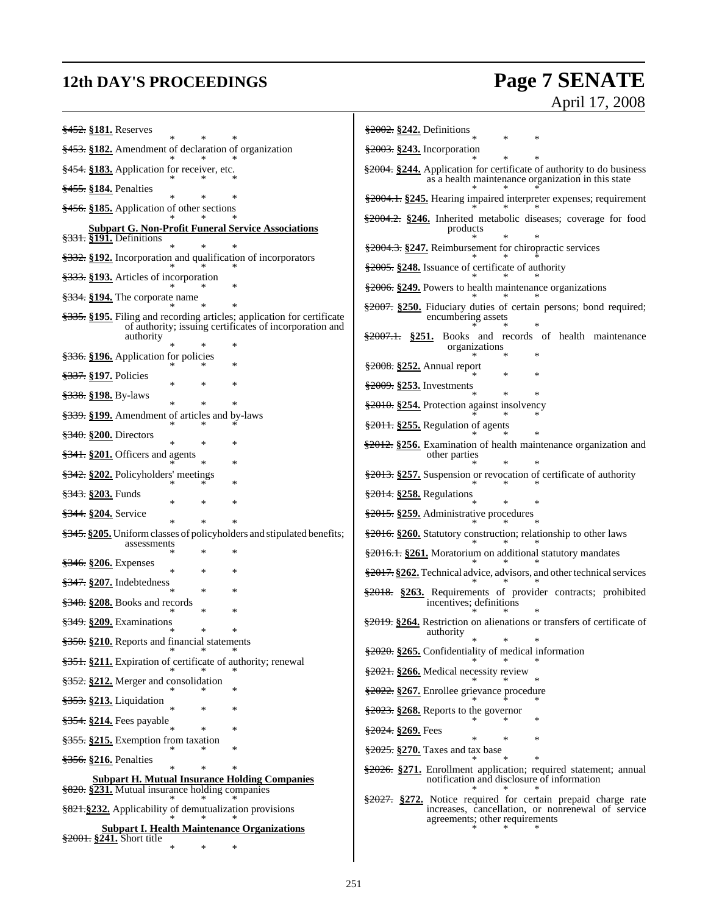~~§452.~~ **§181.** Reserves

\* \* \*

~~§453.~~ **§182.** Amendment of declaration of organization

\* \* \*

~~§454.~~ **§183.** Application for receiver, etc.

\* \* \*

~~§455.~~ **§184.** Penalties

\* \* \*

~~§456.~~ **§185.** Application of other sections

\* \* \*

**Subpart G. Non-Profit Funeral Service Associations**

~~§331.~~ **§191.** Definitions

\* \* \*

~~§332.~~ **§192.** Incorporation and qualification of incorporators

\* \* \*

~~§333.~~ **§193.** Articles of incorporation

\* \* \*

~~§334.~~ **§194.** The corporate name

\* \* \*

~~§335.~~ **§195.** Filing and recording articles; application for certificate of authority; issuing certificates of incorporation and authority

\* \* \*

~~§336.~~ **§196.** Application for policies

\* \* \*

~~§337.~~ **§197.** Policies

\* \* \*

~~§338.~~ **§198.** By-laws

\* \* \*

~~§339.~~ **§199.** Amendment of articles and by-laws

\* \* \*

~~§340.~~ **§200.** Directors

\* \* \*

~~§341.~~ **§201.** Officers and agents

\* \* \*

~~§342.~~ **§202.** Policyholders' meetings

\* \* \*

~~§343.~~ **§203.** Funds

\* \* \*

~~§344.~~ **§204.** Service

\* \* \*

~~§345.~~ **§205.** Uniform classes of policyholders and stipulated benefits; assessments

\* \* \*

~~§346.~~ **§206.** Expenses

\* \* \*

~~§347.~~ **§207.** Indebtedness

\* \* \*

~~§348.~~ **§208.** Books and records

\* \* \*

~~§349.~~ **§209.** Examinations

\* \* \*

~~§350.~~ **§210.** Reports and financial statements

\* \* \*

~~§351.~~ **§211.** Expiration of certificate of authority; renewal

\* \* \*

~~§352.~~ **§212.** Merger and consolidation

\* \* \*

~~§353.~~ **§213.** Liquidation

\* \* \*

~~§354.~~ **§214.** Fees payable

\* \* \*

~~§355.~~ **§215.** Exemption from taxation

\* \* \*

~~§356.~~ **§216.** Penalties

\* \* \*

**Subpart H. Mutual Insurance Holding Companies**

~~§820.~~ **§231.** Mutual insurance holding companies

\* \* \*

~~§821.~~**§232.** Applicability of demutualization provisions

\* \* \*

**Subpart I. Health Maintenance Organizations**

~~§2001.~~ **§241.** Short title

\* \* \*

~~§2002.~~ **§242.** Definitions

\* \* \*

~~§2003.~~ **§243.** Incorporation

\* \* \*

~~§2004.~~ **§244.** Application for certificate of authority to do business as a health maintenance organization in this state

\* \* \*

~~§2004.1.~~ **§245.** Hearing impaired interpreter expenses; requirement

\* \* \*

~~§2004.2.~~ **§246.** Inherited metabolic diseases; coverage for food products

\* \* \*

~~§2004.3.~~ **§247.** Reimbursement for chiropractic services

\* \* \*

~~§2005.~~ **§248.** Issuance of certificate of authority

\* \* \*

~~§2006.~~ **§249.** Powers to health maintenance organizations

\* \* \*

~~§2007.~~ **§250.** Fiduciary duties of certain persons; bond required; encumbering assets

\* \* \*

~~§2007.1.~~ **§251.** Books and records of health maintenance organizations

\* \* \*

~~§2008.~~ **§252.** Annual report

\* \* \*

~~§2009.~~ **§253.** Investments

\* \* \*

~~§2010.~~ **§254.** Protection against insolvency

\* \* \*

~~§2011.~~ **§255.** Regulation of agents

\* \* \*

~~§2012.~~ **§256.** Examination of health maintenance organization and other parties

\* \* \*

~~§2013.~~ **§257.** Suspension or revocation of certificate of authority

\* \* \*

~~§2014.~~ **§258.** Regulations

\* \* \*

~~§2015.~~ **§259.** Administrative procedures

\* \* \*

~~§2016.~~ **§260.** Statutory construction; relationship to other laws

\* \* \*

~~§2016.1.~~ **§261.** Moratorium on additional statutory mandates

\* \* \*

~~§2017.~~ **§262.** Technical advice, advisors, and other technical services

\* \* \*

~~§2018.~~ **§263.** Requirements of provider contracts; prohibited incentives; definitions

\* \* \*

~~§2019.~~ **§264.** Restriction on alienations or transfers of certificate of authority

\* \* \*

~~§2020.~~ **§265.** Confidentiality of medical information

\* \* \*

~~§2021.~~ **§266.** Medical necessity review

\* \* \*

~~§2022.~~ **§267.** Enrollee grievance procedure

\* \* \*

~~§2023.~~ **§268.** Reports to the governor

\* \* \*

~~§2024.~~ **§269.** Fees

\* \* \*

~~§2025.~~ **§270.** Taxes and tax base

\* \* \*

~~§2026.~~ **§271.** Enrollment application; required statement; annual notification and disclosure of information

\* \* \*

~~§2027.~~ **§272.** Notice required for certain prepaid charge rate increases, cancellation, or nonrenewal of service agreements; other requirements

\* \* \*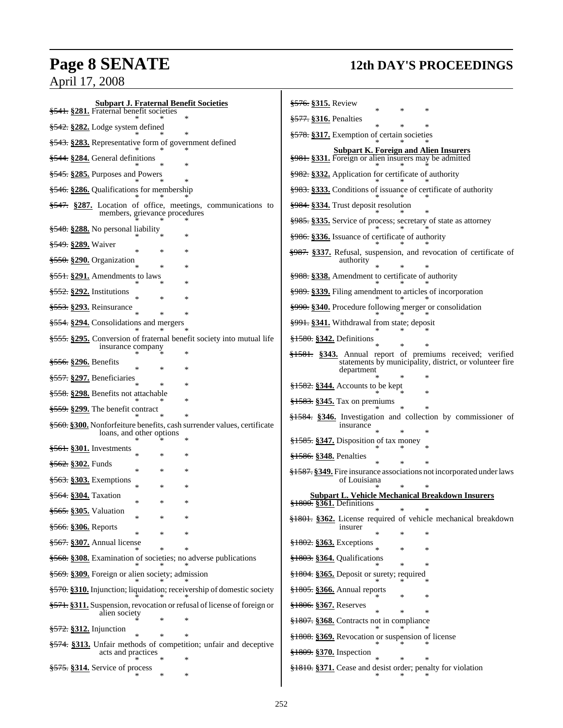**Subpart J. Fraternal Benefit Societies**

~~§541.~~ **§281.** Fraternal benefit societies

\* \* \*

~~§542.~~ **§282.** Lodge system defined

\* \* \*

~~§543.~~ **§283.** Representative form of government defined

\* \* \*

~~§544.~~ **§284.** General definitions

\* \* \*

~~§545.~~ **§285.** Purposes and Powers

\* \* \*

~~§546.~~ **§286.** Qualifications for membership

\* \* \*

~~§547.~~ **§287.** Location of office, meetings, communications to members, grievance procedures

\* \* \*

~~§548.~~ **§288.** No personal liability

\* \* \*

~~§549.~~ **§289.** Waiver

\* \* \*

~~§550.~~ **§290.** Organization

\* \* \*

~~§551.~~ **§291.** Amendments to laws

\* \* \*

~~§552.~~ **§292.** Institutions

\* \* \*

~~§553.~~ **§293.** Reinsurance

\* \* \*

~~§554.~~ **§294.** Consolidations and mergers

\* \* \*

~~§555.~~ **§295.** Conversion of fraternal benefit society into mutual life insurance company

\* \* \*

~~§556.~~ **§296.** Benefits

\* \* \*

~~§557.~~ **§297.** Beneficiaries

\* \* \*

~~§558.~~ **§298.** Benefits not attachable

\* \* \*

~~§559.~~ **§299.** The benefit contract

\* \* \*

~~§560.~~ **§300.** Nonforfeiture benefits, cash surrender values, certificate loans, and other options

\* \* \*

~~§561.~~ **§301.** Investments

\* \* \*

~~§562.~~ **§302.** Funds

\* \* \*

~~§563.~~ **§303.** Exemptions

\* \* \*

~~§564.~~ **§304.** Taxation

\* \* \*

~~§565.~~ **§305.** Valuation

\* \* \*

~~§566.~~ **§306.** Reports

\* \* \*

~~§567.~~ **§307.** Annual license

\* \* \*

~~§568.~~ **§308.** Examination of societies; no adverse publications

\* \* \*

~~§569.~~ **§309.** Foreign or alien society; admission

\* \* \*

~~§570.~~ **§310.** Injunction; liquidation; receivership of domestic society

\* \* \*

~~§571.~~ **§311.** Suspension, revocation or refusal of license of foreign or alien society

\* \* \*

~~§572.~~ **§312.** Injunction

\* \* \*

~~§574.~~ **§313.** Unfair methods of competition; unfair and deceptive acts and practices

\* \* \*

~~§575.~~ **§314.** Service of process

\* \* \*

~~§576.~~ **§315.** Review

\* \* \*

~~§577.~~ **§316.** Penalties

\* \* \*

~~§578.~~ **§317.** Exemption of certain societies

\* \* \*

**Subpart K. Foreign and Alien Insurers**

~~§981.~~ **§331.** Foreign or alien insurers may be admitted

\* \* \*

~~§982.~~ **§332.** Application for certificate of authority

\* \* \*

~~§983.~~ **§333.** Conditions of issuance of certificate of authority

\* \* \*

~~§984.~~ **§334.** Trust deposit resolution

\* \* \*

~~§985.~~ **§335.** Service of process; secretary of state as attorney

\* \* \*

~~§986.~~ **§336.** Issuance of certificate of authority

\* \* \*

~~§987.~~ **§337.** Refusal, suspension, and revocation of certificate of authority

\* \* \*

~~§988.~~ **§338.** Amendment to certificate of authority

\* \* \*

~~§989.~~ **§339.** Filing amendment to articles of incorporation

\* \* \*

~~§990.~~ **§340.** Procedure following merger or consolidation

\* \* \*

~~§991.~~ **§341.** Withdrawal from state; deposit

\* \* \*

~~§1580.~~ **§342.** Definitions

\* \* \*

~~§1581.~~ **§343.** Annual report of premiums received; verified statements by municipality, district, or volunteer fire department

\* \* \*

~~§1582.~~ **§344.** Accounts to be kept

\* \* \*

~~§1583.~~ **§345.** Tax on premiums

\* \* \*

~~§1584.~~ **§346.** Investigation and collection by commissioner of insurance

\* \* \*

~~§1585.~~ **§347.** Disposition of tax money

\* \* \*

~~§1586.~~ **§348.** Penalties

\* \* \*

~~§1587.~~ **§349.** Fire insurance associations not incorporated under laws of Louisiana

\* \* \*

**Subpart L. Vehicle Mechanical Breakdown Insurers**

~~§1800.~~ **§361.** Definitions

\* \* \*

~~§1801.~~ **§362.** License required of vehicle mechanical breakdown insurer

\* \* \*

~~§1802.~~ **§363.** Exceptions

\* \* \*

~~§1803.~~ **§364.** Qualifications

\* \* \*

~~§1804.~~ **§365.** Deposit or surety; required

\* \* \*

~~§1805.~~ **§366.** Annual reports

\* \* \*

~~§1806.~~ **§367.** Reserves

\* \* \*

~~§1807.~~ **§368.** Contracts not in compliance

\* \* \*

~~§1808.~~ **§369.** Revocation or suspension of license

\* \* \*

~~§1809.~~ **§370.** Inspection

\* \* \*

~~§1810.~~ **§371.** Cease and desist order; penalty for violation

\* \* \*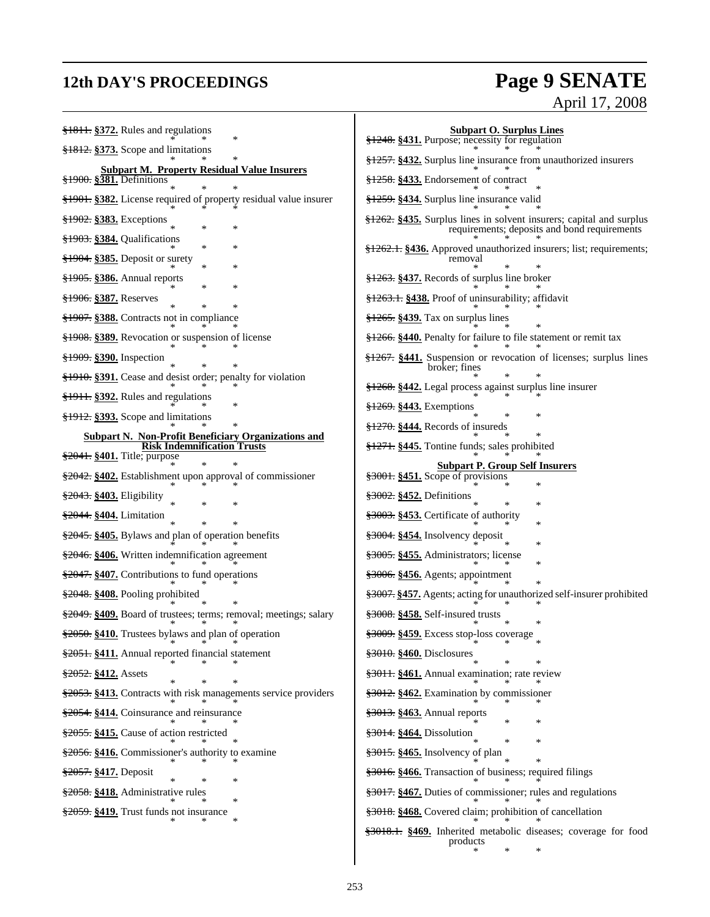~~§1811.~~ **§372.** Rules and regulations

\* \* \*

~~§1812.~~ **§373.** Scope and limitations

\* \* \*

**Subpart M. Property Residual Value Insurers**

~~§1900.~~ **§381.** Definitions

\* \* \*

~~§1901.~~ **§382.** License required of property residual value insurer

\* \* \*

~~§1902.~~ **§383.** Exceptions

\* \* \*

~~§1903.~~ **§384.** Qualifications

\* \* \*

~~§1904.~~ **§385.** Deposit or surety

\* \* \*

~~§1905.~~ **§386.** Annual reports

\* \* \*

~~§1906.~~ **§387.** Reserves

\* \* \*

~~§1907.~~ **§388.** Contracts not in compliance

\* \* \*

~~§1908.~~ **§389.** Revocation or suspension of license

\* \* \*

~~§1909.~~ **§390.** Inspection

\* \* \*

~~§1910.~~ **§391.** Cease and desist order; penalty for violation

\* \* \*

~~§1911.~~ **§392.** Rules and regulations

\* \* \*

~~§1912.~~ **§393.** Scope and limitations

\* \* \*

**Subpart N. Non-Profit Beneficiary Organizations and Risk Indemnification Trusts**

~~§2041.~~ **§401.** Title; purpose

\* \* \*

~~§2042.~~ **§402.** Establishment upon approval of commissioner

\* \* \*

~~§2043.~~ **§403.** Eligibility

\* \* \*

~~§2044.~~ **§404.** Limitation

\* \* \*

~~§2045.~~ **§405.** Bylaws and plan of operation benefits

\* \* \*

~~§2046.~~ **§406.** Written indemnification agreement

\* \* \*

~~§2047.~~ **§407.** Contributions to fund operations

\* \* \*

~~§2048.~~ **§408.** Pooling prohibited

\* \* \*

~~§2049.~~ **§409.** Board of trustees; terms; removal; meetings; salary

\* \* \*

~~§2050.~~ **§410.** Trustees bylaws and plan of operation

\* \* \*

~~§2051.~~ **§411.** Annual reported financial statement

\* \* \*

~~§2052.~~ **§412.** Assets

\* \* \*

~~§2053.~~ **§413.** Contracts with risk managements service providers

\* \* \*

~~§2054.~~ **§414.** Coinsurance and reinsurance

\* \* \*

~~§2055.~~ **§415.** Cause of action restricted

\* \* \*

~~§2056.~~ **§416.** Commissioner's authority to examine

\* \* \*

~~§2057.~~ **§417.** Deposit

\* \* \*

~~§2058.~~ **§418.** Administrative rules

\* \* \*

~~§2059.~~ **§419.** Trust funds not insurance

\* \* \*

**Subpart O. Surplus Lines**

~~§1248.~~ **§431.** Purpose; necessity for regulation

\* \* \*

~~§1257.~~ **§432.** Surplus line insurance from unauthorized insurers

\* \* \*

~~§1258.~~ **§433.** Endorsement of contract

\* \* \*

~~§1259.~~ **§434.** Surplus line insurance valid

\* \* \*

~~§1262.~~ **§435.** Surplus lines in solvent insurers; capital and surplus requirements; deposits and bond requirements

\* \* \*

~~§1262.1.~~ **§436.** Approved unauthorized insurers; list; requirements; removal

\* \* \*

~~§1263.~~ **§437.** Records of surplus line broker

\* \* \*

~~§1263.1.~~ **§438.** Proof of uninsurability; affidavit

\* \* \*

~~§1265.~~ **§439.** Tax on surplus lines

\* \* \*

~~§1266.~~ **§440.** Penalty for failure to file statement or remit tax

\* \* \*

~~§1267.~~ **§441.** Suspension or revocation of licenses; surplus lines broker; fines

\* \* \*

~~§1268.~~ **§442.** Legal process against surplus line insurer

\* \* \*

~~§1269.~~ **§443.** Exemptions

\* \* \*

~~§1270.~~ **§444.** Records of insureds

\* \* \*

~~§1271.~~ **§445.** Tontine funds; sales prohibited

\* \* \*

**Subpart P. Group Self Insurers**

~~§3001.~~ **§451.** Scope of provisions

\* \* \*

~~§3002.~~ **§452.** Definitions

\* \* \*

~~§3003.~~ **§453.** Certificate of authority

\* \* \*

~~§3004.~~ **§454.** Insolvency deposit

\* \* \*

~~§3005.~~ **§455.** Administrators; license

\* \* \*

~~§3006.~~ **§456.** Agents; appointment

\* \* \*

~~§3007.~~ **§457.** Agents; acting for unauthorized self-insurer prohibited

\* \* \*

~~§3008.~~ **§458.** Self-insured trusts

\* \* \*

~~§3009.~~ **§459.** Excess stop-loss coverage

\* \* \*

~~§3010.~~ **§460.** Disclosures

\* \* \*

~~§3011.~~ **§461.** Annual examination; rate review

\* \* \*

~~§3012.~~ **§462.** Examination by commissioner

\* \* \*

~~§3013.~~ **§463.** Annual reports

\* \* \*

~~§3014.~~ **§464.** Dissolution

\* \* \*

~~§3015.~~ **§465.** Insolvency of plan

\* \* \*

~~§3016.~~ **§466.** Transaction of business; required filings

\* \* \*

~~§3017.~~ **§467.** Duties of commissioner; rules and regulations

\* \* \*

~~§3018.~~ **§468.** Covered claim; prohibition of cancellation

\* \* \*

~~§3018.1.~~ **§469.** Inherited metabolic diseases; coverage for food products

\* \* \*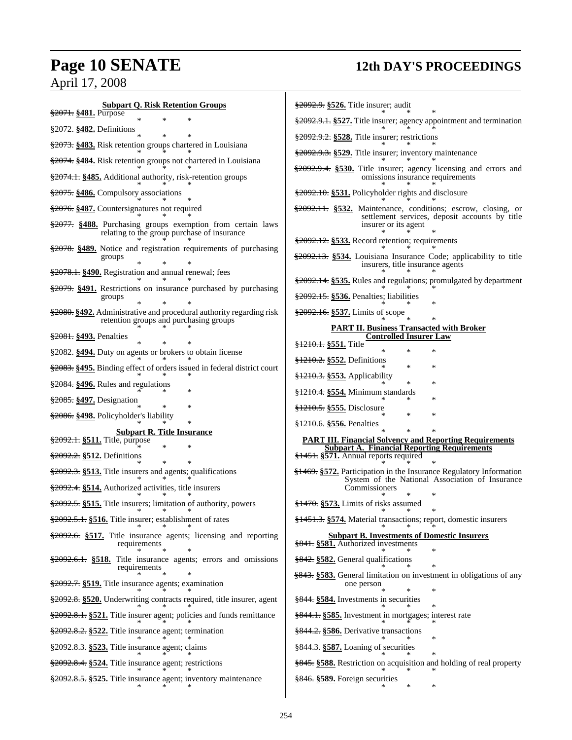**Subpart Q. Risk Retention Groups**

~~§2071.~~ **§481.** Purpose

\* \* \*

~~§2072.~~ **§482.** Definitions

\* \* \*

~~§2073.~~ **§483.** Risk retention groups chartered in Louisiana

\* \* \*

~~§2074.~~ **§484.** Risk retention groups not chartered in Louisiana

\* \* \*

~~§2074.1.~~ **§485.** Additional authority, risk-retention groups

\* \* \*

~~§2075.~~ **§486.** Compulsory associations

\* \* \*

~~§2076.~~ **§487.** Countersignatures not required

\* \* \*

~~§2077.~~ **§488.** Purchasing groups exemption from certain laws relating to the group purchase of insurance

\* \* \*

~~§2078.~~ **§489.** Notice and registration requirements of purchasing groups

\* \* \*

~~§2078.1.~~ **§490.** Registration and annual renewal; fees

\* \* \*

~~§2079.~~ **§491.** Restrictions on insurance purchased by purchasing groups

\* \* \*

~~§2080.~~ **§492.** Administrative and procedural authority regarding risk retention groups and purchasing groups

\* \* \*

~~§2081.~~ **§493.** Penalties

\* \* \*

~~§2082.~~ **§494.** Duty on agents or brokers to obtain license

\* \* \*

~~§2083.~~ **§495.** Binding effect of orders issued in federal district court

\* \* \*

~~§2084.~~ **§496.** Rules and regulations

\* \* \*

~~§2085.~~ **§497.** Designation

\* \* \*

~~§2086.~~ **§498.** Policyholder's liability

\* \* \*

**Subpart R. Title Insurance**

~~§2092.1.~~ **§511.** Title, purpose

\* \* \*

~~§2092.2.~~ **§512.** Definitions

\* \* \*

~~§2092.3.~~ **§513.** Title insurers and agents; qualifications

\* \* \*

~~§2092.4.~~ **§514.** Authorized activities, title insurers

\* \* \*

~~§2092.5.~~ **§515.** Title insurers; limitation of authority, powers

\* \* \*

~~§2092.5.1.~~ **§516.** Title insurer; establishment of rates

\* \* \*

~~§2092.6.~~ **§517.** Title insurance agents; licensing and reporting requirements

\* \* \*

~~§2092.6.1.~~ **§518.** Title insurance agents; errors and omissions requirements

\* \* \*

~~§2092.7.~~ **§519.** Title insurance agents; examination

\* \* \*

~~§2092.8.~~ **§520.** Underwriting contracts required, title insurer, agent

\* \* \*

~~§2092.8.1.~~ **§521.** Title insurer agent; policies and funds remittance

\* \* \*

~~§2092.8.2.~~ **§522.** Title insurance agent; termination

\* \* \*

~~§2092.8.3.~~ **§523.** Title insurance agent; claims

\* \* \*

~~§2092.8.4.~~ **§524.** Title insurance agent; restrictions

\* \* \*

~~§2092.8.5.~~ **§525.** Title insurance agent; inventory maintenance

\* \* \*

~~§2092.9.~~ **§526.** Title insurer; audit

\* \* \*

~~§2092.9.1.~~ **§527.** Title insurer; agency appointment and termination

\* \* \*

~~§2092.9.2.~~ **§528.** Title insurer; restrictions

\* \* \*

~~§2092.9.3.~~ **§529.** Title insurer; inventory maintenance

\* \* \*

~~§2092.9.4.~~ **§530.** Title insurer; agency licensing and errors and omissions insurance requirements

\* \* \*

~~§2092.10.~~ **§531.** Policyholder rights and disclosure

\* \* \*

~~§2092.11.~~ **§532.** Maintenance, conditions; escrow, closing, or settlement services, deposit accounts by title insurer or its agent

\* \* \*

~~§2092.12.~~ **§533.** Record retention; requirements

\* \* \*

~~§2092.13.~~ **§534.** Louisiana Insurance Code; applicability to title insurers, title insurance agents

\* \* \*

~~§2092.14.~~ **§535.** Rules and regulations; promulgated by department

\* \* \*

~~§2092.15.~~ **§536.** Penalties; liabilities

\* \* \*

~~§2092.16.~~ **§537.** Limits of scope

\* \* \*

**PART II. Business Transacted with Broker Controlled Insurer Law**

~~§1210.1.~~ **§551.** Title

\* \* \*

~~§1210.2.~~ **§552.** Definitions

\* \* \*

~~§1210.3.~~ **§553.** Applicability

\* \* \*

~~§1210.4.~~ **§554.** Minimum standards

\* \* \*

~~§1210.5.~~ **§555.** Disclosure

\* \* \*

~~§1210.6.~~ **§556.** Penalties

\* \* \*

**PART III. Financial Solvency and Reporting Requirements**

**Subpart A. Financial Reporting Requirements**

~~§1451.~~ **§571.** Annual reports required

\* \* \*

~~§1469.~~ **§572.** Participation in the Insurance Regulatory Information System of the National Association of Insurance Commissioners

\* \* \*

~~§1470.~~ **§573.** Limits of risks assumed

\* \* \*

~~§1451.3.~~ **§574.** Material transactions; report, domestic insurers

\* \* \*

**Subpart B. Investments of Domestic Insurers**

~~§841.~~ **§581.** Authorized investments

\* \* \*

~~§842.~~ **§582.** General qualifications

\* \* \*

~~§843.~~ **§583.** General limitation on investment in obligations of any one person

\* \* \*

~~§844.~~ **§584.** Investments in securities

\* \* \*

~~§844.1.~~ **§585.** Investment in mortgages; interest rate

\* \* \*

~~§844.2.~~ **§586.** Derivative transactions

\* \* \*

~~§844.3.~~ **§587.** Loaning of securities

\* \* \*

~~§845.~~ **§588.** Restriction on acquisition and holding of real property

\* \* \*

~~§846.~~ **§589.** Foreign securities

\* \* \*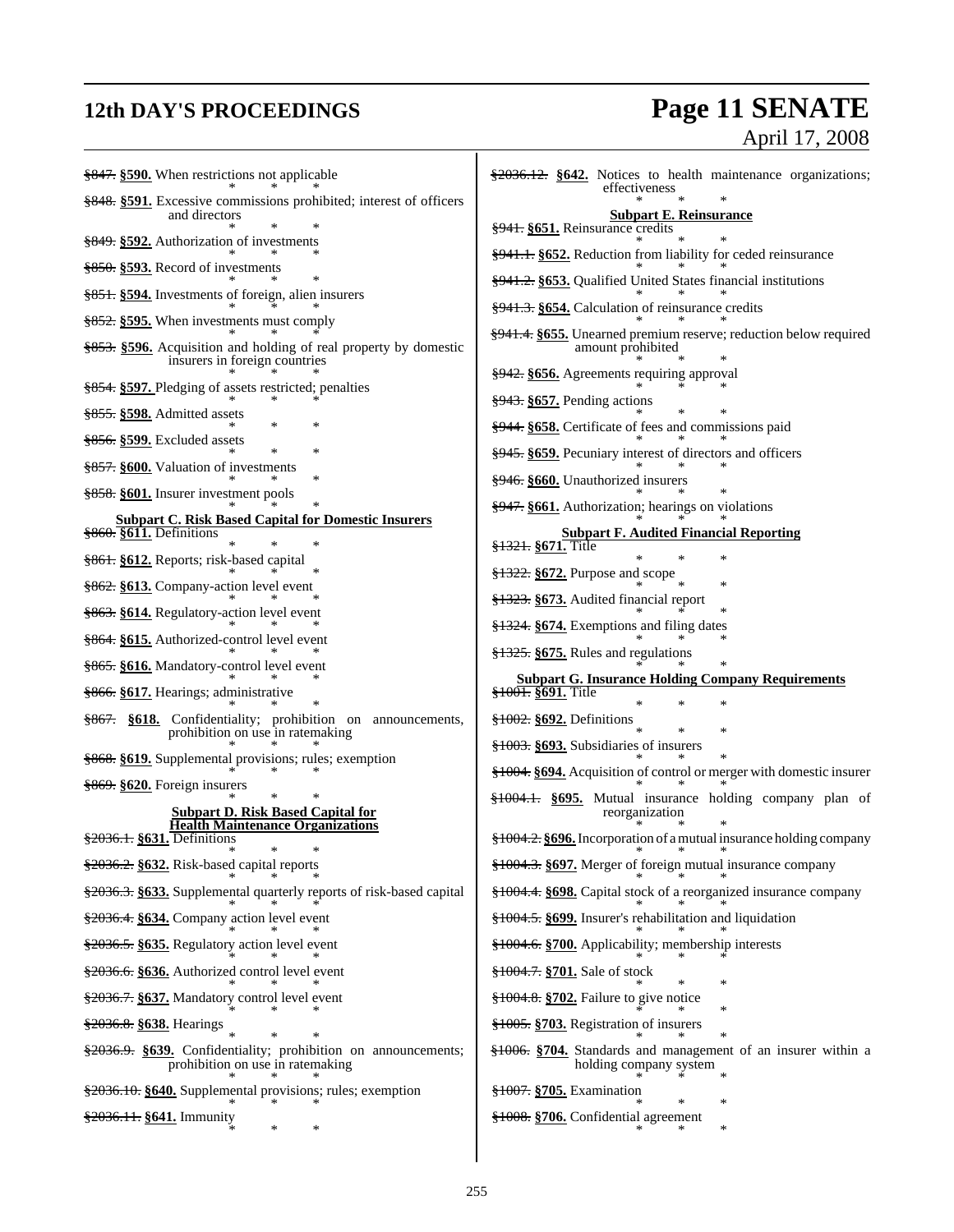~~§847.~~ **§590.** When restrictions not applicable

\* \* \*

~~§848.~~ **§591.** Excessive commissions prohibited; interest of officers and directors

\* \* \*

~~§849.~~ **§592.** Authorization of investments

\* \* \*

~~§850.~~ **§593.** Record of investments

\* \* \*

~~§851.~~ **§594.** Investments of foreign, alien insurers

\* \* \*

~~§852.~~ **§595.** When investments must comply

\* \* \*

~~§853.~~ **§596.** Acquisition and holding of real property by domestic insurers in foreign countries

\* \* \*

~~§854.~~ **§597.** Pledging of assets restricted; penalties

\* \* \*

~~§855.~~ **§598.** Admitted assets

\* \* \*

~~§856.~~ **§599.** Excluded assets

\* \* \*

~~§857.~~ **§600.** Valuation of investments

\* \* \*

~~§858.~~ **§601.** Insurer investment pools

\* \* \*

**Subpart C. Risk Based Capital for Domestic Insurers**

~~§860.~~ **§611.** Definitions

\* \* \*

~~§861.~~ **§612.** Reports; risk-based capital

\* \* \*

~~§862.~~ **§613.** Company-action level event

\* \* \*

~~§863.~~ **§614.** Regulatory-action level event

\* \* \*

~~§864.~~ **§615.** Authorized-control level event

\* \* \*

~~§865.~~ **§616.** Mandatory-control level event

\* \* \*

~~§866.~~ **§617.** Hearings; administrative

\* \* \*

~~§867.~~ **§618.** Confidentiality; prohibition on announcements, prohibition on use in ratemaking

\* \* \*

~~§868.~~ **§619.** Supplemental provisions; rules; exemption

\* \* \*

~~§869.~~ **§620.** Foreign insurers

\* \* \*

**Subpart D. Risk Based Capital for Health Maintenance Organizations**

~~§2036.1.~~ **§631.** Definitions

\* \* \*

~~§2036.2.~~ **§632.** Risk-based capital reports

\* \* \*

~~§2036.3.~~ **§633.** Supplemental quarterly reports of risk-based capital

\* \* \*

~~§2036.4.~~ **§634.** Company action level event

\* \* \*

~~§2036.5.~~ **§635.** Regulatory action level event

\* \* \*

~~§2036.6.~~ **§636.** Authorized control level event

\* \* \*

~~§2036.7.~~ **§637.** Mandatory control level event

\* \* \*

~~§2036.8.~~ **§638.** Hearings

\* \* \*

~~§2036.9.~~ **§639.** Confidentiality; prohibition on announcements; prohibition on use in ratemaking

\* \* \*

~~§2036.10.~~ **§640.** Supplemental provisions; rules; exemption

\* \* \*

~~§2036.11.~~ **§641.** Immunity

\* \* \*

~~§2036.12.~~ **§642.** Notices to health maintenance organizations; effectiveness

\* \* \*

**Subpart E. Reinsurance**

~~§941.~~ **§651.** Reinsurance credits

\* \* \*

~~§941.1.~~ **§652.** Reduction from liability for ceded reinsurance

\* \* \*

~~§941.2.~~ **§653.** Qualified United States financial institutions

\* \* \*

~~§941.3.~~ **§654.** Calculation of reinsurance credits

\* \* \*

~~§941.4.~~ **§655.** Unearned premium reserve; reduction below required amount prohibited

\* \* \*

~~§942.~~ **§656.** Agreements requiring approval

\* \* \*

~~§943.~~ **§657.** Pending actions

\* \* \*

~~§944.~~ **§658.** Certificate of fees and commissions paid

\* \* \*

~~§945.~~ **§659.** Pecuniary interest of directors and officers

\* \* \*

~~§946.~~ **§660.** Unauthorized insurers

\* \* \*

~~§947.~~ **§661.** Authorization; hearings on violations

\* \* \*

**Subpart F. Audited Financial Reporting**

~~§1321.~~ **§671.** Title

\* \* \*

~~§1322.~~ **§672.** Purpose and scope

\* \* \*

~~§1323.~~ **§673.** Audited financial report

\* \* \*

~~§1324.~~ **§674.** Exemptions and filing dates

\* \* \*

~~§1325.~~ **§675.** Rules and regulations

\* \* \*

**Subpart G. Insurance Holding Company Requirements**

~~§1001.~~ **§691.** Title

\* \* \*

~~§1002.~~ **§692.** Definitions

\* \* \*

~~§1003.~~ **§693.** Subsidiaries of insurers

\* \* \*

~~§1004.~~ **§694.** Acquisition of control or merger with domestic insurer

\* \* \*

~~§1004.1.~~ **§695.** Mutual insurance holding company plan of reorganization

\* \* \*

~~§1004.2.~~ **§696.** Incorporation of a mutual insurance holding company

\* \* \*

~~§1004.3.~~ **§697.** Merger of foreign mutual insurance company

\* \* \*

~~§1004.4.~~ **§698.** Capital stock of a reorganized insurance company

\* \* \*

~~§1004.5.~~ **§699.** Insurer's rehabilitation and liquidation

\* \* \*

~~§1004.6.~~ **§700.** Applicability; membership interests

\* \* \*

~~§1004.7.~~ **§701.** Sale of stock

\* \* \*

~~§1004.8.~~ **§702.** Failure to give notice

\* \* \*

~~§1005.~~ **§703.** Registration of insurers

\* \* \*

~~§1006.~~ **§704.** Standards and management of an insurer within a holding company system

\* \* \*

~~§1007.~~ **§705.** Examination

\* \* \*

~~§1008.~~ **§706.** Confidential agreement

\* \* \*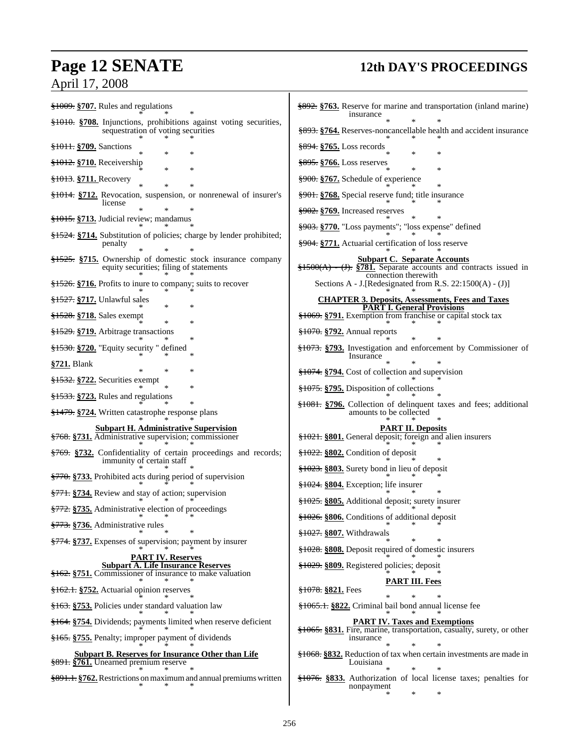~~§1009.~~ **§707.** Rules and regulations

\* \* \*

~~§1010.~~ **§708.** Injunctions, prohibitions against voting securities, sequestration of voting securities

\* \* \*

~~§1011.~~ **§709.** Sanctions

\* \* \*

~~§1012.~~ **§710.** Receivership

\* \* \*

~~§1013.~~ **§711.** Recovery

\* \* \*

~~§1014.~~ **§712.** Revocation, suspension, or nonrenewal of insurer's license

\* \* \*

~~§1015.~~ **§713.** Judicial review; mandamus

\* \* \*

~~§1524.~~ **§714.** Substitution of policies; charge by lender prohibited; penalty

\* \* \*

~~§1525.~~ **§715.** Ownership of domestic stock insurance company equity securities; filing of statements

\* \* \*

~~§1526.~~ **§716.** Profits to inure to company; suits to recover

\* \* \*

~~§1527.~~ **§717.** Unlawful sales

\* \* \*

~~§1528.~~ **§718.** Sales exempt

\* \* \*

~~§1529.~~ **§719.** Arbitrage transactions

\* \* \*

~~§1530.~~ **§720.** "Equity security " defined

\* \* \*

**§721.** Blank

\* \* \*

~~§1532.~~ **§722.** Securities exempt

\* \* \*

~~§1533.~~ **§723.** Rules and regulations

\* \* \*

~~§1479.~~ **§724.** Written catastrophe response plans

\* \* \*

**Subpart H. Administrative Supervision**

~~§768.~~ **§731.** Administrative supervision; commissioner

\* \* \*

~~§769.~~ **§732.** Confidentiality of certain proceedings and records; immunity of certain staff

\* \* \*

~~§770.~~ **§733.** Prohibited acts during period of supervision

\* \* \*

~~§771.~~ **§734.** Review and stay of action; supervision

\* \* \*

~~§772.~~ **§735.** Administrative election of proceedings

\* \* \*

~~§773.~~ **§736.** Administrative rules

\* \* \*

~~§774.~~ **§737.** Expenses of supervision; payment by insurer

\* \* \*

**PART IV. Reserves**

**Subpart A. Life Insurance Reserves**

~~§162.~~ **§751.** Commissioner of insurance to make valuation

\* \* \*

~~§162.1.~~ **§752.** Actuarial opinion reserves

\* \* \*

~~§163.~~ **§753.** Policies under standard valuation law

\* \* \*

~~§164.~~ **§754.** Dividends; payments limited when reserve deficient

\* \* \*

~~§165.~~ **§755.** Penalty; improper payment of dividends

\* \* \*

**Subpart B. Reserves for Insurance Other than Life**

~~§891.~~ **§761.** Unearned premium reserve

\* \* \*

~~§891.1.~~ **§762.** Restrictions on maximum and annual premiums written

\* \* \*

~~§892.~~ **§763.** Reserve for marine and transportation (inland marine) insurance

\* \* \*

~~§893.~~ **§764.** Reserves-noncancellable health and accident insurance

\* \* \*

~~§894.~~ **§765.** Loss records

\* \* \*

~~§895.~~ **§766.** Loss reserves

\* \* \*

~~§900.~~ **§767.** Schedule of experience

\* \* \*

~~§901.~~ **§768.** Special reserve fund; title insurance

\* \* \*

~~§902.~~ **§769.** Increased reserves

\* \* \*

~~§903.~~ **§770.** "Loss payments"; "loss expense" defined

\* \* \*

~~§904.~~ **§771.** Actuarial certification of loss reserve

\* \* \*

**Subpart C. Separate Accounts**

~~§1500(A) - (J).~~ **§781.** Separate accounts and contracts issued in connection therewith

Sections A - J.[Redesignated from R.S. 22:1500(A) - (J)]

\* \* \*

**CHAPTER 3. Deposits, Assessments, Fees and Taxes**

**PART I. General Provisions**

~~§1069.~~ **§791.** Exemption from franchise or capital stock tax

\* \* \*

~~§1070.~~ **§792.** Annual reports

\* \* \*

~~§1073.~~ **§793.** Investigation and enforcement by Commissioner of Insurance

\* \* \*

~~§1074.~~ **§794.** Cost of collection and supervision

\* \* \*

~~§1075.~~ **§795.** Disposition of collections

\* \* \*

~~§1081.~~ **§796.** Collection of delinquent taxes and fees; additional amounts to be collected

\* \* \*

**PART II. Deposits**

~~§1021.~~ **§801.** General deposit; foreign and alien insurers

\* \* \*

~~§1022.~~ **§802.** Condition of deposit

\* \* \*

~~§1023.~~ **§803.** Surety bond in lieu of deposit

\* \* \*

~~§1024.~~ **§804.** Exception; life insurer

\* \* \*

~~§1025.~~ **§805.** Additional deposit; surety insurer

\* \* \*

~~§1026.~~ **§806.** Conditions of additional deposit

\* \* \*

~~§1027.~~ **§807.** Withdrawals

\* \* \*

~~§1028.~~ **§808.** Deposit required of domestic insurers

\* \* \*

~~§1029.~~ **§809.** Registered policies; deposit

\* \* \*

**PART III. Fees**

~~§1078.~~ **§821.** Fees

\* \* \*

~~§1065.1.~~ **§822.** Criminal bail bond annual license fee

\* \* \*

**PART IV. Taxes and Exemptions**

~~§1065.~~ **§831.** Fire, marine, transportation, casualty, surety, or other insurance

\* \* \*

~~§1068.~~ **§832.** Reduction of tax when certain investments are made in Louisiana

\* \* \*

~~§1076.~~ **§833.** Authorization of local license taxes; penalties for nonpayment

\* \* \*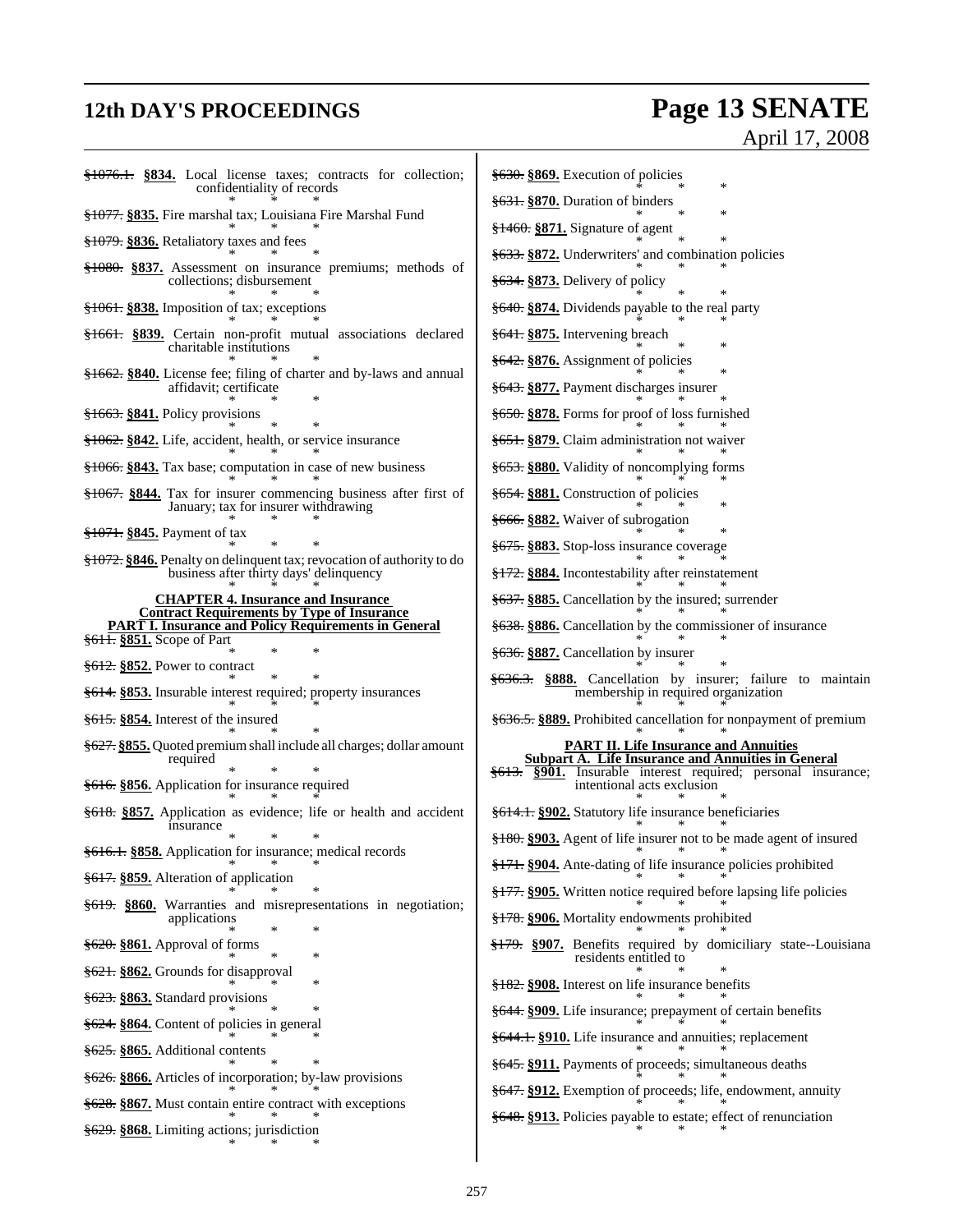~~§1076.1.~~ **§834.** Local license taxes; contracts for collection; confidentiality of records

\* \* \*

~~§1077.~~ **§835.** Fire marshal tax; Louisiana Fire Marshal Fund

\* \* \*

~~§1079.~~ **§836.** Retaliatory taxes and fees

\* \* \*

~~§1080.~~ **§837.** Assessment on insurance premiums; methods of collections; disbursement

\* \* \*

~~§1061.~~ **§838.** Imposition of tax; exceptions

\* \* \*

~~§1661.~~ **§839.** Certain non-profit mutual associations declared charitable institutions

\* \* \*

~~§1662.~~ **§840.** License fee; filing of charter and by-laws and annual affidavit; certificate

\* \* \*

~~§1663.~~ **§841.** Policy provisions

\* \* \*

~~§1062.~~ **§842.** Life, accident, health, or service insurance

\* \* \*

~~§1066.~~ **§843.** Tax base; computation in case of new business

\* \* \*

~~§1067.~~ **§844.** Tax for insurer commencing business after first of January; tax for insurer withdrawing

\* \* \*

~~§1071.~~ **§845.** Payment of tax

\* \* \*

~~§1072.~~ **§846.** Penalty on delinquent tax; revocation of authority to do business after thirty days' delinquency

\* \* \*

**CHAPTER 4. Insurance and Insurance Contract Requirements by Type of Insurance**

**PART I. Insurance and Policy Requirements in General**

~~§611.~~ **§851.** Scope of Part

\* \* \*

~~§612.~~ **§852.** Power to contract

\* \* \*

~~§614.~~ **§853.** Insurable interest required; property insurances

\* \* \*

~~§615.~~ **§854.** Interest of the insured

\* \* \*

~~§627.~~ **§855.** Quoted premium shall include all charges; dollar amount required

\* \* \*

~~§616.~~ **§856.** Application for insurance required

\* \* \*

~~§618.~~ **§857.** Application as evidence; life or health and accident insurance

\* \* \*

~~§616.1.~~ **§858.** Application for insurance; medical records

\* \* \*

~~§617.~~ **§859.** Alteration of application

\* \* \*

~~§619.~~ **§860.** Warranties and misrepresentations in negotiation; applications

\* \* \*

~~§620.~~ **§861.** Approval of forms

\* \* \*

~~§621.~~ **§862.** Grounds for disapproval

\* \* \*

~~§623.~~ **§863.** Standard provisions

\* \* \*

~~§624.~~ **§864.** Content of policies in general

\* \* \*

~~§625.~~ **§865.** Additional contents

\* \* \*

~~§626.~~ **§866.** Articles of incorporation; by-law provisions

\* \* \*

~~§628.~~ **§867.** Must contain entire contract with exceptions

\* \* \*

~~§629.~~ **§868.** Limiting actions; jurisdiction

\* \* \*

~~§630.~~ **§869.** Execution of policies

\* \* \*

~~§631.~~ **§870.** Duration of binders

\* \* \*

~~§1460.~~ **§871.** Signature of agent

\* \* \*

~~§633.~~ **§872.** Underwriters' and combination policies

\* \* \*

~~§634.~~ **§873.** Delivery of policy

\* \* \*

~~§640.~~ **§874.** Dividends payable to the real party

\* \* \*

~~§641.~~ **§875.** Intervening breach

\* \* \*

~~§642.~~ **§876.** Assignment of policies

\* \* \*

~~§643.~~ **§877.** Payment discharges insurer

\* \* \*

~~§650.~~ **§878.** Forms for proof of loss furnished

\* \* \*

~~§651.~~ **§879.** Claim administration not waiver

\* \* \*

~~§653.~~ **§880.** Validity of noncomplying forms

\* \* \*

~~§654.~~ **§881.** Construction of policies

\* \* \*

~~§666.~~ **§882.** Waiver of subrogation

\* \* \*

~~§675.~~ **§883.** Stop-loss insurance coverage

\* \* \*

~~§172.~~ **§884.** Incontestability after reinstatement

\* \* \*

~~§637.~~ **§885.** Cancellation by the insured; surrender

\* \* \*

~~§638.~~ **§886.** Cancellation by the commissioner of insurance

\* \* \*

~~§636.~~ **§887.** Cancellation by insurer

\* \* \*

~~§636.3.~~ **§888.** Cancellation by insurer; failure to maintain membership in required organization

\* \* \*

~~§636.5.~~ **§889.** Prohibited cancellation for nonpayment of premium

\* \* \*

**PART II. Life Insurance and Annuities**

**Subpart A. Life Insurance and Annuities in General**

~~§613.~~ **§901.** Insurable interest required; personal insurance; intentional acts exclusion

\* \* \*

~~§614.1.~~ **§902.** Statutory life insurance beneficiaries

\* \* \*

~~§180.~~ **§903.** Agent of life insurer not to be made agent of insured

\* \* \*

~~§171.~~ **§904.** Ante-dating of life insurance policies prohibited

\* \* \*

~~§177.~~ **§905.** Written notice required before lapsing life policies

\* \* \*

~~§178.~~ **§906.** Mortality endowments prohibited

\* \* \*

~~§179.~~ **§907.** Benefits required by domiciliary state--Louisiana residents entitled to

\* \* \*

~~§182.~~ **§908.** Interest on life insurance benefits

\* \* \*

~~§644.~~ **§909.** Life insurance; prepayment of certain benefits

\* \* \*

~~§644.1.~~ **§910.** Life insurance and annuities; replacement

\* \* \*

~~§645.~~ **§911.** Payments of proceeds; simultaneous deaths

\* \* \*

~~§647.~~ **§912.** Exemption of proceeds; life, endowment, annuity

\* \* \*

~~§648.~~ **§913.** Policies payable to estate; effect of renunciation

\* \* \*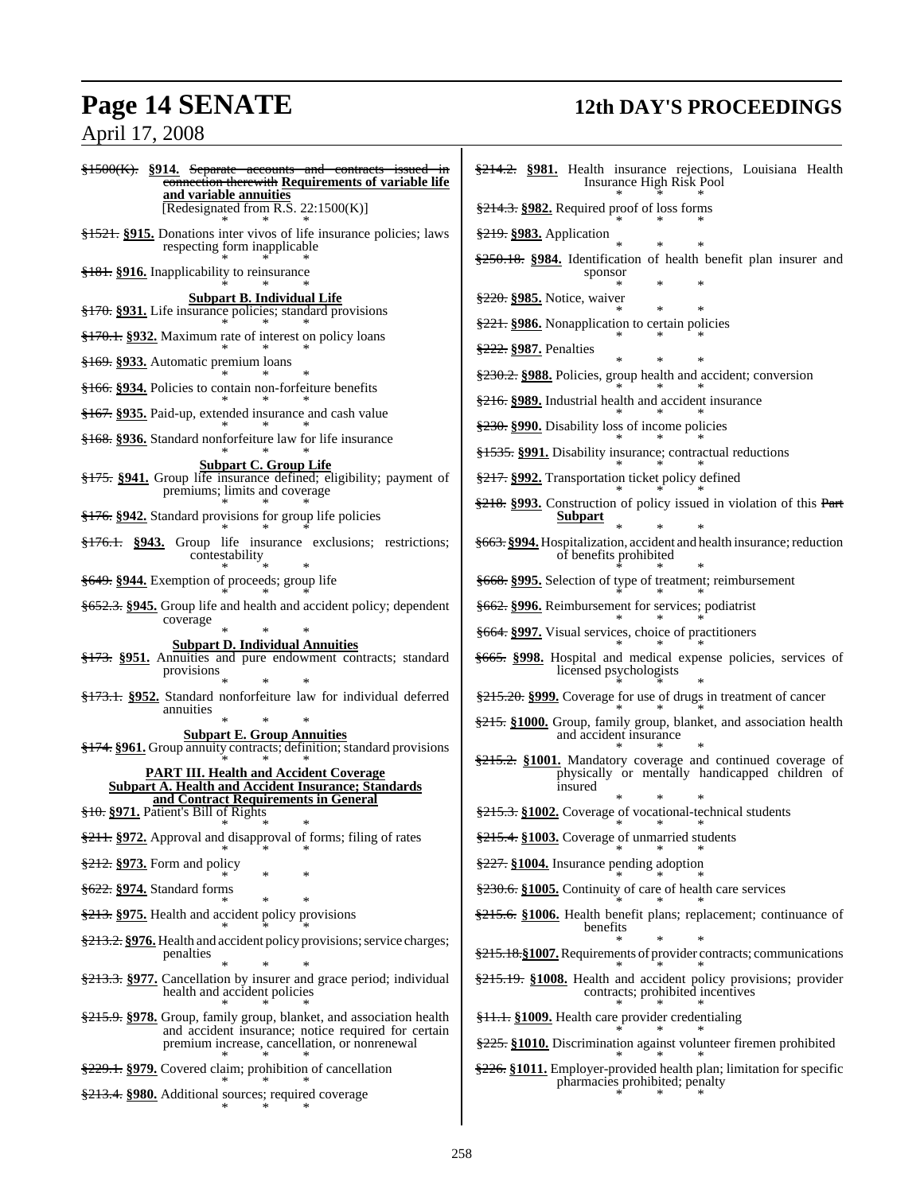~~§1500(K).~~ **§914.** ~~Separate accounts and contracts issued in connection therewith~~ **Requirements of variable life and variable annuities**
[Redesignated from R.S. 22:1500(K)]

\* \* \*

~~§1521.~~ **§915.** Donations inter vivos of life insurance policies; laws respecting form inapplicable

\* \* \*

~~§181.~~ **§916.** Inapplicability to reinsurance

\* \* \*

**Subpart B. Individual Life**

~~§170.~~ **§931.** Life insurance policies; standard provisions

\* \* \*

~~§170.1.~~ **§932.** Maximum rate of interest on policy loans

\* \* \*

~~§169.~~ **§933.** Automatic premium loans

\* \* \*

~~§166.~~ **§934.** Policies to contain non-forfeiture benefits

\* \* \*

~~§167.~~ **§935.** Paid-up, extended insurance and cash value

\* \* \*

~~§168.~~ **§936.** Standard nonforfeiture law for life insurance

\* \* \*

**Subpart C. Group Life**

~~§175.~~ **§941.** Group life insurance defined; eligibility; payment of premiums; limits and coverage

\* \* \*

~~§176.~~ **§942.** Standard provisions for group life policies

\* \* \*

~~§176.1.~~ **§943.** Group life insurance exclusions; restrictions; contestability

\* \* \*

~~§649.~~ **§944.** Exemption of proceeds; group life

\* \* \*

~~§652.3.~~ **§945.** Group life and health and accident policy; dependent coverage

\* \* \*

**Subpart D. Individual Annuities**

~~§173.~~ **§951.** Annuities and pure endowment contracts; standard provisions

\* \* \*

~~§173.1.~~ **§952.** Standard nonforfeiture law for individual deferred annuities

\* \* \*

**Subpart E. Group Annuities**

~~§174.~~ **§961.** Group annuity contracts; definition; standard provisions

\* \* \*

**PART III. Health and Accident Coverage**
**Subpart A. Health and Accident Insurance; Standards and Contract Requirements in General**

~~§10.~~ **§971.** Patient's Bill of Rights

\* \* \*

~~§211.~~ **§972.** Approval and disapproval of forms; filing of rates

\* \* \*

~~§212.~~ **§973.** Form and policy

\* \* \*

~~§622.~~ **§974.** Standard forms

\* \* \*

~~§213.~~ **§975.** Health and accident policy provisions

\* \* \*

~~§213.2.~~ **§976.** Health and accident policy provisions; service charges; penalties

\* \* \*

~~§213.3.~~ **§977.** Cancellation by insurer and grace period; individual health and accident policies

\* \* \*

~~§215.9.~~ **§978.** Group, family group, blanket, and association health and accident insurance; notice required for certain premium increase, cancellation, or nonrenewal

\* \* \*

~~§229.1.~~ **§979.** Covered claim; prohibition of cancellation

\* \* \*

~~§213.4.~~ **§980.** Additional sources; required coverage

\* \* \*

~~§214.2.~~ **§981.** Health insurance rejections, Louisiana Health Insurance High Risk Pool

\* \* \*

~~§214.3.~~ **§982.** Required proof of loss forms

\* \* \*

~~§219.~~ **§983.** Application

\* \* \*

~~§250.18.~~ **§984.** Identification of health benefit plan insurer and sponsor

\* \* \*

~~§220.~~ **§985.** Notice, waiver

\* \* \*

~~§221.~~ **§986.** Nonapplication to certain policies

\* \* \*

~~§222.~~ **§987.** Penalties

\* \* \*

~~§230.2.~~ **§988.** Policies, group health and accident; conversion

\* \* \*

~~§216.~~ **§989.** Industrial health and accident insurance

\* \* \*

~~§230.~~ **§990.** Disability loss of income policies

\* \* \*

~~§1535.~~ **§991.** Disability insurance; contractual reductions

\* \* \*

~~§217.~~ **§992.** Transportation ticket policy defined

\* \* \*

~~§218.~~ **§993.** Construction of policy issued in violation of this ~~Part~~ **Subpart**

\* \* \*

~~§663.~~ **§994.** Hospitalization, accident and health insurance; reduction of benefits prohibited

\* \* \*

~~§668.~~ **§995.** Selection of type of treatment; reimbursement

\* \* \*

~~§662.~~ **§996.** Reimbursement for services; podiatrist

\* \* \*

~~§664.~~ **§997.** Visual services, choice of practitioners

\* \* \*

~~§665.~~ **§998.** Hospital and medical expense policies, services of licensed psychologists

\* \* \*

~~§215.20.~~ **§999.** Coverage for use of drugs in treatment of cancer

\* \* \*

~~§215.~~ **§1000.** Group, family group, blanket, and association health and accident insurance

\* \* \*

~~§215.2.~~ **§1001.** Mandatory coverage and continued coverage of physically or mentally handicapped children of insured

\* \* \*

~~§215.3.~~ **§1002.** Coverage of vocational-technical students

\* \* \*

~~§215.4.~~ **§1003.** Coverage of unmarried students

\* \* \*

~~§227.~~ **§1004.** Insurance pending adoption

\* \* \*

~~§230.6.~~ **§1005.** Continuity of care of health care services

\* \* \*

~~§215.6.~~ **§1006.** Health benefit plans; replacement; continuance of benefits

\* \* \*

~~§215.18.~~ **§1007.** Requirements of provider contracts; communications

\* \* \*

~~§215.19.~~ **§1008.** Health and accident policy provisions; provider contracts; prohibited incentives

\* \* \*

~~§11.1.~~ **§1009.** Health care provider credentialing

\* \* \*

~~§225.~~ **§1010.** Discrimination against volunteer firemen prohibited

\* \* \*

~~§226.~~ **§1011.** Employer-provided health plan; limitation for specific pharmacies prohibited; penalty

\* \* \*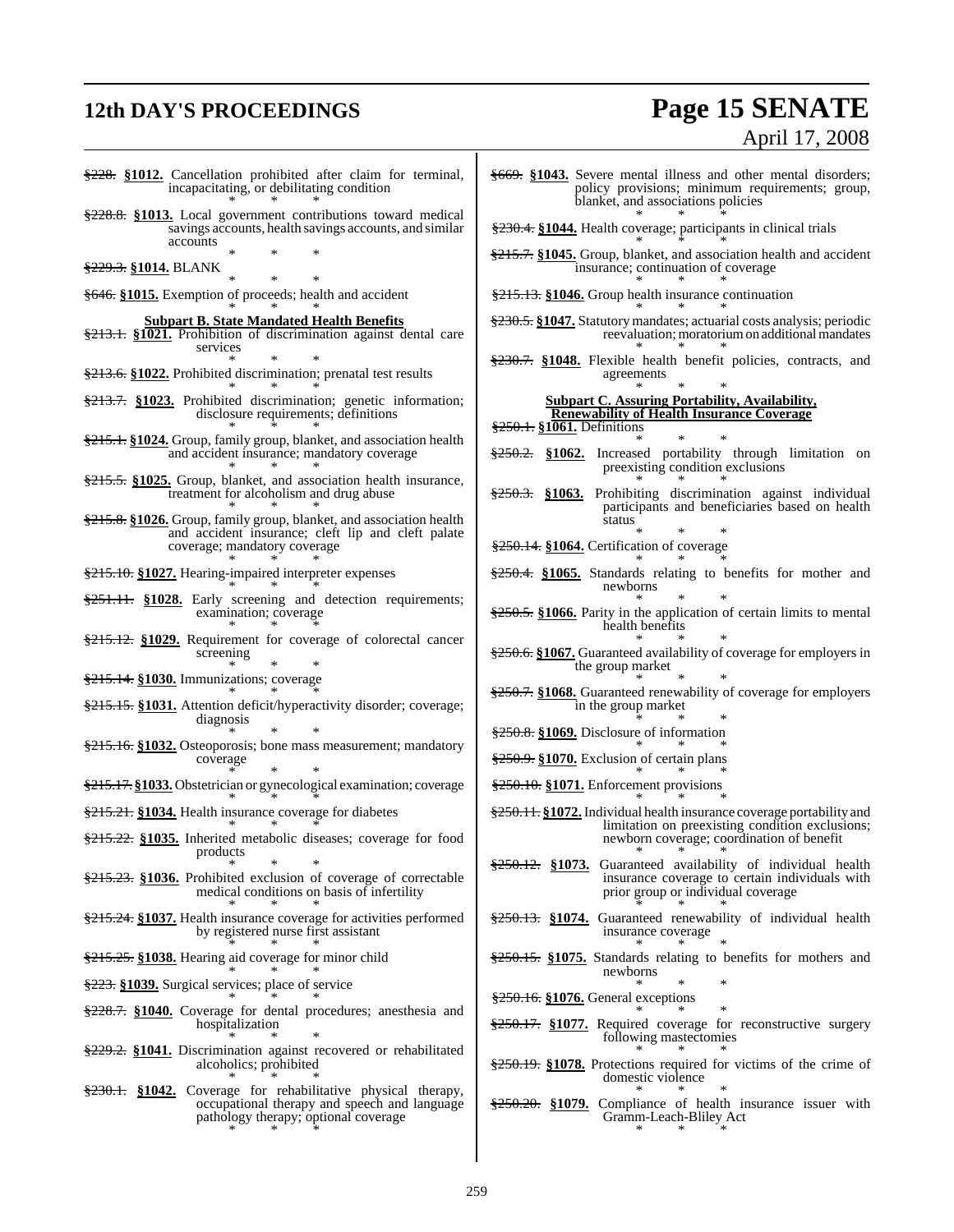~~§228.~~ **§1012.** Cancellation prohibited after claim for terminal, incapacitating, or debilitating condition

\* \* \*

~~§228.8.~~ **§1013.** Local government contributions toward medical savings accounts, health savings accounts, and similar accounts

\* \* \*

~~§229.3.~~ **§1014.** BLANK

\* \* \*

~~§646.~~ **§1015.** Exemption of proceeds; health and accident

\* \* \*

**Subpart B. State Mandated Health Benefits**

~~§213.1.~~ **§1021.** Prohibition of discrimination against dental care services

\* \* \*

~~§213.6.~~ **§1022.** Prohibited discrimination; prenatal test results

\* \* \*

~~§213.7.~~ **§1023.** Prohibited discrimination; genetic information; disclosure requirements; definitions

\* \* \*

~~§215.1.~~ **§1024.** Group, family group, blanket, and association health and accident insurance; mandatory coverage

\* \* \*

~~§215.5.~~ **§1025.** Group, blanket, and association health insurance, treatment for alcoholism and drug abuse

\* \* \*

~~§215.8.~~ **§1026.** Group, family group, blanket, and association health and accident insurance; cleft lip and cleft palate coverage; mandatory coverage

\* \* \*

~~§215.10.~~ **§1027.** Hearing-impaired interpreter expenses

\* \* \*

~~§251.11.~~ **§1028.** Early screening and detection requirements; examination; coverage

\* \* \*

~~§215.12.~~ **§1029.** Requirement for coverage of colorectal cancer screening

\* \* \*

~~§215.14.~~ **§1030.** Immunizations; coverage

\* \* \*

~~§215.15.~~ **§1031.** Attention deficit/hyperactivity disorder; coverage; diagnosis

\* \* \*

~~§215.16.~~ **§1032.** Osteoporosis; bone mass measurement; mandatory coverage

\* \* \*

~~§215.17.~~ **§1033.** Obstetrician or gynecological examination; coverage

\* \* \*

~~§215.21.~~ **§1034.** Health insurance coverage for diabetes

\* \* \*

~~§215.22.~~ **§1035.** Inherited metabolic diseases; coverage for food products

\* \* \*

~~§215.23.~~ **§1036.** Prohibited exclusion of coverage of correctable medical conditions on basis of infertility

\* \* \*

~~§215.24.~~ **§1037.** Health insurance coverage for activities performed by registered nurse first assistant

\* \* \*

~~§215.25.~~ **§1038.** Hearing aid coverage for minor child

\* \* \*

~~§223.~~ **§1039.** Surgical services; place of service

\* \* \*

~~§228.7.~~ **§1040.** Coverage for dental procedures; anesthesia and hospitalization

\* \* \*

~~§229.2.~~ **§1041.** Discrimination against recovered or rehabilitated alcoholics; prohibited

\* \* \*

~~§230.1.~~ **§1042.** Coverage for rehabilitative physical therapy, occupational therapy and speech and language pathology therapy; optional coverage

\* \* \*

~~§669.~~ **§1043.** Severe mental illness and other mental disorders; policy provisions; minimum requirements; group, blanket, and associations policies

\* \* \*

~~§230.4.~~ **§1044.** Health coverage; participants in clinical trials

\* \* \*

~~§215.7.~~ **§1045.** Group, blanket, and association health and accident insurance; continuation of coverage

\* \* \*

~~§215.13.~~ **§1046.** Group health insurance continuation

\* \* \*

~~§230.5.~~ **§1047.** Statutory mandates; actuarial costs analysis; periodic reevaluation; moratorium on additional mandates

\* \* \*

~~§230.7.~~ **§1048.** Flexible health benefit policies, contracts, and agreements

\* \* \*

**Subpart C. Assuring Portability, Availability, Renewability of Health Insurance Coverage**

~~§250.1.~~ **§1061.** Definitions

\* \* \*

~~§250.2.~~ **§1062.** Increased portability through limitation on preexisting condition exclusions

\* \* \*

~~§250.3.~~ **§1063.** Prohibiting discrimination against individual participants and beneficiaries based on health status

\* \* \*

~~§250.14.~~ **§1064.** Certification of coverage

\* \* \*

~~§250.4.~~ **§1065.** Standards relating to benefits for mother and newborns

\* \* \*

~~§250.5.~~ **§1066.** Parity in the application of certain limits to mental health benefits

\* \* \*

~~§250.6.~~ **§1067.** Guaranteed availability of coverage for employers in the group market

\* \* \*

~~§250.7.~~ **§1068.** Guaranteed renewability of coverage for employers in the group market

\* \* \*

~~§250.8.~~ **§1069.** Disclosure of information

\* \* \*

~~§250.9.~~ **§1070.** Exclusion of certain plans

\* \* \*

~~§250.10.~~ **§1071.** Enforcement provisions

\* \* \*

~~§250.11.~~ **§1072.** Individual health insurance coverage portability and limitation on preexisting condition exclusions; newborn coverage; coordination of benefit

\* \* \*

~~§250.12.~~ **§1073.** Guaranteed availability of individual health insurance coverage to certain individuals with prior group or individual coverage

\* \* \*

~~§250.13.~~ **§1074.** Guaranteed renewability of individual health insurance coverage

\* \* \*

~~§250.15.~~ **§1075.** Standards relating to benefits for mothers and newborns

\* \* \*

~~§250.16.~~ **§1076.** General exceptions

\* \* \*

~~§250.17.~~ **§1077.** Required coverage for reconstructive surgery following mastectomies

\* \* \*

~~§250.19.~~ **§1078.** Protections required for victims of the crime of domestic violence

\* \* \*

~~§250.20.~~ **§1079.** Compliance of health insurance issuer with Gramm-Leach-Bliley Act

\* \* \*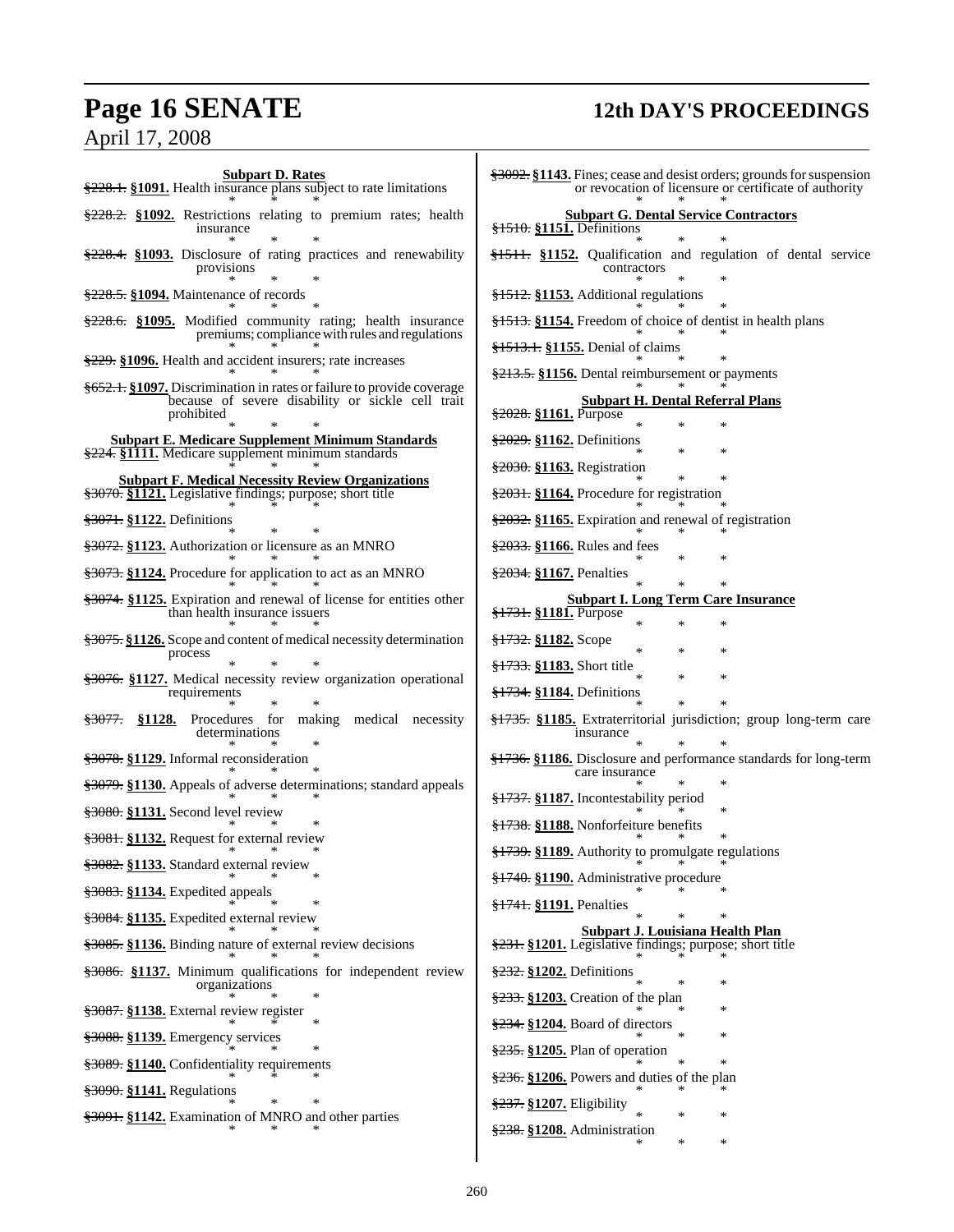**Subpart D. Rates**

~~§228.1.~~ **§1091.** Health insurance plans subject to rate limitations

\* \* \*

~~§228.2.~~ **§1092.** Restrictions relating to premium rates; health insurance

\* \* \*

~~§228.4.~~ **§1093.** Disclosure of rating practices and renewability provisions

\* \* \*

~~§228.5.~~ **§1094.** Maintenance of records

\* \* \*

~~§228.6.~~ **§1095.** Modified community rating; health insurance premiums; compliance with rules and regulations

\* \* \*

~~§229.~~ **§1096.** Health and accident insurers; rate increases

\* \* \*

~~§652.1.~~ **§1097.** Discrimination in rates or failure to provide coverage because of severe disability or sickle cell trait prohibited

\* \* \*

**Subpart E. Medicare Supplement Minimum Standards**

~~§224.~~ **§1111.** Medicare supplement minimum standards

\* \* \*

**Subpart F. Medical Necessity Review Organizations**

~~§3070.~~ **§1121.** Legislative findings; purpose; short title

\* \* \*

~~§3071.~~ **§1122.** Definitions

\* \* \*

~~§3072.~~ **§1123.** Authorization or licensure as an MNRO

\* \* \*

~~§3073.~~ **§1124.** Procedure for application to act as an MNRO

\* \* \*

~~§3074.~~ **§1125.** Expiration and renewal of license for entities other than health insurance issuers

\* \* \*

~~§3075.~~ **§1126.** Scope and content of medical necessity determination process

\* \* \*

~~§3076.~~ **§1127.** Medical necessity review organization operational requirements

\* \* \*

~~§3077.~~ **§1128.** Procedures for making medical necessity determinations

\* \* \*

~~§3078.~~ **§1129.** Informal reconsideration

\* \* \*

~~§3079.~~ **§1130.** Appeals of adverse determinations; standard appeals

\* \* \*

~~§3080.~~ **§1131.** Second level review

\* \* \*

~~§3081.~~ **§1132.** Request for external review

\* \* \*

~~§3082.~~ **§1133.** Standard external review

\* \* \*

~~§3083.~~ **§1134.** Expedited appeals

\* \* \*

~~§3084.~~ **§1135.** Expedited external review

\* \* \*

~~§3085.~~ **§1136.** Binding nature of external review decisions

\* \* \*

~~§3086.~~ **§1137.** Minimum qualifications for independent review organizations

\* \* \*

~~§3087.~~ **§1138.** External review register

\* \* \*

~~§3088.~~ **§1139.** Emergency services

\* \* \*

~~§3089.~~ **§1140.** Confidentiality requirements

\* \* \*

~~§3090.~~ **§1141.** Regulations

\* \* \*

~~§3091.~~ **§1142.** Examination of MNRO and other parties

\* \* \*

~~§3092.~~ **§1143.** Fines; cease and desist orders; grounds for suspension or revocation of licensure or certificate of authority

\* \* \*

**Subpart G. Dental Service Contractors**

~~§1510.~~ **§1151.** Definitions

\* \* \*

~~§1511.~~ **§1152.** Qualification and regulation of dental service contractors

\* \* \*

~~§1512.~~ **§1153.** Additional regulations

\* \* \*

~~§1513.~~ **§1154.** Freedom of choice of dentist in health plans

\* \* \*

~~§1513.1.~~ **§1155.** Denial of claims

\* \* \*

~~§213.5.~~ **§1156.** Dental reimbursement or payments

\* \* \*

**Subpart H. Dental Referral Plans**

~~§2028.~~ **§1161.** Purpose

\* \* \*

~~§2029.~~ **§1162.** Definitions

\* \* \*

~~§2030.~~ **§1163.** Registration

\* \* \*

~~§2031.~~ **§1164.** Procedure for registration

\* \* \*

~~§2032.~~ **§1165.** Expiration and renewal of registration

\* \* \*

~~§2033.~~ **§1166.** Rules and fees

\* \* \*

~~§2034.~~ **§1167.** Penalties

\* \* \*

**Subpart I. Long Term Care Insurance**

~~§1731.~~ **§1181.** Purpose

\* \* \*

~~§1732.~~ **§1182.** Scope

\* \* \*

~~§1733.~~ **§1183.** Short title

\* \* \*

~~§1734.~~ **§1184.** Definitions

\* \* \*

~~§1735.~~ **§1185.** Extraterritorial jurisdiction; group long-term care insurance

\* \* \*

~~§1736.~~ **§1186.** Disclosure and performance standards for long-term care insurance

\* \* \*

~~§1737.~~ **§1187.** Incontestability period

\* \* \*

~~§1738.~~ **§1188.** Nonforfeiture benefits

\* \* \*

~~§1739.~~ **§1189.** Authority to promulgate regulations

\* \* \*

~~§1740.~~ **§1190.** Administrative procedure

\* \* \*

~~§1741.~~ **§1191.** Penalties

\* \* \*

**Subpart J. Louisiana Health Plan**

~~§231.~~ **§1201.** Legislative findings; purpose; short title

\* \* \*

~~§232.~~ **§1202.** Definitions

\* \* \*

~~§233.~~ **§1203.** Creation of the plan

\* \* \*

~~§234.~~ **§1204.** Board of directors

\* \* \*

~~§235.~~ **§1205.** Plan of operation

\* \* \*

~~§236.~~ **§1206.** Powers and duties of the plan

\* \* \*

~~§237.~~ **§1207.** Eligibility

\* \* \*

~~§238.~~ **§1208.** Administration

\* \* \*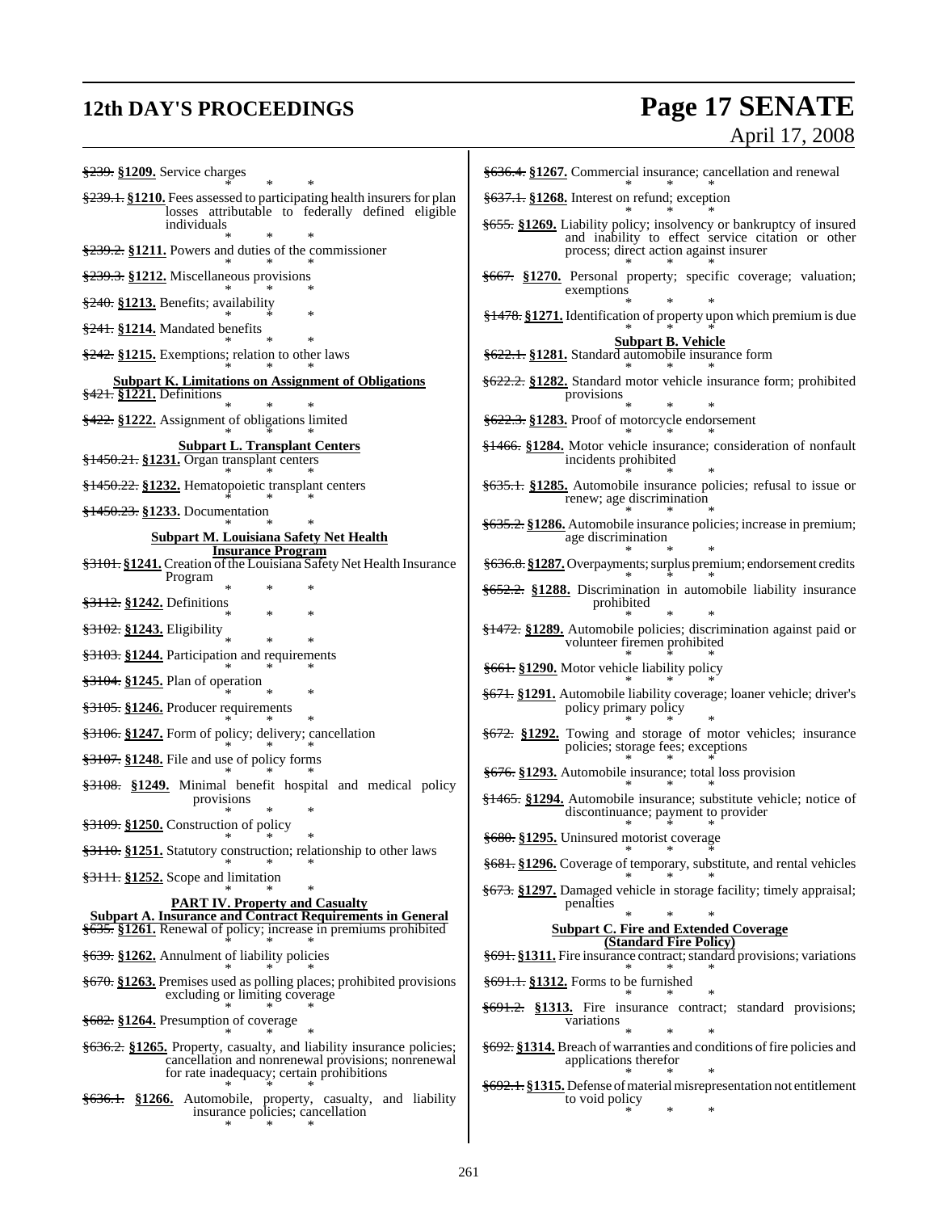~~§239.~~ **§1209.** Service charges

\* \* \*

~~§239.1.~~ **§1210.** Fees assessed to participating health insurers for plan losses attributable to federally defined eligible individuals

\* \* \*

~~§239.2.~~ **§1211.** Powers and duties of the commissioner

\* \* \*

~~§239.3.~~ **§1212.** Miscellaneous provisions

\* \* \*

~~§240.~~ **§1213.** Benefits; availability

\* \* \*

~~§241.~~ **§1214.** Mandated benefits

\* \* \*

~~§242.~~ **§1215.** Exemptions; relation to other laws

\* \* \*

**Subpart K. Limitations on Assignment of Obligations**

~~§421.~~ **§1221.** Definitions

\* \* \*

~~§422.~~ **§1222.** Assignment of obligations limited

\* \* \*

**Subpart L. Transplant Centers**

~~§1450.21.~~ **§1231.** Organ transplant centers

\* \* \*

~~§1450.22.~~ **§1232.** Hematopoietic transplant centers

\* \* \*

~~§1450.23.~~ **§1233.** Documentation

\* \* \*

**Subpart M. Louisiana Safety Net Health Insurance Program**

~~§3101.~~ **§1241.** Creation of the Louisiana Safety Net Health Insurance Program

\* \* \*

~~§3112.~~ **§1242.** Definitions

\* \* \*

~~§3102.~~ **§1243.** Eligibility

\* \* \*

~~§3103.~~ **§1244.** Participation and requirements

\* \* \*

~~§3104.~~ **§1245.** Plan of operation

\* \* \*

~~§3105.~~ **§1246.** Producer requirements

\* \* \*

~~§3106.~~ **§1247.** Form of policy; delivery; cancellation

\* \* \*

~~§3107.~~ **§1248.** File and use of policy forms

\* \* \*

~~§3108.~~ **§1249.** Minimal benefit hospital and medical policy provisions

\* \* \*

~~§3109.~~ **§1250.** Construction of policy

\* \* \*

~~§3110.~~ **§1251.** Statutory construction; relationship to other laws

\* \* \*

~~§3111.~~ **§1252.** Scope and limitation

\* \* \*

**PART IV. Property and Casualty**

**Subpart A. Insurance and Contract Requirements in General**

~~§635.~~ **§1261.** Renewal of policy; increase in premiums prohibited

\* \* \*

~~§639.~~ **§1262.** Annulment of liability policies

\* \* \*

~~§670.~~ **§1263.** Premises used as polling places; prohibited provisions excluding or limiting coverage

\* \* \*

~~§682.~~ **§1264.** Presumption of coverage

\* \* \*

~~§636.2.~~ **§1265.** Property, casualty, and liability insurance policies; cancellation and nonrenewal provisions; nonrenewal for rate inadequacy; certain prohibitions

\* \* \*

~~§636.1.~~ **§1266.** Automobile, property, casualty, and liability insurance policies; cancellation

\* \* \*

~~§636.4.~~ **§1267.** Commercial insurance; cancellation and renewal

\* \* \*

~~§637.1.~~ **§1268.** Interest on refund; exception

\* \* \*

~~§655.~~ **§1269.** Liability policy; insolvency or bankruptcy of insured and inability to effect service citation or other process; direct action against insurer

\* \* \*

~~§667.~~ **§1270.** Personal property; specific coverage; valuation; exemptions

\* \* \*

~~§1478.~~ **§1271.** Identification of property upon which premium is due

\* \* \*

**Subpart B. Vehicle**

~~§622.1.~~ **§1281.** Standard automobile insurance form

\* \* \*

~~§622.2.~~ **§1282.** Standard motor vehicle insurance form; prohibited provisions

\* \* \*

~~§622.3.~~ **§1283.** Proof of motorcycle endorsement

\* \* \*

~~§1466.~~ **§1284.** Motor vehicle insurance; consideration of nonfault incidents prohibited

\* \* \*

~~§635.1.~~ **§1285.** Automobile insurance policies; refusal to issue or renew; age discrimination

\* \* \*

~~§635.2.~~ **§1286.** Automobile insurance policies; increase in premium; age discrimination

\* \* \*

~~§636.8.~~ **§1287.** Overpayments; surplus premium; endorsement credits

\* \* \*

~~§652.2.~~ **§1288.** Discrimination in automobile liability insurance prohibited

\* \* \*

~~§1472.~~ **§1289.** Automobile policies; discrimination against paid or volunteer firemen prohibited

\* \* \*

~~§661.~~ **§1290.** Motor vehicle liability policy

\* \* \*

~~§671.~~ **§1291.** Automobile liability coverage; loaner vehicle; driver's policy primary policy

\* \* \*

~~§672.~~ **§1292.** Towing and storage of motor vehicles; insurance policies; storage fees; exceptions

\* \* \*

~~§676.~~ **§1293.** Automobile insurance; total loss provision

\* \* \*

~~§1465.~~ **§1294.** Automobile insurance; substitute vehicle; notice of discontinuance; payment to provider

\* \* \*

~~§680.~~ **§1295.** Uninsured motorist coverage

\* \* \*

~~§681.~~ **§1296.** Coverage of temporary, substitute, and rental vehicles

\* \* \*

~~§673.~~ **§1297.** Damaged vehicle in storage facility; timely appraisal; penalties

\* \* \*

**Subpart C. Fire and Extended Coverage (Standard Fire Policy)**

~~§691.~~ **§1311.** Fire insurance contract; standard provisions; variations

\* \* \*

~~§691.1.~~ **§1312.** Forms to be furnished

\* \* \*

~~§691.2.~~ **§1313.** Fire insurance contract; standard provisions; variations

\* \* \*

~~§692.~~ **§1314.** Breach of warranties and conditions of fire policies and applications therefor

\* \* \*

~~§692.1.~~ **§1315.** Defense of material misrepresentation not entitlement to void policy

\* \* \*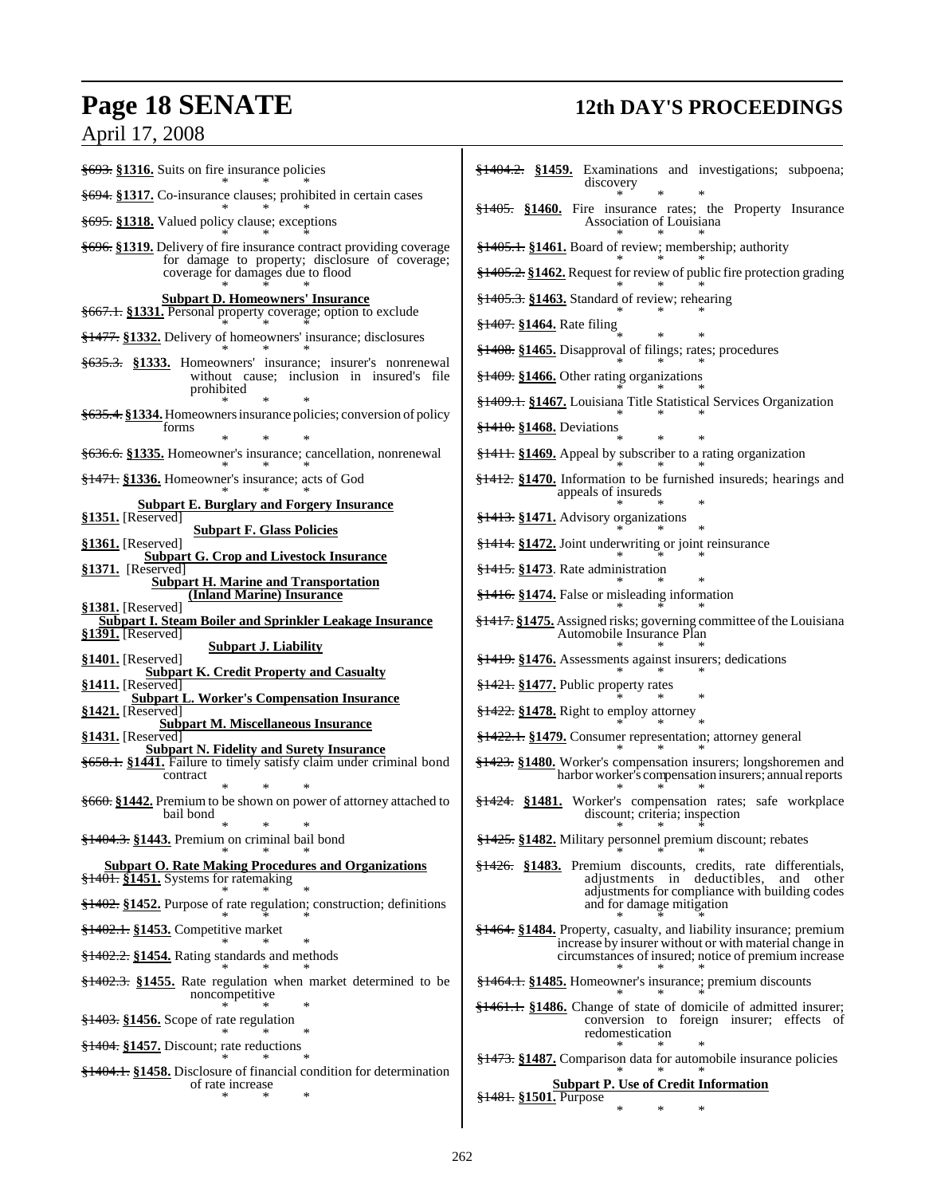~~§693.~~ **§1316.** Suits on fire insurance policies

\* \* \*

~~§694.~~ **§1317.** Co-insurance clauses; prohibited in certain cases

\* \* \*

~~§695.~~ **§1318.** Valued policy clause; exceptions

\* \* \*

~~§696.~~ **§1319.** Delivery of fire insurance contract providing coverage for damage to property; disclosure of coverage; coverage for damages due to flood

\* \* \*

**Subpart D. Homeowners' Insurance**

~~§667.1.~~ **§1331.** Personal property coverage; option to exclude

\* \* \*

~~§1477.~~ **§1332.** Delivery of homeowners' insurance; disclosures

\* \* \*

~~§635.3.~~ **§1333.** Homeowners' insurance; insurer's nonrenewal without cause; inclusion in insured's file prohibited

\* \* \*

~~§635.4.~~ **§1334.** Homeowners insurance policies; conversion of policy forms

\* \* \*

~~§636.6.~~ **§1335.** Homeowner's insurance; cancellation, nonrenewal

\* \* \*

~~§1471.~~ **§1336.** Homeowner's insurance; acts of God

\* \* \*

**Subpart E. Burglary and Forgery Insurance**

**§1351.** [Reserved]

**Subpart F. Glass Policies**

**§1361.** [Reserved]

**Subpart G. Crop and Livestock Insurance**

**§1371.** [Reserved]

**Subpart H. Marine and Transportation (Inland Marine) Insurance**

**§1381.** [Reserved]

**Subpart I. Steam Boiler and Sprinkler Leakage Insurance**

**§1391.** [Reserved]

**Subpart J. Liability**

**§1401.** [Reserved]

**Subpart K. Credit Property and Casualty**

**§1411.** [Reserved]

**Subpart L. Worker's Compensation Insurance**

**§1421.** [Reserved]

**Subpart M. Miscellaneous Insurance**

**§1431.** [Reserved]

**Subpart N. Fidelity and Surety Insurance**

~~§658.1.~~ **§1441.** Failure to timely satisfy claim under criminal bond contract

\* \* \*

~~§660.~~ **§1442.** Premium to be shown on power of attorney attached to bail bond

\* \* \*

~~§1404.3.~~ **§1443.** Premium on criminal bail bond

\* \* \*

**Subpart O. Rate Making Procedures and Organizations**

~~§1401.~~ **§1451.** Systems for ratemaking

\* \* \*

~~§1402.~~ **§1452.** Purpose of rate regulation; construction; definitions

\* \* \*

~~§1402.1.~~ **§1453.** Competitive market

\* \* \*

~~§1402.2.~~ **§1454.** Rating standards and methods

\* \* \*

~~§1402.3.~~ **§1455.** Rate regulation when market determined to be noncompetitive

\* \* \*

~~§1403.~~ **§1456.** Scope of rate regulation

\* \* \*

~~§1404.~~ **§1457.** Discount; rate reductions

\* \* \*

~~§1404.1.~~ **§1458.** Disclosure of financial condition for determination of rate increase

\* \* \*

~~§1404.2.~~ **§1459.** Examinations and investigations; subpoena; discovery

\* \* \*

~~§1405.~~ **§1460.** Fire insurance rates; the Property Insurance Association of Louisiana

\* \* \*

~~§1405.1.~~ **§1461.** Board of review; membership; authority

\* \* \*

~~§1405.2.~~ **§1462.** Request for review of public fire protection grading

\* \* \*

~~§1405.3.~~ **§1463.** Standard of review; rehearing

\* \* \*

~~§1407.~~ **§1464.** Rate filing

\* \* \*

~~§1408.~~ **§1465.** Disapproval of filings; rates; procedures

\* \* \*

~~§1409.~~ **§1466.** Other rating organizations

\* \* \*

~~§1409.1.~~ **§1467.** Louisiana Title Statistical Services Organization

\* \* \*

~~§1410.~~ **§1468.** Deviations

\* \* \*

~~§1411.~~ **§1469.** Appeal by subscriber to a rating organization

\* \* \*

~~§1412.~~ **§1470.** Information to be furnished insureds; hearings and appeals of insureds

\* \* \*

~~§1413.~~ **§1471.** Advisory organizations

\* \* \*

~~§1414.~~ **§1472.** Joint underwriting or joint reinsurance

\* \* \*

~~§1415.~~ **§1473**. Rate administration

\* \* \*

~~§1416.~~ **§1474.** False or misleading information

\* \* \*

~~§1417.~~ **§1475.** Assigned risks; governing committee of the Louisiana Automobile Insurance Plan

\* \* \*

~~§1419.~~ **§1476.** Assessments against insurers; dedications

\* \* \*

~~§1421.~~ **§1477.** Public property rates

\* \* \*

~~§1422.~~ **§1478.** Right to employ attorney

\* \* \*

~~§1422.1.~~ **§1479.** Consumer representation; attorney general

\* \* \*

~~§1423.~~ **§1480.** Worker's compensation insurers; longshoremen and harbor worker's compensation insurers; annual reports

\* \* \*

~~§1424.~~ **§1481.** Worker's compensation rates; safe workplace discount; criteria; inspection

\* \* \*

~~§1425.~~ **§1482.** Military personnel premium discount; rebates

\* \* \*

~~§1426.~~ **§1483.** Premium discounts, credits, rate differentials, adjustments in deductibles, and other adjustments for compliance with building codes and for damage mitigation

\* \* \*

~~§1464.~~ **§1484.** Property, casualty, and liability insurance; premium increase by insurer without or with material change in circumstances of insured; notice of premium increase

\* \* \*

~~§1464.1.~~ **§1485.** Homeowner's insurance; premium discounts

\* \* \*

~~§1461.1.~~ **§1486.** Change of state of domicile of admitted insurer; conversion to foreign insurer; effects of redomestication

\* \* \*

~~§1473.~~ **§1487.** Comparison data for automobile insurance policies

\* \* \*

**Subpart P. Use of Credit Information**

~~§1481.~~ **§1501.** Purpose

\* \* \*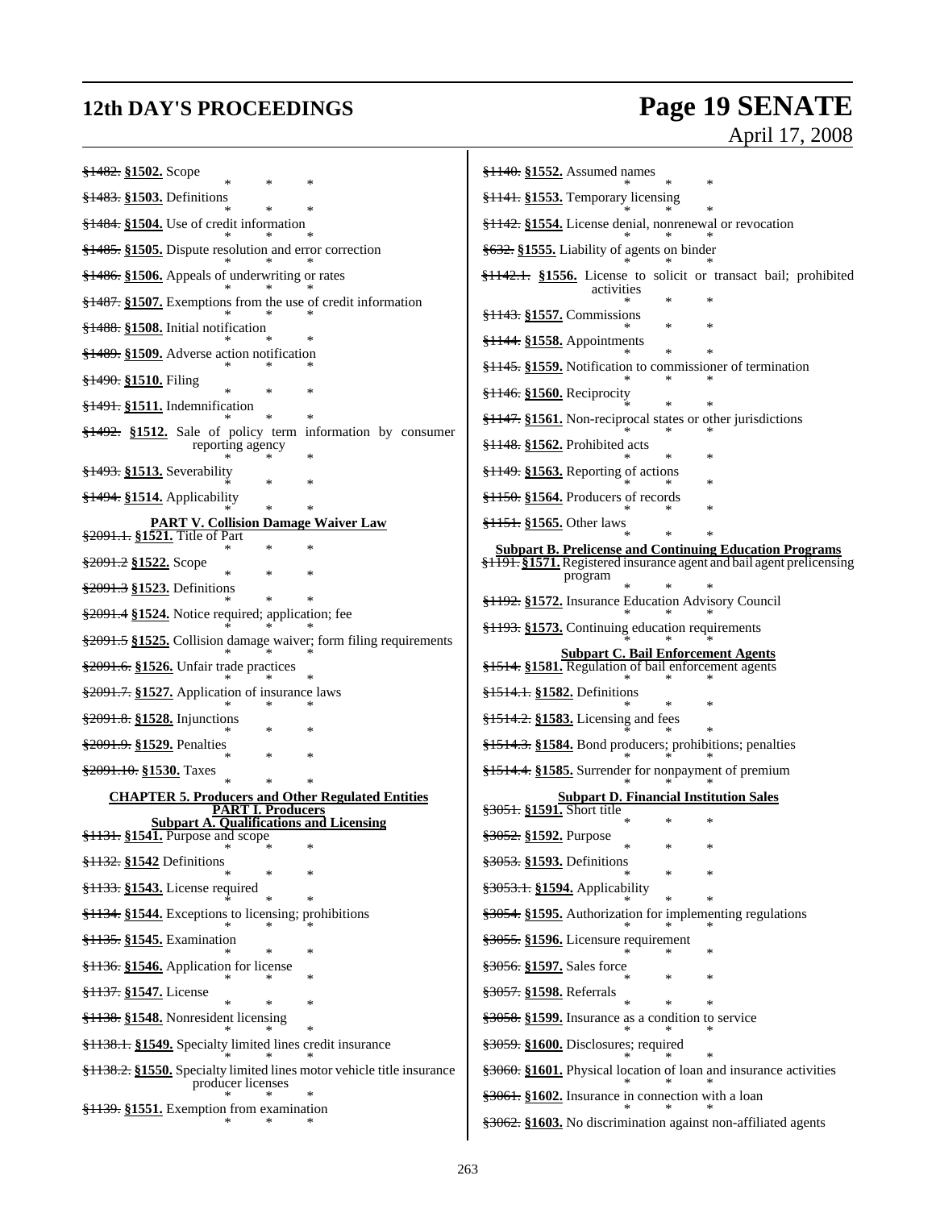~~§1482.~~ **§1502.** Scope

\* \* \*

~~§1483.~~ **§1503.** Definitions

\* \* \*

~~§1484.~~ **§1504.** Use of credit information

\* \* \*

~~§1485.~~ **§1505.** Dispute resolution and error correction

\* \* \*

~~§1486.~~ **§1506.** Appeals of underwriting or rates

\* \* \*

~~§1487.~~ **§1507.** Exemptions from the use of credit information

\* \* \*

~~§1488.~~ **§1508.** Initial notification

\* \* \*

~~§1489.~~ **§1509.** Adverse action notification

\* \* \*

~~§1490.~~ **§1510.** Filing

\* \* \*

~~§1491.~~ **§1511.** Indemnification

\* \* \*

~~§1492.~~ **§1512.** Sale of policy term information by consumer reporting agency

\* \* \*

~~§1493.~~ **§1513.** Severability

\* \* \*

~~§1494.~~ **§1514.** Applicability

\* \* \*

**PART V. Collision Damage Waiver Law**

~~§2091.1.~~ **§1521.** Title of Part

\* \* \*

~~§2091.2~~ **§1522.** Scope

\* \* \*

~~§2091.3~~ **§1523.** Definitions

\* \* \*

~~§2091.4~~ **§1524.** Notice required; application; fee

\* \* \*

~~§2091.5~~ **§1525.** Collision damage waiver; form filing requirements

\* \* \*

~~§2091.6.~~ **§1526.** Unfair trade practices

\* \* \*

~~§2091.7.~~ **§1527.** Application of insurance laws

\* \* \*

~~§2091.8.~~ **§1528.** Injunctions

\* \* \*

~~§2091.9.~~ **§1529.** Penalties

\* \* \*

~~§2091.10.~~ **§1530.** Taxes

\* \* \*

**CHAPTER 5. Producers and Other Regulated Entities**

**PART I. Producers**

**Subpart A. Qualifications and Licensing**

~~§1131.~~ **§1541.** Purpose and scope

\* \* \*

~~§1132.~~ **§1542** Definitions

\* \* \*

~~§1133.~~ **§1543.** License required

\* \* \*

~~§1134.~~ **§1544.** Exceptions to licensing; prohibitions

\* \* \*

~~§1135.~~ **§1545.** Examination

\* \* \*

~~§1136.~~ **§1546.** Application for license

\* \* \*

~~§1137.~~ **§1547.** License

\* \* \*

~~§1138.~~ **§1548.** Nonresident licensing

\* \* \*

~~§1138.1.~~ **§1549.** Specialty limited lines credit insurance

\* \* \*

~~§1138.2.~~ **§1550.** Specialty limited lines motor vehicle title insurance producer licenses

\* \* \*

~~§1139.~~ **§1551.** Exemption from examination

\* \* \*

~~§1140.~~ **§1552.** Assumed names

\* \* \*

~~§1141.~~ **§1553.** Temporary licensing

\* \* \*

~~§1142.~~ **§1554.** License denial, nonrenewal or revocation

\* \* \*

~~§632.~~ **§1555.** Liability of agents on binder

\* \* \*

~~§1142.1.~~ **§1556.** License to solicit or transact bail; prohibited activities

\* \* \*

~~§1143.~~ **§1557.** Commissions

\* \* \*

~~§1144.~~ **§1558.** Appointments

\* \* \*

~~§1145.~~ **§1559.** Notification to commissioner of termination

\* \* \*

~~§1146.~~ **§1560.** Reciprocity

\* \* \*

~~§1147.~~ **§1561.** Non-reciprocal states or other jurisdictions

\* \* \*

~~§1148.~~ **§1562.** Prohibited acts

\* \* \*

~~§1149.~~ **§1563.** Reporting of actions

\* \* \*

~~§1150.~~ **§1564.** Producers of records

\* \* \*

~~§1151.~~ **§1565.** Other laws

\* \* \*

**Subpart B. Prelicense and Continuing Education Programs**

~~§1191.~~ **§1571.** Registered insurance agent and bail agent prelicensing program

\* \* \*

~~§1192.~~ **§1572.** Insurance Education Advisory Council

\* \* \*

~~§1193.~~ **§1573.** Continuing education requirements

\* \* \*

**Subpart C. Bail Enforcement Agents**

~~§1514.~~ **§1581.** Regulation of bail enforcement agents

\* \* \*

~~§1514.1.~~ **§1582.** Definitions

\* \* \*

~~§1514.2.~~ **§1583.** Licensing and fees

\* \* \*

~~§1514.3.~~ **§1584.** Bond producers; prohibitions; penalties

\* \* \*

~~§1514.4.~~ **§1585.** Surrender for nonpayment of premium

\* \* \*

**Subpart D. Financial Institution Sales**

~~§3051.~~ **§1591.** Short title

\* \* \*

~~§3052.~~ **§1592.** Purpose

\* \* \*

~~§3053.~~ **§1593.** Definitions

\* \* \*

~~§3053.1.~~ **§1594.** Applicability

\* \* \*

~~§3054.~~ **§1595.** Authorization for implementing regulations

\* \* \*

~~§3055.~~ **§1596.** Licensure requirement

\* \* \*

~~§3056.~~ **§1597.** Sales force

\* \* \*

~~§3057.~~ **§1598.** Referrals

\* \* \*

~~§3058.~~ **§1599.** Insurance as a condition to service

\* \* \*

~~§3059.~~ **§1600.** Disclosures; required

\* \* \*

~~§3060.~~ **§1601.** Physical location of loan and insurance activities

\* \* \*

~~§3061.~~ **§1602.** Insurance in connection with a loan

\* \* \*

~~§3062.~~ **§1603.** No discrimination against non-affiliated agents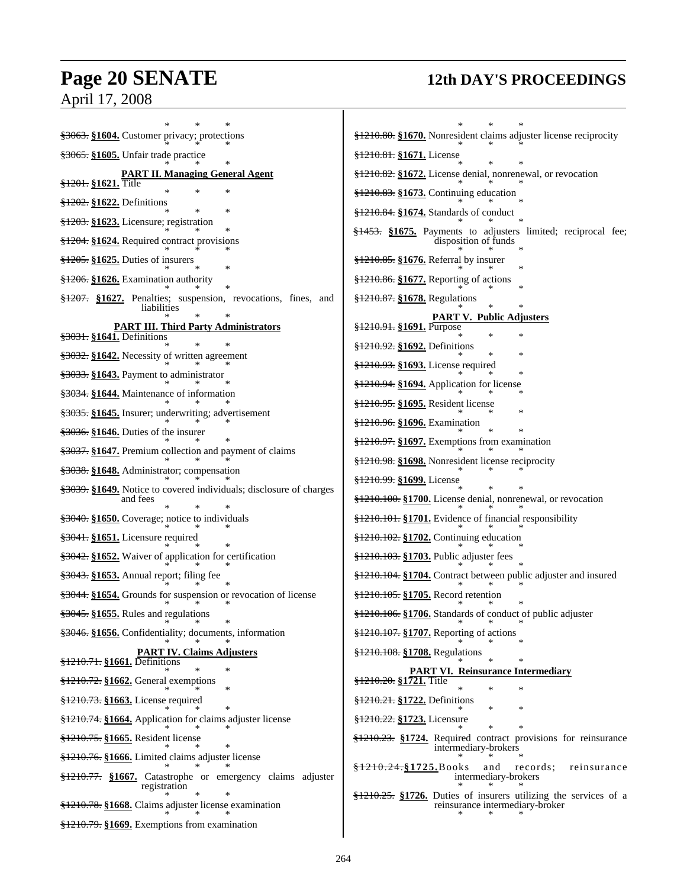\* \* \*

~~§3063.~~ **§1604.** Customer privacy; protections

\* \* \*

~~§3065.~~ **§1605.** Unfair trade practice

\* \* \*

**PART II. Managing General Agent**

~~§1201.~~ **§1621.** Title

\* \* \*

~~§1202.~~ **§1622.** Definitions

\* \* \*

~~§1203.~~ **§1623.** Licensure; registration

\* \* \*

~~§1204.~~ **§1624.** Required contract provisions

\* \* \*

~~§1205.~~ **§1625.** Duties of insurers

\* \* \*

~~§1206.~~ **§1626.** Examination authority

\* \* \*

~~§1207.~~ **§1627.** Penalties; suspension, revocations, fines, and liabilities

\* \* \*

**PART III. Third Party Administrators**

~~§3031.~~ **§1641.** Definitions

\* \* \*

~~§3032.~~ **§1642.** Necessity of written agreement

\* \* \*

~~§3033.~~ **§1643.** Payment to administrator

\* \* \*

~~§3034.~~ **§1644.** Maintenance of information

\* \* \*

~~§3035.~~ **§1645.** Insurer; underwriting; advertisement

\* \* \*

~~§3036.~~ **§1646.** Duties of the insurer

\* \* \*

~~§3037.~~ **§1647.** Premium collection and payment of claims

\* \* \*

~~§3038.~~ **§1648.** Administrator; compensation

\* \* \*

~~§3039.~~ **§1649.** Notice to covered individuals; disclosure of charges and fees

\* \* \*

~~§3040.~~ **§1650.** Coverage; notice to individuals

\* \* \*

~~§3041.~~ **§1651.** Licensure required

\* \* \*

~~§3042.~~ **§1652.** Waiver of application for certification

\* \* \*

~~§3043.~~ **§1653.** Annual report; filing fee

\* \* \*

~~§3044.~~ **§1654.** Grounds for suspension or revocation of license

\* \* \*

~~§3045.~~ **§1655.** Rules and regulations

\* \* \*

~~§3046.~~ **§1656.** Confidentiality; documents, information

\* \* \*

**PART IV. Claims Adjusters**

~~§1210.71.~~ **§1661.** Definitions

\* \* \*

~~§1210.72.~~ **§1662.** General exemptions

\* \* \*

~~§1210.73.~~ **§1663.** License required

\* \* \*

~~§1210.74.~~ **§1664.** Application for claims adjuster license

\* \* \*

~~§1210.75.~~ **§1665.** Resident license

\* \* \*

~~§1210.76.~~ **§1666.** Limited claims adjuster license

\* \* \*

~~§1210.77.~~ **§1667.** Catastrophe or emergency claims adjuster registration

\* \* \*

~~§1210.78.~~ **§1668.** Claims adjuster license examination

\* \* \*

~~§1210.79.~~ **§1669.** Exemptions from examination

\* \* \*

~~§1210.80.~~ **§1670.** Nonresident claims adjuster license reciprocity

\* \* \*

~~§1210.81.~~ **§1671.** License

\* \* \*

~~§1210.82.~~ **§1672.** License denial, nonrenewal, or revocation

\* \* \*

~~§1210.83.~~ **§1673.** Continuing education

\* \* \*

~~§1210.84.~~ **§1674.** Standards of conduct

\* \* \*

~~§1453.~~ **§1675.** Payments to adjusters limited; reciprocal fee; disposition of funds

\* \* \*

~~§1210.85.~~ **§1676.** Referral by insurer

\* \* \*

~~§1210.86.~~ **§1677.** Reporting of actions

\* \* \*

~~§1210.87.~~ **§1678.** Regulations

\* \* \*

**PART V. Public Adjusters**

~~§1210.91.~~ **§1691.** Purpose

\* \* \*

~~§1210.92.~~ **§1692.** Definitions

\* \* \*

~~§1210.93.~~ **§1693.** License required

\* \* \*

~~§1210.94.~~ **§1694.** Application for license

\* \* \*

~~§1210.95.~~ **§1695.** Resident license

\* \* \*

~~§1210.96.~~ **§1696.** Examination

\* \* \*

~~§1210.97.~~ **§1697.** Exemptions from examination

\* \* \*

~~§1210.98.~~ **§1698.** Nonresident license reciprocity

\* \* \*

~~§1210.99.~~ **§1699.** License

\* \* \*

~~§1210.100.~~ **§1700.** License denial, nonrenewal, or revocation

\* \* \*

~~§1210.101.~~ **§1701.** Evidence of financial responsibility

\* \* \*

~~§1210.102.~~ **§1702.** Continuing education

\* \* \*

~~§1210.103.~~ **§1703.** Public adjuster fees

\* \* \*

~~§1210.104.~~ **§1704.** Contract between public adjuster and insured

\* \* \*

~~§1210.105.~~ **§1705.** Record retention

\* \* \*

~~§1210.106.~~ **§1706.** Standards of conduct of public adjuster

\* \* \*

~~§1210.107.~~ **§1707.** Reporting of actions

\* \* \*

~~§1210.108.~~ **§1708.** Regulations

\* \* \*

**PART VI. Reinsurance Intermediary**

~~§1210.20.~~ **§1721.** Title

\* \* \*

~~§1210.21.~~ **§1722.** Definitions

\* \* \*

~~§1210.22.~~ **§1723.** Licensure

\* \* \*

~~§1210.23.~~ **§1724.** Required contract provisions for reinsurance intermediary-brokers

\* \* \*

~~§1210.24.~~ **§1725.** Books and records; reinsurance intermediary-brokers

\* \* \*

~~§1210.25.~~ **§1726.** Duties of insurers utilizing the services of a reinsurance intermediary-broker

\* \* \*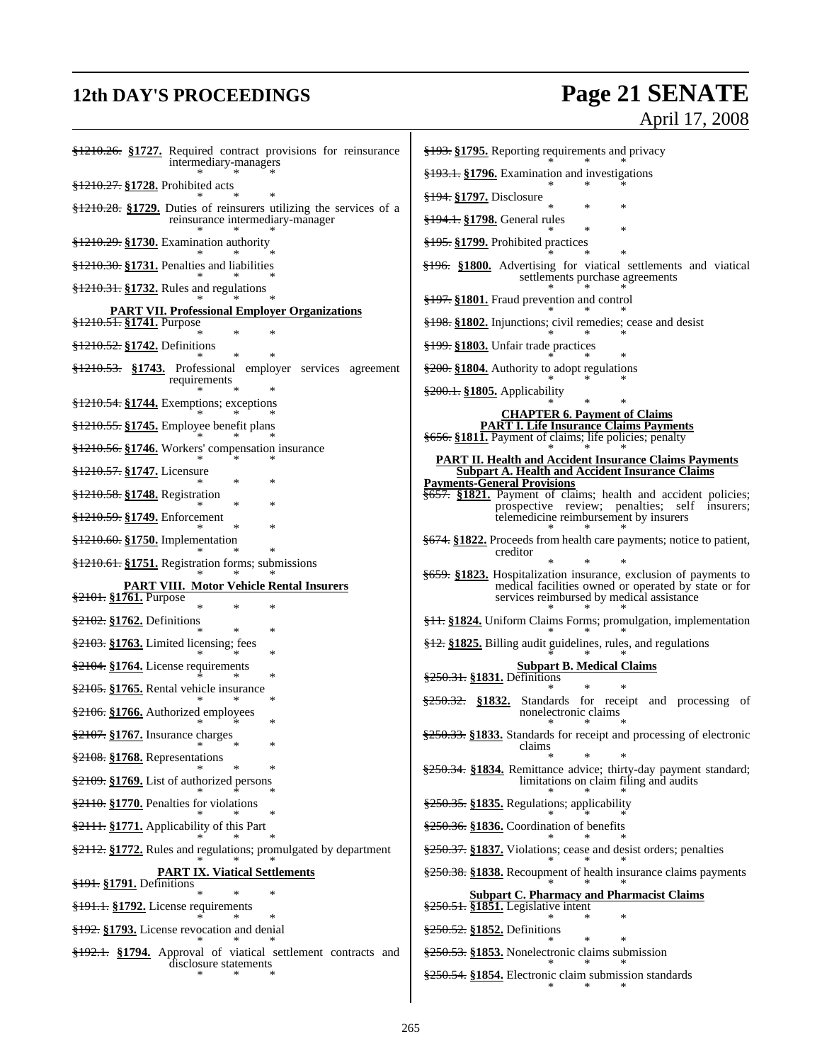~~§1210.26.~~ **§1727.** Required contract provisions for reinsurance intermediary-managers

\* \* \*

~~§1210.27.~~ **§1728.** Prohibited acts

\* \* \*

~~§1210.28.~~ **§1729.** Duties of reinsurers utilizing the services of a reinsurance intermediary-manager

\* \* \*

~~§1210.29.~~ **§1730.** Examination authority

\* \* \*

~~§1210.30.~~ **§1731.** Penalties and liabilities

\* \* \*

~~§1210.31.~~ **§1732.** Rules and regulations

\* \* \*

**PART VII. Professional Employer Organizations**

~~§1210.51.~~ **§1741.** Purpose

\* \* \*

~~§1210.52.~~ **§1742.** Definitions

\* \* \*

~~§1210.53.~~ **§1743.** Professional employer services agreement requirements

\* \* \*

~~§1210.54.~~ **§1744.** Exemptions; exceptions

\* \* \*

~~§1210.55.~~ **§1745.** Employee benefit plans

\* \* \*

~~§1210.56.~~ **§1746.** Workers' compensation insurance

\* \* \*

~~§1210.57.~~ **§1747.** Licensure

\* \* \*

~~§1210.58.~~ **§1748.** Registration

\* \* \*

~~§1210.59.~~ **§1749.** Enforcement

\* \* \*

~~§1210.60.~~ **§1750.** Implementation

\* \* \*

~~§1210.61.~~ **§1751.** Registration forms; submissions

\* \* \*

**PART VIII. Motor Vehicle Rental Insurers**

~~§2101.~~ **§1761.** Purpose

\* \* \*

~~§2102.~~ **§1762.** Definitions

\* \* \*

~~§2103.~~ **§1763.** Limited licensing; fees

\* \* \*

~~§2104.~~ **§1764.** License requirements

\* \* \*

~~§2105.~~ **§1765.** Rental vehicle insurance

\* \* \*

~~§2106.~~ **§1766.** Authorized employees

\* \* \*

~~§2107.~~ **§1767.** Insurance charges

\* \* \*

~~§2108.~~ **§1768.** Representations

\* \* \*

~~§2109.~~ **§1769.** List of authorized persons

\* \* \*

~~§2110.~~ **§1770.** Penalties for violations

\* \* \*

~~§2111.~~ **§1771.** Applicability of this Part

\* \* \*

~~§2112.~~ **§1772.** Rules and regulations; promulgated by department

\* \* \*

**PART IX. Viatical Settlements**

~~§191.~~ **§1791.** Definitions

\* \* \*

~~§191.1.~~ **§1792.** License requirements

\* \* \*

~~§192.~~ **§1793.** License revocation and denial

\* \* \*

~~§192.1.~~ **§1794.** Approval of viatical settlement contracts and disclosure statements

\* \* \*

~~§193.~~ **§1795.** Reporting requirements and privacy

\* \* \*

~~§193.1.~~ **§1796.** Examination and investigations

\* \* \*

~~§194.~~ **§1797.** Disclosure

\* \* \*

~~§194.1.~~ **§1798.** General rules

\* \* \*

~~§195.~~ **§1799.** Prohibited practices

\* \* \*

~~§196.~~ **§1800.** Advertising for viatical settlements and viatical settlements purchase agreements

\* \* \*

~~§197.~~ **§1801.** Fraud prevention and control

\* \* \*

~~§198.~~ **§1802.** Injunctions; civil remedies; cease and desist

\* \* \*

~~§199.~~ **§1803.** Unfair trade practices

\* \* \*

~~§200.~~ **§1804.** Authority to adopt regulations

\* \* \*

~~§200.1.~~ **§1805.** Applicability

\* \* \*

**CHAPTER 6. Payment of Claims**

**PART I. Life Insurance Claims Payments**

~~§656.~~ **§1811.** Payment of claims; life policies; penalty

\* \* \*

**PART II. Health and Accident Insurance Claims Payments**

**Subpart A. Health and Accident Insurance Claims Payments-General Provisions**

~~§657.~~ **§1821.** Payment of claims; health and accident policies; prospective review; penalties; self insurers; telemedicine reimbursement by insurers

\* \* \*

~~§674.~~ **§1822.** Proceeds from health care payments; notice to patient, creditor

\* \* \*

~~§659.~~ **§1823.** Hospitalization insurance, exclusion of payments to medical facilities owned or operated by state or for services reimbursed by medical assistance

\* \* \*

~~§11.~~ **§1824.** Uniform Claims Forms; promulgation, implementation

\* \* \*

~~§12.~~ **§1825.** Billing audit guidelines, rules, and regulations

\* \* \*

**Subpart B. Medical Claims**

~~§250.31.~~ **§1831.** Definitions

\* \* \*

~~§250.32.~~ **§1832.** Standards for receipt and processing of nonelectronic claims

\* \* \*

~~§250.33.~~ **§1833.** Standards for receipt and processing of electronic claims

\* \* \*

~~§250.34.~~ **§1834.** Remittance advice; thirty-day payment standard; limitations on claim filing and audits

\* \* \*

~~§250.35.~~ **§1835.** Regulations; applicability

\* \* \*

~~§250.36.~~ **§1836.** Coordination of benefits

\* \* \*

~~§250.37.~~ **§1837.** Violations; cease and desist orders; penalties

\* \* \*

~~§250.38.~~ **§1838.** Recoupment of health insurance claims payments

\* \* \*

**Subpart C. Pharmacy and Pharmacist Claims**

~~§250.51.~~ **§1851.** Legislative intent

\* \* \*

~~§250.52.~~ **§1852.** Definitions

\* \* \*

~~§250.53.~~ **§1853.** Nonelectronic claims submission

\* \* \*

~~§250.54.~~ **§1854.** Electronic claim submission standards

\* \* \*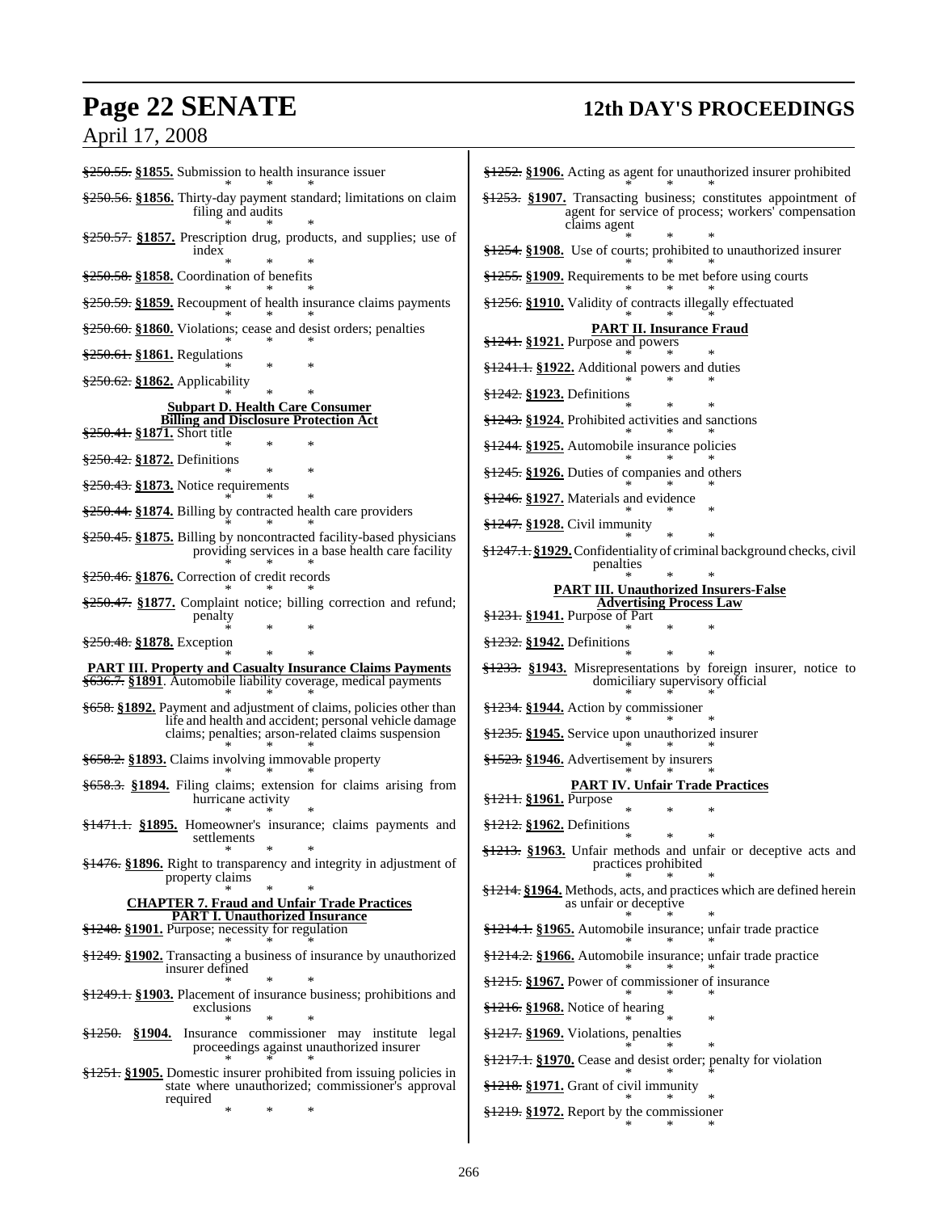~~§250.55.~~ **§1855.** Submission to health insurance issuer

\* \* \*

~~§250.56.~~ **§1856.** Thirty-day payment standard; limitations on claim filing and audits

\* \* \*

~~§250.57.~~ **§1857.** Prescription drug, products, and supplies; use of index

\* \* \*

~~§250.58.~~ **§1858.** Coordination of benefits

\* \* \*

~~§250.59.~~ **§1859.** Recoupment of health insurance claims payments

\* \* \*

~~§250.60.~~ **§1860.** Violations; cease and desist orders; penalties

\* \* \*

~~§250.61.~~ **§1861.** Regulations

\* \* \*

~~§250.62.~~ **§1862.** Applicability

\* \* \*

**Subpart D. Health Care Consumer Billing and Disclosure Protection Act**

~~§250.41.~~ **§1871.** Short title

\* \* \*

~~§250.42.~~ **§1872.** Definitions

\* \* \*

~~§250.43.~~ **§1873.** Notice requirements

\* \* \*

~~§250.44.~~ **§1874.** Billing by contracted health care providers

\* \* \*

~~§250.45.~~ **§1875.** Billing by noncontracted facility-based physicians providing services in a base health care facility

\* \* \*

~~§250.46.~~ **§1876.** Correction of credit records

\* \* \*

~~§250.47.~~ **§1877.** Complaint notice; billing correction and refund; penalty

\* \* \*

~~§250.48.~~ **§1878.** Exception

\* \* \*

**PART III. Property and Casualty Insurance Claims Payments**

~~§636.7.~~ **§1891**. Automobile liability coverage, medical payments

\* \* \*

~~§658.~~ **§1892.** Payment and adjustment of claims, policies other than life and health and accident; personal vehicle damage claims; penalties; arson-related claims suspension

\* \* \*

~~§658.2.~~ **§1893.** Claims involving immovable property

\* \* \*

~~§658.3.~~ **§1894.** Filing claims; extension for claims arising from hurricane activity

\* \* \*

~~§1471.1.~~ **§1895.** Homeowner's insurance; claims payments and settlements

\* \* \*

~~§1476.~~ **§1896.** Right to transparency and integrity in adjustment of property claims

\* \* \*

**CHAPTER 7. Fraud and Unfair Trade Practices**

**PART I. Unauthorized Insurance**

~~§1248.~~ **§1901.** Purpose; necessity for regulation

\* \* \*

~~§1249.~~ **§1902.** Transacting a business of insurance by unauthorized insurer defined

\* \* \*

~~§1249.1.~~ **§1903.** Placement of insurance business; prohibitions and exclusions

\* \* \*

~~§1250.~~ **§1904.** Insurance commissioner may institute legal proceedings against unauthorized insurer

\* \* \*

~~§1251.~~ **§1905.** Domestic insurer prohibited from issuing policies in state where unauthorized; commissioner's approval required

\* \* \*

~~§1252.~~ **§1906.** Acting as agent for unauthorized insurer prohibited

\* \* \*

~~§1253.~~ **§1907.** Transacting business; constitutes appointment of agent for service of process; workers' compensation claims agent

\* \* \*

~~§1254.~~ **§1908.** Use of courts; prohibited to unauthorized insurer

\* \* \*

~~§1255.~~ **§1909.** Requirements to be met before using courts

\* \* \*

~~§1256.~~ **§1910.** Validity of contracts illegally effectuated

\* \* \*

**PART II. Insurance Fraud**

~~§1241.~~ **§1921.** Purpose and powers

\* \* \*

~~§1241.1.~~ **§1922.** Additional powers and duties

\* \* \*

~~§1242.~~ **§1923.** Definitions

\* \* \*

~~§1243.~~ **§1924.** Prohibited activities and sanctions

\* \* \*

~~§1244.~~ **§1925.** Automobile insurance policies

\* \* \*

~~§1245.~~ **§1926.** Duties of companies and others

\* \* \*

~~§1246.~~ **§1927.** Materials and evidence

\* \* \*

~~§1247.~~ **§1928.** Civil immunity

\* \* \*

~~§1247.1.~~ **§1929.** Confidentiality of criminal background checks, civil penalties

\* \* \*

**PART III. Unauthorized Insurers-False Advertising Process Law**

~~§1231.~~ **§1941.** Purpose of Part

\* \* \*

~~§1232.~~ **§1942.** Definitions

\* \* \*

~~§1233.~~ **§1943.** Misrepresentations by foreign insurer, notice to domiciliary supervisory official

\* \* \*

~~§1234.~~ **§1944.** Action by commissioner

\* \* \*

~~§1235.~~ **§1945.** Service upon unauthorized insurer

\* \* \*

~~§1523.~~ **§1946.** Advertisement by insurers

\* \* \*

**PART IV. Unfair Trade Practices**

~~§1211.~~ **§1961.** Purpose

\* \* \*

~~§1212.~~ **§1962.** Definitions

\* \* \*

~~§1213.~~ **§1963.** Unfair methods and unfair or deceptive acts and practices prohibited

\* \* \*

~~§1214.~~ **§1964.** Methods, acts, and practices which are defined herein as unfair or deceptive

\* \* \*

~~§1214.1.~~ **§1965.** Automobile insurance; unfair trade practice

\* \* \*

~~§1214.2.~~ **§1966.** Automobile insurance; unfair trade practice

\* \* \*

~~§1215.~~ **§1967.** Power of commissioner of insurance

\* \* \*

~~§1216.~~ **§1968.** Notice of hearing

\* \* \*

~~§1217.~~ **§1969.** Violations, penalties

\* \* \*

~~§1217.1.~~ **§1970.** Cease and desist order; penalty for violation

\* \* \*

~~§1218.~~ **§1971.** Grant of civil immunity

\* \* \*

~~§1219.~~ **§1972.** Report by the commissioner

\* \* \*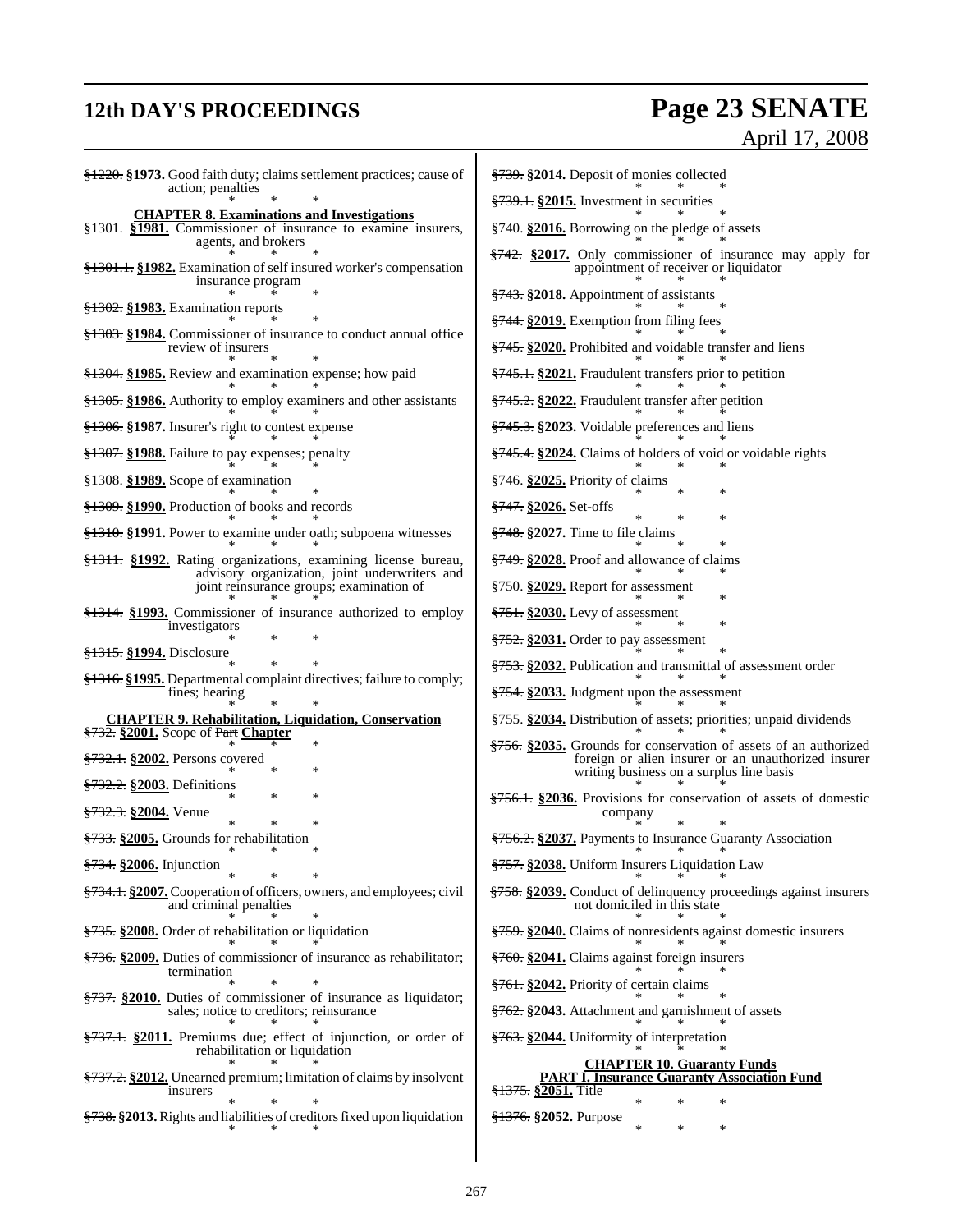~~§1220.~~ **§1973.** Good faith duty; claims settlement practices; cause of action; penalties

\* \* \*

**CHAPTER 8. Examinations and Investigations**

~~§1301.~~ **§1981.** Commissioner of insurance to examine insurers, agents, and brokers

\* \* \*

~~§1301.1.~~ **§1982.** Examination of self insured worker's compensation insurance program

\* \* \*

~~§1302.~~ **§1983.** Examination reports

\* \* \*

~~§1303.~~ **§1984.** Commissioner of insurance to conduct annual office review of insurers

\* \* \*

~~§1304.~~ **§1985.** Review and examination expense; how paid

\* \* \*

~~§1305.~~ **§1986.** Authority to employ examiners and other assistants

\* \* \*

~~§1306.~~ **§1987.** Insurer's right to contest expense

\* \* \*

~~§1307.~~ **§1988.** Failure to pay expenses; penalty

\* \* \*

~~§1308.~~ **§1989.** Scope of examination

\* \* \*

~~§1309.~~ **§1990.** Production of books and records

\* \* \*

~~§1310.~~ **§1991.** Power to examine under oath; subpoena witnesses

\* \* \*

~~§1311.~~ **§1992.** Rating organizations, examining license bureau, advisory organization, joint underwriters and joint reinsurance groups; examination of

\* \* \*

~~§1314.~~ **§1993.** Commissioner of insurance authorized to employ investigators

\* \* \*

~~§1315.~~ **§1994.** Disclosure

\* \* \*

~~§1316.~~ **§1995.** Departmental complaint directives; failure to comply; fines; hearing

\* \* \*

**CHAPTER 9. Rehabilitation, Liquidation, Conservation**

~~§732.~~ **§2001.** Scope of ~~Part~~ **Chapter**

\* \* \*

~~§732.1.~~ **§2002.** Persons covered

\* \* \*

~~§732.2.~~ **§2003.** Definitions

\* \* \*

~~§732.3.~~ **§2004.** Venue

\* \* \*

~~§733.~~ **§2005.** Grounds for rehabilitation

\* \* \*

~~§734.~~ **§2006.** Injunction

\* \* \*

~~§734.1.~~ **§2007.** Cooperation of officers, owners, and employees; civil and criminal penalties

\* \* \*

~~§735.~~ **§2008.** Order of rehabilitation or liquidation

\* \* \*

~~§736.~~ **§2009.** Duties of commissioner of insurance as rehabilitator; termination

\* \* \*

~~§737.~~ **§2010.** Duties of commissioner of insurance as liquidator; sales; notice to creditors; reinsurance

\* \* \*

~~§737.1.~~ **§2011.** Premiums due; effect of injunction, or order of rehabilitation or liquidation

\* \* \*

~~§737.2.~~ **§2012.** Unearned premium; limitation of claims by insolvent insurers

\* \* \*

~~§738.~~ **§2013.** Rights and liabilities of creditors fixed upon liquidation

\* \* \*

~~§739.~~ **§2014.** Deposit of monies collected

\* \* \*

~~§739.1.~~ **§2015.** Investment in securities

\* \* \*

~~§740.~~ **§2016.** Borrowing on the pledge of assets

\* \* \*

~~§742.~~ **§2017.** Only commissioner of insurance may apply for appointment of receiver or liquidator

\* \* \*

~~§743.~~ **§2018.** Appointment of assistants

\* \* \*

~~§744.~~ **§2019.** Exemption from filing fees

\* \* \*

~~§745.~~ **§2020.** Prohibited and voidable transfer and liens

\* \* \*

~~§745.1.~~ **§2021.** Fraudulent transfers prior to petition

\* \* \*

~~§745.2.~~ **§2022.** Fraudulent transfer after petition

\* \* \*

~~§745.3.~~ **§2023.** Voidable preferences and liens

\* \* \*

~~§745.4.~~ **§2024.** Claims of holders of void or voidable rights

\* \* \*

~~§746.~~ **§2025.** Priority of claims

\* \* \*

~~§747.~~ **§2026.** Set-offs

\* \* \*

~~§748.~~ **§2027.** Time to file claims

\* \* \*

~~§749.~~ **§2028.** Proof and allowance of claims

\* \* \*

~~§750.~~ **§2029.** Report for assessment

\* \* \*

~~§751.~~ **§2030.** Levy of assessment

\* \* \*

~~§752.~~ **§2031.** Order to pay assessment

\* \* \*

~~§753.~~ **§2032.** Publication and transmittal of assessment order

\* \* \*

~~§754.~~ **§2033.** Judgment upon the assessment

\* \* \*

~~§755.~~ **§2034.** Distribution of assets; priorities; unpaid dividends

\* \* \*

~~§756.~~ **§2035.** Grounds for conservation of assets of an authorized foreign or alien insurer or an unauthorized insurer writing business on a surplus line basis

\* \* \*

~~§756.1.~~ **§2036.** Provisions for conservation of assets of domestic company

\* \* \*

~~§756.2.~~ **§2037.** Payments to Insurance Guaranty Association

\* \* \*

~~§757.~~ **§2038.** Uniform Insurers Liquidation Law

\* \* \*

~~§758.~~ **§2039.** Conduct of delinquency proceedings against insurers not domiciled in this state

\* \* \*

~~§759.~~ **§2040.** Claims of nonresidents against domestic insurers

\* \* \*

~~§760.~~ **§2041.** Claims against foreign insurers

\* \* \*

~~§761.~~ **§2042.** Priority of certain claims

\* \* \*

~~§762.~~ **§2043.** Attachment and garnishment of assets

\* \* \*

~~§763.~~ **§2044.** Uniformity of interpretation

\* \* \*

**CHAPTER 10. Guaranty Funds**

**PART I. Insurance Guaranty Association Fund**

~~§1375.~~ **§2051.** Title

\* \* \*

~~§1376.~~ **§2052.** Purpose

\* \* \*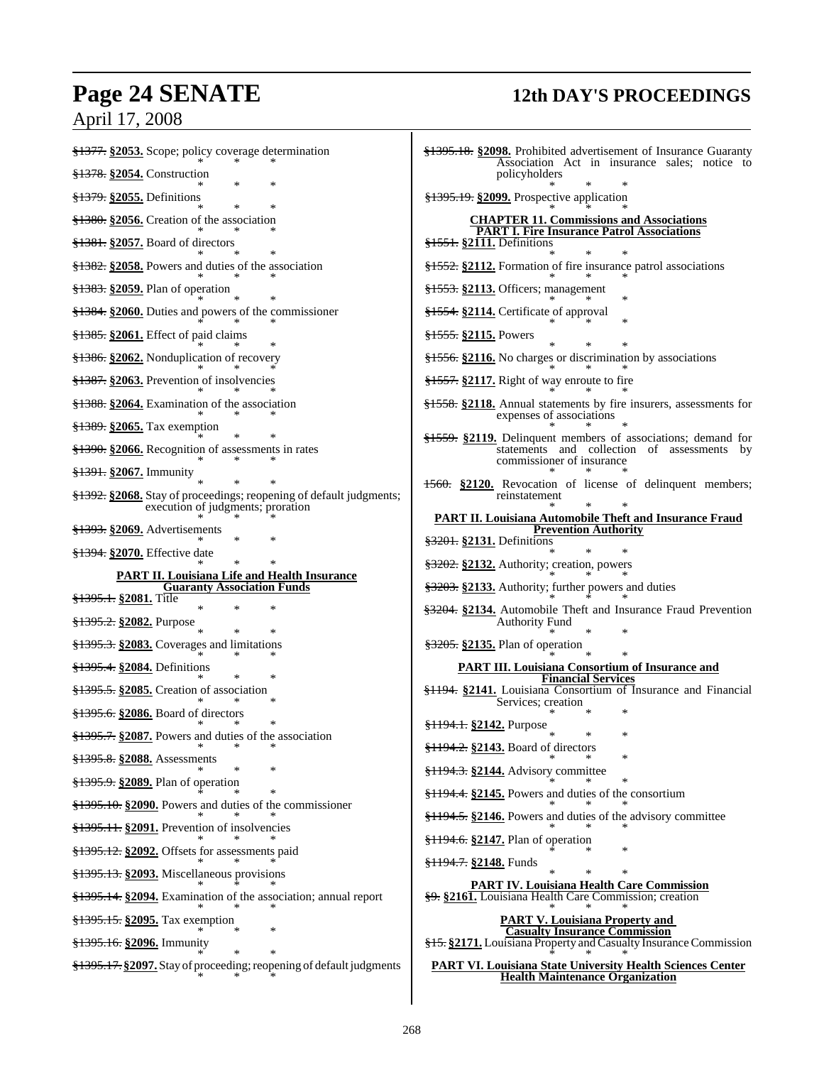~~§1377.~~ **§2053.** Scope; policy coverage determination

\* \* \*

~~§1378.~~ **§2054.** Construction

\* \* \*

~~§1379.~~ **§2055.** Definitions

\* \* \*

~~§1380.~~ **§2056.** Creation of the association

\* \* \*

~~§1381.~~ **§2057.** Board of directors

\* \* \*

~~§1382.~~ **§2058.** Powers and duties of the association

\* \* \*

~~§1383.~~ **§2059.** Plan of operation

\* \* \*

~~§1384.~~ **§2060.** Duties and powers of the commissioner

\* \* \*

~~§1385.~~ **§2061.** Effect of paid claims

\* \* \*

~~§1386.~~ **§2062.** Nonduplication of recovery

\* \* \*

~~§1387.~~ **§2063.** Prevention of insolvencies

\* \* \*

~~§1388.~~ **§2064.** Examination of the association

\* \* \*

~~§1389.~~ **§2065.** Tax exemption

\* \* \*

~~§1390.~~ **§2066.** Recognition of assessments in rates

\* \* \*

~~§1391.~~ **§2067.** Immunity

\* \* \*

~~§1392.~~ **§2068.** Stay of proceedings; reopening of default judgments; execution of judgments; proration

\* \* \*

~~§1393.~~ **§2069.** Advertisements

\* \* \*

~~§1394.~~ **§2070.** Effective date

\* \* \*

**PART II. Louisiana Life and Health Insurance Guaranty Association Funds**

~~§1395.1.~~ **§2081.** Title

\* \* \*

~~§1395.2.~~ **§2082.** Purpose

\* \* \*

~~§1395.3.~~ **§2083.** Coverages and limitations

\* \* \*

~~§1395.4.~~ **§2084.** Definitions

\* \* \*

~~§1395.5.~~ **§2085.** Creation of association

\* \* \*

~~§1395.6.~~ **§2086.** Board of directors

\* \* \*

~~§1395.7.~~ **§2087.** Powers and duties of the association

\* \* \*

~~§1395.8.~~ **§2088.** Assessments

\* \* \*

~~§1395.9.~~ **§2089.** Plan of operation

\* \* \*

~~§1395.10.~~ **§2090.** Powers and duties of the commissioner

\* \* \*

~~§1395.11.~~ **§2091.** Prevention of insolvencies

\* \* \*

~~§1395.12.~~ **§2092.** Offsets for assessments paid

\* \* \*

~~§1395.13.~~ **§2093.** Miscellaneous provisions

\* \* \*

~~§1395.14.~~ **§2094.** Examination of the association; annual report

\* \* \*

~~§1395.15.~~ **§2095.** Tax exemption

\* \* \*

~~§1395.16.~~ **§2096.** Immunity

\* \* \*

~~§1395.17.~~ **§2097.** Stay of proceeding; reopening of default judgments

\* \* \*

~~§1395.18.~~ **§2098.** Prohibited advertisement of Insurance Guaranty Association Act in insurance sales; notice to policyholders

\* \* \*

~~§1395.19.~~ **§2099.** Prospective application

\* \* \*

**CHAPTER 11. Commissions and Associations**
**PART I. Fire Insurance Patrol Associations**

~~§1551.~~ **§2111.** Definitions

\* \* \*

~~§1552.~~ **§2112.** Formation of fire insurance patrol associations

\* \* \*

~~§1553.~~ **§2113.** Officers; management

\* \* \*

~~§1554.~~ **§2114.** Certificate of approval

\* \* \*

~~§1555.~~ **§2115.** Powers

\* \* \*

~~§1556.~~ **§2116.** No charges or discrimination by associations

\* \* \*

~~§1557.~~ **§2117.** Right of way enroute to fire

\* \* \*

~~§1558.~~ **§2118.** Annual statements by fire insurers, assessments for expenses of associations

\* \* \*

~~§1559.~~ **§2119.** Delinquent members of associations; demand for statements and collection of assessments by commissioner of insurance

\* \* \*

~~1560.~~ **§2120.** Revocation of license of delinquent members; reinstatement

\* \* \*

**PART II. Louisiana Automobile Theft and Insurance Fraud Prevention Authority**

~~§3201.~~ **§2131.** Definitions

\* \* \*

~~§3202.~~ **§2132.** Authority; creation, powers

\* \* \*

~~§3203.~~ **§2133.** Authority; further powers and duties

\* \* \*

~~§3204.~~ **§2134.** Automobile Theft and Insurance Fraud Prevention Authority Fund

\* \* \*

~~§3205.~~ **§2135.** Plan of operation

\* \* \*

**PART III. Louisiana Consortium of Insurance and Financial Services**

~~§1194.~~ **§2141.** Louisiana Consortium of Insurance and Financial Services; creation

\* \* \*

~~§1194.1.~~ **§2142.** Purpose

\* \* \*

~~§1194.2.~~ **§2143.** Board of directors

\* \* \*

~~§1194.3.~~ **§2144.** Advisory committee

\* \* \*

~~§1194.4.~~ **§2145.** Powers and duties of the consortium

\* \* \*

~~§1194.5.~~ **§2146.** Powers and duties of the advisory committee

\* \* \*

~~§1194.6.~~ **§2147.** Plan of operation

\* \* \*

~~§1194.7.~~ **§2148.** Funds

\* \* \*

**PART IV. Louisiana Health Care Commission**

~~§9.~~ **§2161.** Louisiana Health Care Commission; creation

\* \* \*

**PART V. Louisiana Property and Casualty Insurance Commission**

~~§15.~~ **§2171.** Louisiana Property and Casualty Insurance Commission

\* \* \*

**PART VI. Louisiana State University Health Sciences Center Health Maintenance Organization**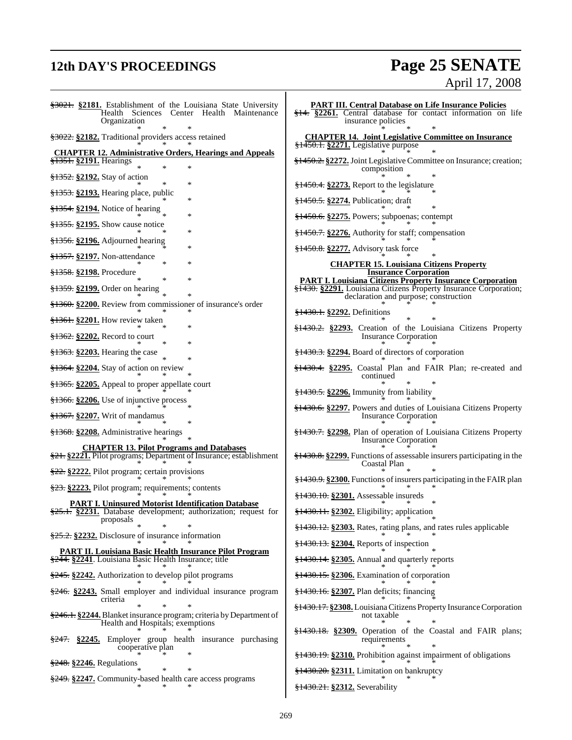~~§3021.~~ **§2181.** Establishment of the Louisiana State University Health Sciences Center Health Maintenance Organization

\* \* \*

~~§3022.~~ **§2182.** Traditional providers access retained

\* \* \*

**CHAPTER 12. Administrative Orders, Hearings and Appeals**

~~§1351.~~ **§2191.** Hearings

\* \* \*

~~§1352.~~ **§2192.** Stay of action

\* \* \*

~~§1353.~~ **§2193.** Hearing place, public

\* \* \*

~~§1354.~~ **§2194.** Notice of hearing

\* \* \*

~~§1355.~~ **§2195.** Show cause notice

\* \* \*

~~§1356.~~ **§2196.** Adjourned hearing

\* \* \*

~~§1357.~~ **§2197.** Non-attendance

\* \* \*

~~§1358.~~ **§2198.** Procedure

\* \* \*

~~§1359.~~ **§2199.** Order on hearing

\* \* \*

~~§1360.~~ **§2200.** Review from commissioner of insurance's order

\* \* \*

~~§1361.~~ **§2201.** How review taken

\* \* \*

~~§1362.~~ **§2202.** Record to court

\* \* \*

~~§1363.~~ **§2203.** Hearing the case

\* \* \*

~~§1364.~~ **§2204.** Stay of action on review

\* \* \*

~~§1365.~~ **§2205.** Appeal to proper appellate court

\* \* \*

~~§1366.~~ **§2206.** Use of injunctive process

\* \* \*

~~§1367.~~ **§2207.** Writ of mandamus

\* \* \*

~~§1368.~~ **§2208.** Administrative hearings

\* \* \*

**CHAPTER 13. Pilot Programs and Databases**

~~§21.~~ **§2221.** Pilot programs; Department of Insurance; establishment

\* \* \*

~~§22.~~ **§2222.** Pilot program; certain provisions

\* \* \*

~~§23.~~ **§2223.** Pilot program; requirements; contents

\* \* \*

**PART I. Uninsured Motorist Identification Database**

~~§25.1.~~ **§2231.** Database development; authorization; request for proposals

\* \* \*

~~§25.2.~~ **§2232.** Disclosure of insurance information

\* \* \*

**PART II. Louisiana Basic Health Insurance Pilot Program**

~~§244.~~ **§2241**. Louisiana Basic Health Insurance; title

\* \* \*

~~§245.~~ **§2242.** Authorization to develop pilot programs

\* \* \*

~~§246.~~ **§2243.** Small employer and individual insurance program criteria

\* \* \*

~~§246.1.~~ **§2244.** Blanket insurance program; criteria by Department of Health and Hospitals; exemptions

\* \* \*

~~§247.~~ **§2245.** Employer group health insurance purchasing cooperative plan

\* \* \*

~~§248.~~ **§2246.** Regulations

\* \* \*

~~§249.~~ **§2247.** Community-based health care access programs

\* \* \*

**PART III. Central Database on Life Insurance Policies**

~~§14.~~ **§2261.** Central database for contact information on life insurance policies

\* \* \*

**CHAPTER 14. Joint Legislative Committee on Insurance**

~~§1450.1.~~ **§2271.** Legislative purpose

\* \* \*

~~§1450.2.~~ **§2272.** Joint Legislative Committee on Insurance; creation; composition

\* \* \*

~~§1450.4.~~ **§2273.** Report to the legislature

\* \* \*

~~§1450.5.~~ **§2274.** Publication; draft

\* \* \*

~~§1450.6.~~ **§2275.** Powers; subpoenas; contempt

\* \* \*

~~§1450.7.~~ **§2276.** Authority for staff; compensation

\* \* \*

~~§1450.8.~~ **§2277.** Advisory task force

\* \* \*

**CHAPTER 15. Louisiana Citizens Property Insurance Corporation**

**PART I. Louisiana Citizens Property Insurance Corporation**

~~§1430.~~ **§2291.** Louisiana Citizens Property Insurance Corporation; declaration and purpose; construction

\* \* \*

~~§1430.1.~~ **§2292.** Definitions

\* \* \*

~~§1430.2.~~ **§2293.** Creation of the Louisiana Citizens Property Insurance Corporation

\* \* \*

~~§1430.3.~~ **§2294.** Board of directors of corporation

\* \* \*

~~§1430.4.~~ **§2295.** Coastal Plan and FAIR Plan; re-created and continued

\* \* \*

~~§1430.5.~~ **§2296.** Immunity from liability

\* \* \*

~~§1430.6.~~ **§2297.** Powers and duties of Louisiana Citizens Property Insurance Corporation

\* \* \*

~~§1430.7.~~ **§2298.** Plan of operation of Louisiana Citizens Property Insurance Corporation

\* \* \*

~~§1430.8.~~ **§2299.** Functions of assessable insurers participating in the Coastal Plan

\* \* \*

~~§1430.9.~~ **§2300.** Functions of insurers participating in the FAIR plan

\* \* \*

~~§1430.10.~~ **§2301.** Assessable insureds

\* \* \*

~~§1430.11.~~ **§2302.** Eligibility; application

\* \* \*

~~§1430.12.~~ **§2303.** Rates, rating plans, and rates rules applicable

\* \* \*

~~§1430.13.~~ **§2304.** Reports of inspection

\* \* \*

~~§1430.14.~~ **§2305.** Annual and quarterly reports

\* \* \*

~~§1430.15.~~ **§2306.** Examination of corporation

\* \* \*

~~§1430.16.~~ **§2307.** Plan deficits; financing

\* \* \*

~~§1430.17.~~ **§2308.** Louisiana Citizens Property Insurance Corporation not taxable

\* \* \*

~~§1430.18.~~ **§2309.** Operation of the Coastal and FAIR plans; requirements

\* \* \*

~~§1430.19.~~ **§2310.** Prohibition against impairment of obligations

\* \* \*

~~§1430.20.~~ **§2311.** Limitation on bankruptcy

\* \* \*

~~§1430.21.~~ **§2312.** Severability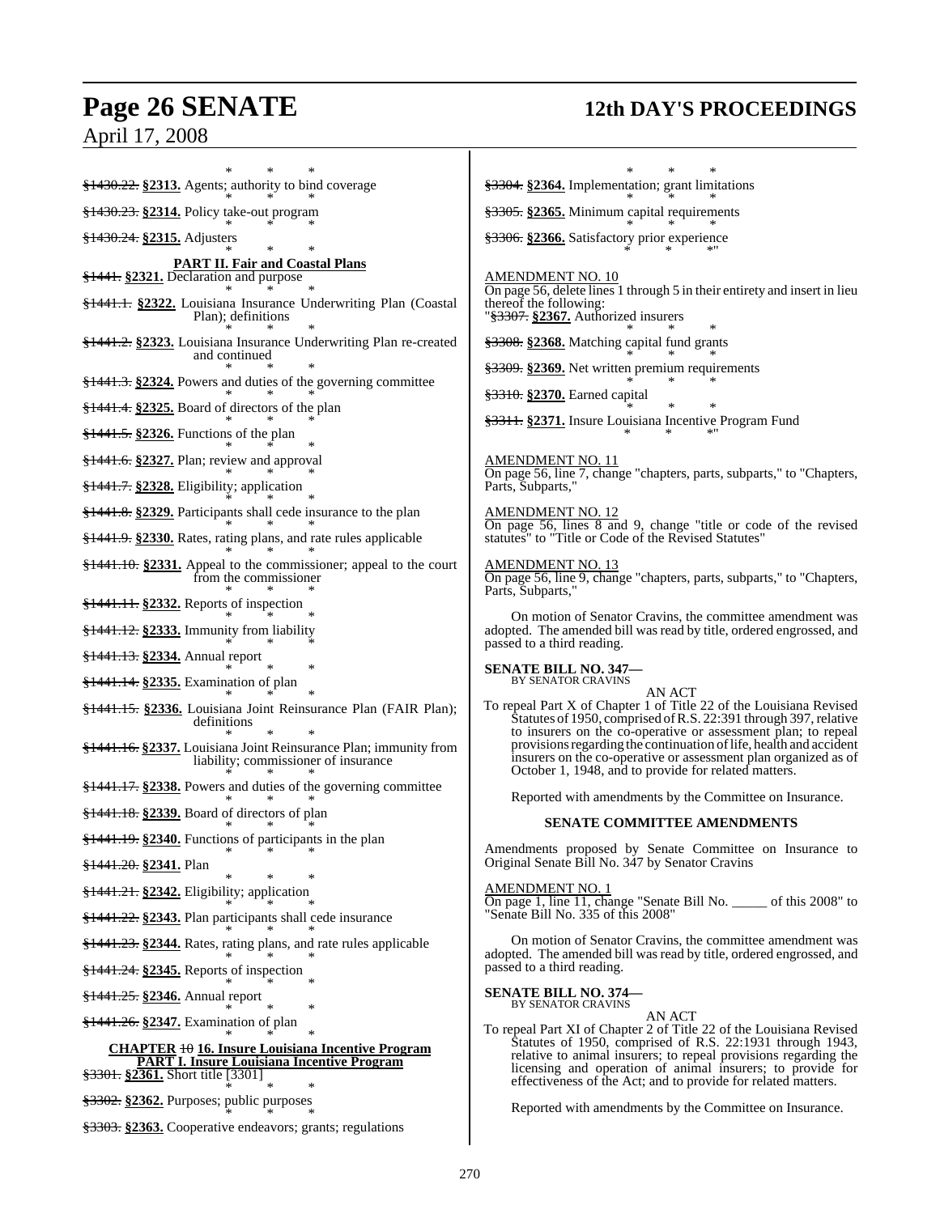\* \* \*

~~§1430.22.~~ **§2313.** Agents; authority to bind coverage

\* \* \*

~~§1430.23.~~ **§2314.** Policy take-out program

\* \* \*

~~§1430.24.~~ **§2315.** Adjusters

\* \* \*

**PART II. Fair and Coastal Plans**

~~§1441.~~ **§2321.** Declaration and purpose

\* \* \*

~~§1441.1.~~ **§2322.** Louisiana Insurance Underwriting Plan (Coastal Plan); definitions

\* \* \*

~~§1441.2.~~ **§2323.** Louisiana Insurance Underwriting Plan re-created and continued

\* \* \*

~~§1441.3.~~ **§2324.** Powers and duties of the governing committee

\* \* \*

~~§1441.4.~~ **§2325.** Board of directors of the plan

\* \* \*

~~§1441.5.~~ **§2326.** Functions of the plan

\* \* \*

~~§1441.6.~~ **§2327.** Plan; review and approval

\* \* \*

~~§1441.7.~~ **§2328.** Eligibility; application

\* \* \*

~~§1441.8.~~ **§2329.** Participants shall cede insurance to the plan

\* \* \*

~~§1441.9.~~ **§2330.** Rates, rating plans, and rate rules applicable

\* \* \*

~~§1441.10.~~ **§2331.** Appeal to the commissioner; appeal to the court from the commissioner

\* \* \*

~~§1441.11.~~ **§2332.** Reports of inspection

\* \* \*

~~§1441.12.~~ **§2333.** Immunity from liability

\* \* \*

~~§1441.13.~~ **§2334.** Annual report

\* \* \*

~~§1441.14.~~ **§2335.** Examination of plan

\* \* \*

~~§1441.15.~~ **§2336.** Louisiana Joint Reinsurance Plan (FAIR Plan); definitions

\* \* \*

~~§1441.16.~~ **§2337.** Louisiana Joint Reinsurance Plan; immunity from liability; commissioner of insurance

\* \* \*

~~§1441.17.~~ **§2338.** Powers and duties of the governing committee

\* \* \*

~~§1441.18.~~ **§2339.** Board of directors of plan

\* \* \*

~~§1441.19.~~ **§2340.** Functions of participants in the plan

\* \* \*

~~§1441.20.~~ **§2341.** Plan

\* \* \*

~~§1441.21.~~ **§2342.** Eligibility; application

\* \* \*

~~§1441.22.~~ **§2343.** Plan participants shall cede insurance

\* \* \*

~~§1441.23.~~ **§2344.** Rates, rating plans, and rate rules applicable

\* \* \*

~~§1441.24.~~ **§2345.** Reports of inspection

\* \* \*

~~§1441.25.~~ **§2346.** Annual report

\* \* \*

~~§1441.26.~~ **§2347.** Examination of plan

\* \* \*

**CHAPTER ~~10~~ 16. Insure Louisiana Incentive Program**

**PART I. Insure Louisiana Incentive Program**

~~§3301.~~ **§2361.** Short title [3301]

\* \* \*

~~§3302.~~ **§2362.** Purposes; public purposes

\* \* \*

~~§3303.~~ **§2363.** Cooperative endeavors; grants; regulations

\* \* \*

~~§3304.~~ **§2364.** Implementation; grant limitations

\* \* \*

~~§3305.~~ **§2365.** Minimum capital requirements

\* \* \*

~~§3306.~~ **§2366.** Satisfactory prior experience

\* \* \*"

AMENDMENT NO. 10

On page 56, delete lines 1 through 5 in their entirety and insert in lieu thereof the following:

"~~§3307.~~ **§2367.** Authorized insurers

\* \* \*

~~§3308.~~ **§2368.** Matching capital fund grants

\* \* \*

~~§3309.~~ **§2369.** Net written premium requirements

\* \* \*

~~§3310.~~ **§2370.** Earned capital

\* \* \*

~~§3311.~~ **§2371.** Insure Louisiana Incentive Program Fund

\* \* \*"

AMENDMENT NO. 11

On page 56, line 7, change "chapters, parts, subparts," to "Chapters, Parts, Subparts,"

AMENDMENT NO. 12

On page 56, lines 8 and 9, change "title or code of the revised statutes" to "Title or Code of the Revised Statutes"

AMENDMENT NO. 13

On page 56, line 9, change "chapters, parts, subparts," to "Chapters, Parts, Subparts,"

On motion of Senator Cravins, the committee amendment was adopted. The amended bill was read by title, ordered engrossed, and passed to a third reading.

**SENATE BILL NO. 347—**
BY SENATOR CRAVINS

AN ACT

To repeal Part X of Chapter 1 of Title 22 of the Louisiana Revised Statutes of 1950, comprised of R.S. 22:391 through 397, relative to insurers on the co-operative or assessment plan; to repeal provisions regarding the continuation of life, health and accident insurers on the co-operative or assessment plan organized as of October 1, 1948, and to provide for related matters.

Reported with amendments by the Committee on Insurance.

**SENATE COMMITTEE AMENDMENTS**

Amendments proposed by Senate Committee on Insurance to Original Senate Bill No. 347 by Senator Cravins

AMENDMENT NO. 1

On page 1, line 11, change "Senate Bill No. _____ of this 2008" to "Senate Bill No. 335 of this 2008"

On motion of Senator Cravins, the committee amendment was adopted. The amended bill was read by title, ordered engrossed, and passed to a third reading.

**SENATE BILL NO. 374—**
BY SENATOR CRAVINS

AN ACT

To repeal Part XI of Chapter 2 of Title 22 of the Louisiana Revised Statutes of 1950, comprised of R.S. 22:1931 through 1943, relative to animal insurers; to repeal provisions regarding the licensing and operation of animal insurers; to provide for effectiveness of the Act; and to provide for related matters.

Reported with amendments by the Committee on Insurance.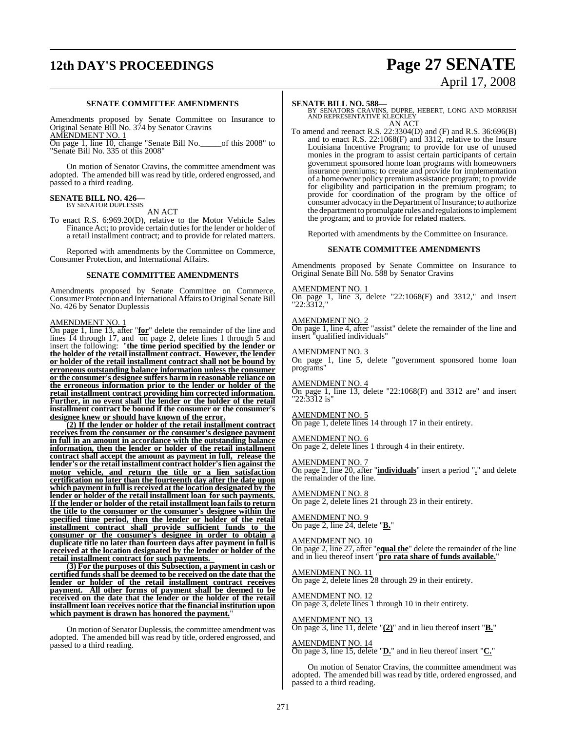**SENATE COMMITTEE AMENDMENTS**

Amendments proposed by Senate Committee on Insurance to Original Senate Bill No. 374 by Senator Cravins

AMENDMENT NO. 1
On page 1, line 10, change "Senate Bill No._____of this 2008" to "Senate Bill No. 335 of this 2008"

On motion of Senator Cravins, the committee amendment was adopted. The amended bill was read by title, ordered engrossed, and passed to a third reading.

**SENATE BILL NO. 426—**
BY SENATOR DUPLESSIS

AN ACT

To enact R.S. 6:969.20(D), relative to the Motor Vehicle Sales Finance Act; to provide certain duties for the lender or holder of a retail installment contract; and to provide for related matters.

Reported with amendments by the Committee on Commerce, Consumer Protection, and International Affairs.

**SENATE COMMITTEE AMENDMENTS**

Amendments proposed by Senate Committee on Commerce, Consumer Protection and International Affairs to Original Senate Bill No. 426 by Senator Duplessis

AMENDMENT NO. 1
On page 1, line 13, after "**for**" delete the remainder of the line and lines 14 through 17, and on page 2, delete lines 1 through 5 and insert the following: "**the time period specified by the lender or the holder of the retail installment contract. However, the lender or holder of the retail installment contract shall not be bound by erroneous outstanding balance information unless the consumer or the consumer's designee suffers harm in reasonable reliance on the erroneous information prior to the lender or holder of the retail installment contract providing him corrected information. Further, in no event shall the lender or the holder of the retail installment contract be bound if the consumer or the consumer's designee knew or should have known of the error.**

**(2) If the lender or holder of the retail installment contract receives from the consumer or the consumer's designee payment in full in an amount in accordance with the outstanding balance information, then the lender or holder of the retail installment contract shall accept the amount as payment in full, release the lender's or the retail installment contract holder's lien against the motor vehicle, and return the title or a lien satisfaction certification no later than the fourteenth day after the date upon which payment in full is received at the location designated by the lender or holder of the retail installment loan for such payments. If the lender or holder of the retail installment loan fails to return the title to the consumer or the consumer's designee within the specified time period, then the lender or holder of the retail installment contract shall provide sufficient funds to the consumer or the consumer's designee in order to obtain a duplicate title no later than fourteen days after payment in full is received at the location designated by the lender or holder of the retail installment contract for such payments.**

**(3) For the purposes of this Subsection, a payment in cash or certified funds shall be deemed to be received on the date that the lender or holder of the retail installment contract receives payment. All other forms of payment shall be deemed to be received on the date that the lender or the holder of the retail installment loan receives notice that the financial institution upon which payment is drawn has honored the payment.**"

On motion of Senator Duplessis, the committee amendment was adopted. The amended bill was read by title, ordered engrossed, and passed to a third reading.

**SENATE BILL NO. 588—**
BY SENATORS CRAVINS, DUPRE, HEBERT, LONG AND MORRISH AND REPRESENTATIVE KLECKLEY

AN ACT

To amend and reenact R.S. 22:3304(D) and (F) and R.S. 36:696(B) and to enact R.S. 22:1068(F) and 3312, relative to the Insure Louisiana Incentive Program; to provide for use of unused monies in the program to assist certain participants of certain government sponsored home loan programs with homeowners insurance premiums; to create and provide for implementation of a homeowner policy premium assistance program; to provide for eligibility and participation in the premium program; to provide for coordination of the program by the office of consumer advocacy in the Department of Insurance; to authorize the department to promulgate rules and regulations to implement the program; and to provide for related matters.

Reported with amendments by the Committee on Insurance.

**SENATE COMMITTEE AMENDMENTS**

Amendments proposed by Senate Committee on Insurance to Original Senate Bill No. 588 by Senator Cravins

AMENDMENT NO. 1
On page 1, line 3, delete "22:1068(F) and 3312," and insert "22:3312,"

AMENDMENT NO. 2
On page 1, line 4, after "assist" delete the remainder of the line and insert "qualified individuals"

AMENDMENT NO. 3
On page 1, line 5, delete "government sponsored home loan programs"

AMENDMENT NO. 4
On page 1, line 13, delete "22:1068(F) and 3312 are" and insert "22:3312 is"

AMENDMENT NO. 5
On page 1, delete lines 14 through 17 in their entirety.

AMENDMENT NO. 6
On page 2, delete lines 1 through 4 in their entirety.

AMENDMENT NO. 7
On page 2, line 20, after "**individuals**" insert a period "**.**" and delete the remainder of the line.

AMENDMENT NO. 8
On page 2, delete lines 21 through 23 in their entirety.

AMENDMENT NO. 9
On page 2, line 24, delete "**B.**"

AMENDMENT NO. 10
On page 2, line 27, after "**equal the**" delete the remainder of the line and in lieu thereof insert "**pro rata share of funds available.**"

AMENDMENT NO. 11
On page 2, delete lines 28 through 29 in their entirety.

AMENDMENT NO. 12
On page 3, delete lines 1 through 10 in their entirety.

AMENDMENT NO. 13
On page 3, line 11, delete "**(2)**" and in lieu thereof insert "**B.**"

AMENDMENT NO. 14
On page 3, line 15, delete "**D.**" and in lieu thereof insert "**C.**"

On motion of Senator Cravins, the committee amendment was adopted. The amended bill was read by title, ordered engrossed, and passed to a third reading.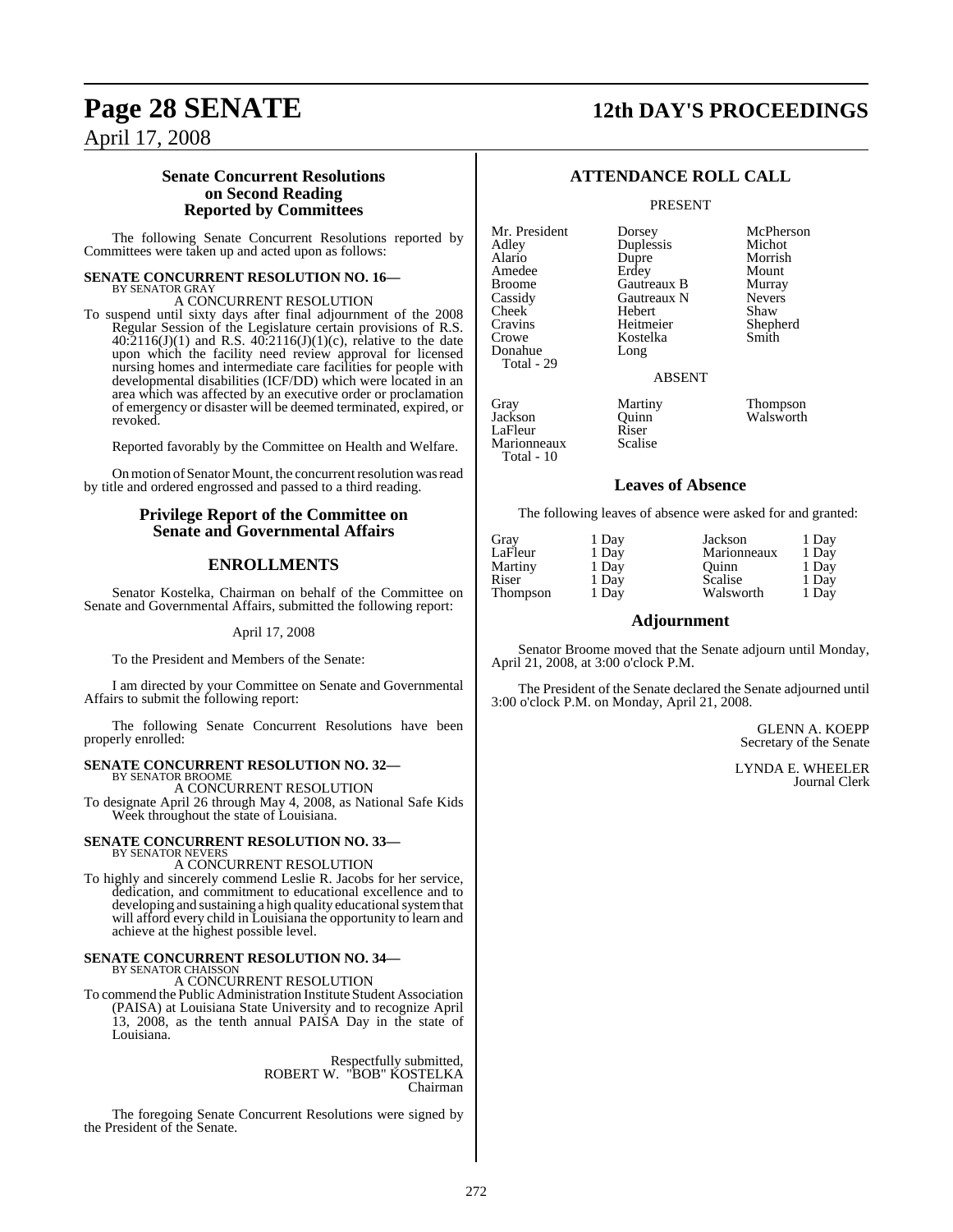### Senate Concurrent Resolutions on Second Reading Reported by Committees

The following Senate Concurrent Resolutions reported by Committees were taken up and acted upon as follows:

**SENATE CONCURRENT RESOLUTION NO. 16—**
BY SENATOR GRAY

A CONCURRENT RESOLUTION

To suspend until sixty days after final adjournment of the 2008 Regular Session of the Legislature certain provisions of R.S. 40:2116(J)(1) and R.S. 40:2116(J)(1)(c), relative to the date upon which the facility need review approval for licensed nursing homes and intermediate care facilities for people with developmental disabilities (ICF/DD) which were located in an area which was affected by an executive order or proclamation of emergency or disaster will be deemed terminated, expired, or revoked.

Reported favorably by the Committee on Health and Welfare.

On motion of Senator Mount, the concurrent resolution was read by title and ordered engrossed and passed to a third reading.

### Privilege Report of the Committee on Senate and Governmental Affairs

## ENROLLMENTS

Senator Kostelka, Chairman on behalf of the Committee on Senate and Governmental Affairs, submitted the following report:

April 17, 2008

To the President and Members of the Senate:

I am directed by your Committee on Senate and Governmental Affairs to submit the following report:

The following Senate Concurrent Resolutions have been properly enrolled:

**SENATE CONCURRENT RESOLUTION NO. 32—**
BY SENATOR BROOME

A CONCURRENT RESOLUTION

To designate April 26 through May 4, 2008, as National Safe Kids Week throughout the state of Louisiana.

**SENATE CONCURRENT RESOLUTION NO. 33—**
BY SENATOR NEVERS

A CONCURRENT RESOLUTION

To highly and sincerely commend Leslie R. Jacobs for her service, dedication, and commitment to educational excellence and to developing and sustaining a high quality educational system that will afford every child in Louisiana the opportunity to learn and achieve at the highest possible level.

**SENATE CONCURRENT RESOLUTION NO. 34—**
BY SENATOR CHAISSON

A CONCURRENT RESOLUTION

To commend the Public Administration Institute Student Association (PAISA) at Louisiana State University and to recognize April 13, 2008, as the tenth annual PAISA Day in the state of Louisiana.

Respectfully submitted,
ROBERT W. "BOB" KOSTELKA
Chairman

The foregoing Senate Concurrent Resolutions were signed by the President of the Senate.

## ATTENDANCE ROLL CALL

PRESENT

| | | |
|---|---|---|
| Mr. President | Dorsey | McPherson |
| Adley | Duplessis | Michot |
| Alario | Dupre | Morrish |
| Amedee | Erdey | Mount |
| Broome | Gautreaux B | Murray |
| Cassidy | Gautreaux N | Nevers |
| Cheek | Hebert | Shaw |
| Cravins | Heitmeier | Shepherd |
| Crowe | Kostelka | Smith |
| Donahue | Long | |
| Total - 29 | | |

ABSENT

| | | |
|---|---|---|
| Gray | Martiny | Thompson |
| Jackson | Quinn | Walsworth |
| LaFleur | Riser | |
| Marionneaux | Scalise | |
| Total - 10 | | |

### Leaves of Absence

The following leaves of absence were asked for and granted:

| | | | |
|---|---|---|---|
| Gray | 1 Day | Jackson | 1 Day |
| LaFleur | 1 Day | Marionneaux | 1 Day |
| Martiny | 1 Day | Quinn | 1 Day |
| Riser | 1 Day | Scalise | 1 Day |
| Thompson | 1 Day | Walsworth | 1 Day |

### Adjournment

Senator Broome moved that the Senate adjourn until Monday, April 21, 2008, at 3:00 o'clock P.M.

The President of the Senate declared the Senate adjourned until 3:00 o'clock P.M. on Monday, April 21, 2008.

GLENN A. KOEPP
Secretary of the Senate

LYNDA E. WHEELER
Journal Clerk